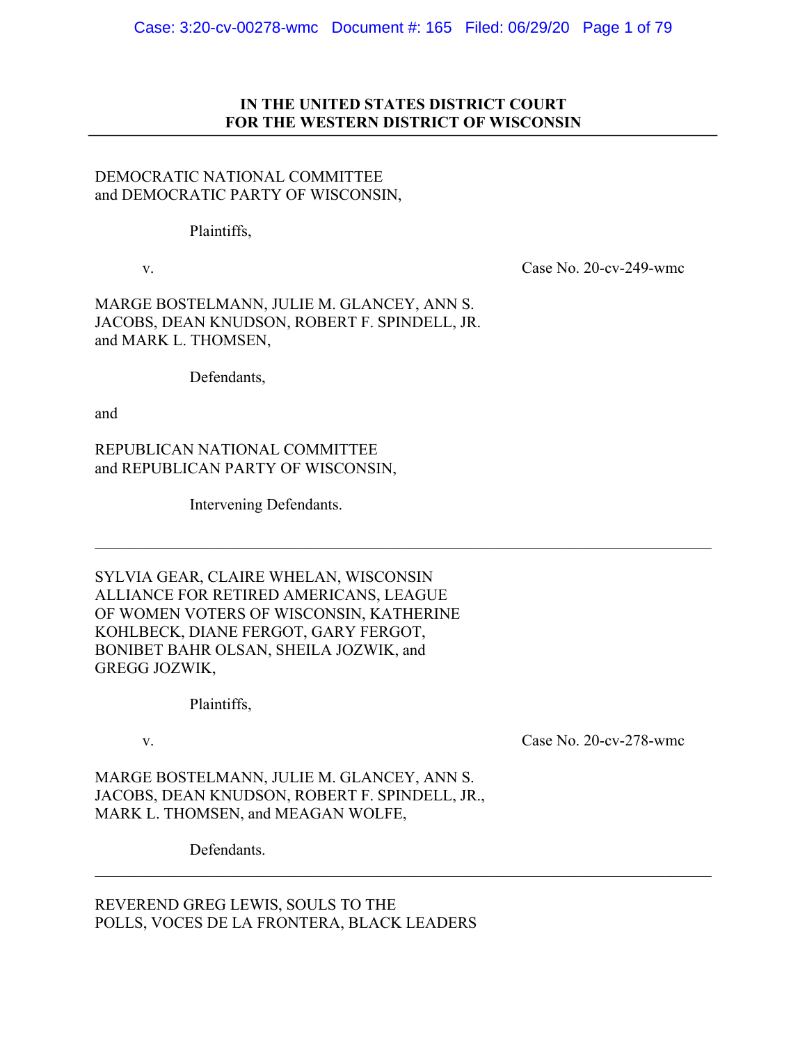**IN THE UNITED STATES DISTRICT COURT**
**FOR THE WESTERN DISTRICT OF WISCONSIN**

---

DEMOCRATIC NATIONAL COMMITTEE
and DEMOCRATIC PARTY OF WISCONSIN,

Plaintiffs,

v. Case No. 20-cv-249-wmc

MARGE BOSTELMANN, JULIE M. GLANCEY, ANN S. JACOBS, DEAN KNUDSON, ROBERT F. SPINDELL, JR. and MARK L. THOMSEN,

Defendants,

and

REPUBLICAN NATIONAL COMMITTEE
and REPUBLICAN PARTY OF WISCONSIN,

Intervening Defendants.

---

SYLVIA GEAR, CLAIRE WHELAN, WISCONSIN ALLIANCE FOR RETIRED AMERICANS, LEAGUE OF WOMEN VOTERS OF WISCONSIN, KATHERINE KOHLBECK, DIANE FERGOT, GARY FERGOT, BONIBET BAHR OLSAN, SHEILA JOZWIK, and GREGG JOZWIK,

Plaintiffs,

v. Case No. 20-cv-278-wmc

MARGE BOSTELMANN, JULIE M. GLANCEY, ANN S. JACOBS, DEAN KNUDSON, ROBERT F. SPINDELL, JR., MARK L. THOMSEN, and MEAGAN WOLFE,

Defendants.

---

REVEREND GREG LEWIS, SOULS TO THE POLLS, VOCES DE LA FRONTERA, BLACK LEADERS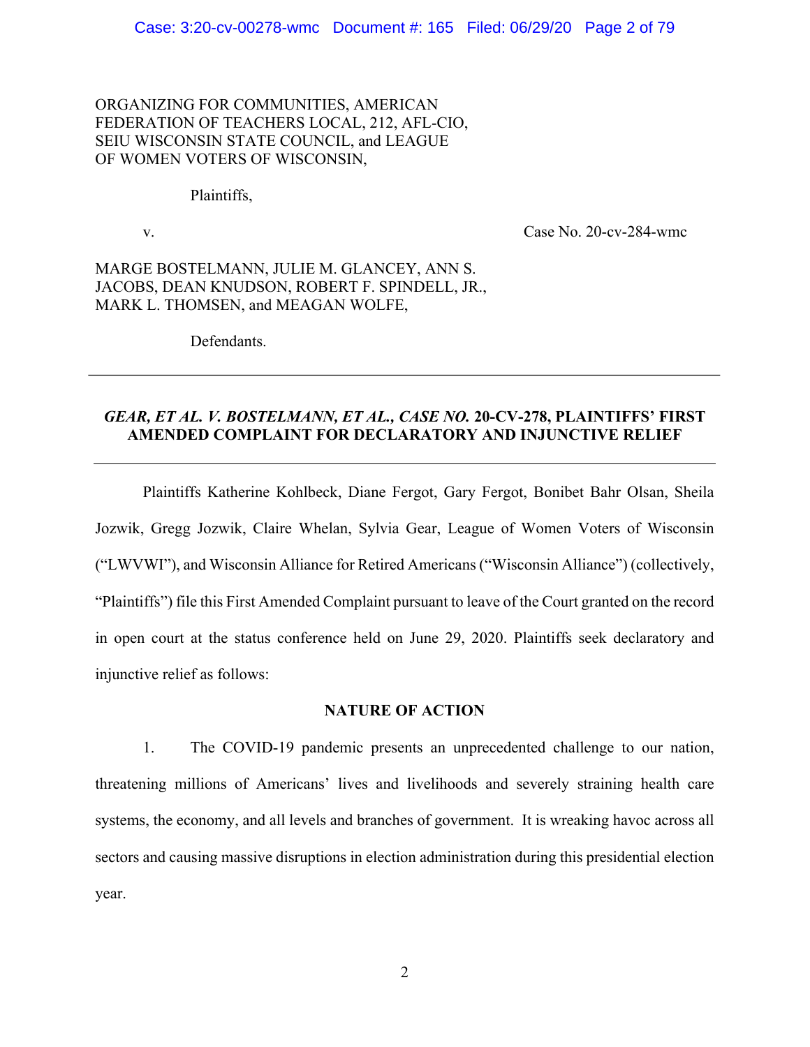ORGANIZING FOR COMMUNITIES, AMERICAN FEDERATION OF TEACHERS LOCAL, 212, AFL-CIO, SEIU WISCONSIN STATE COUNCIL, and LEAGUE OF WOMEN VOTERS OF WISCONSIN,

Plaintiffs,

v. Case No. 20-cv-284-wmc

MARGE BOSTELMANN, JULIE M. GLANCEY, ANN S. JACOBS, DEAN KNUDSON, ROBERT F. SPINDELL, JR., MARK L. THOMSEN, and MEAGAN WOLFE,

Defendants.

---

***GEAR, ET AL. V. BOSTELMANN, ET AL., CASE NO.* 20-CV-278, PLAINTIFFS' FIRST AMENDED COMPLAINT FOR DECLARATORY AND INJUNCTIVE RELIEF**

---

Plaintiffs Katherine Kohlbeck, Diane Fergot, Gary Fergot, Bonibet Bahr Olsan, Sheila Jozwik, Gregg Jozwik, Claire Whelan, Sylvia Gear, League of Women Voters of Wisconsin ("LWVWI"), and Wisconsin Alliance for Retired Americans ("Wisconsin Alliance") (collectively, "Plaintiffs") file this First Amended Complaint pursuant to leave of the Court granted on the record in open court at the status conference held on June 29, 2020. Plaintiffs seek declaratory and injunctive relief as follows:

## NATURE OF ACTION

1. The COVID-19 pandemic presents an unprecedented challenge to our nation, threatening millions of Americans' lives and livelihoods and severely straining health care systems, the economy, and all levels and branches of government. It is wreaking havoc across all sectors and causing massive disruptions in election administration during this presidential election year.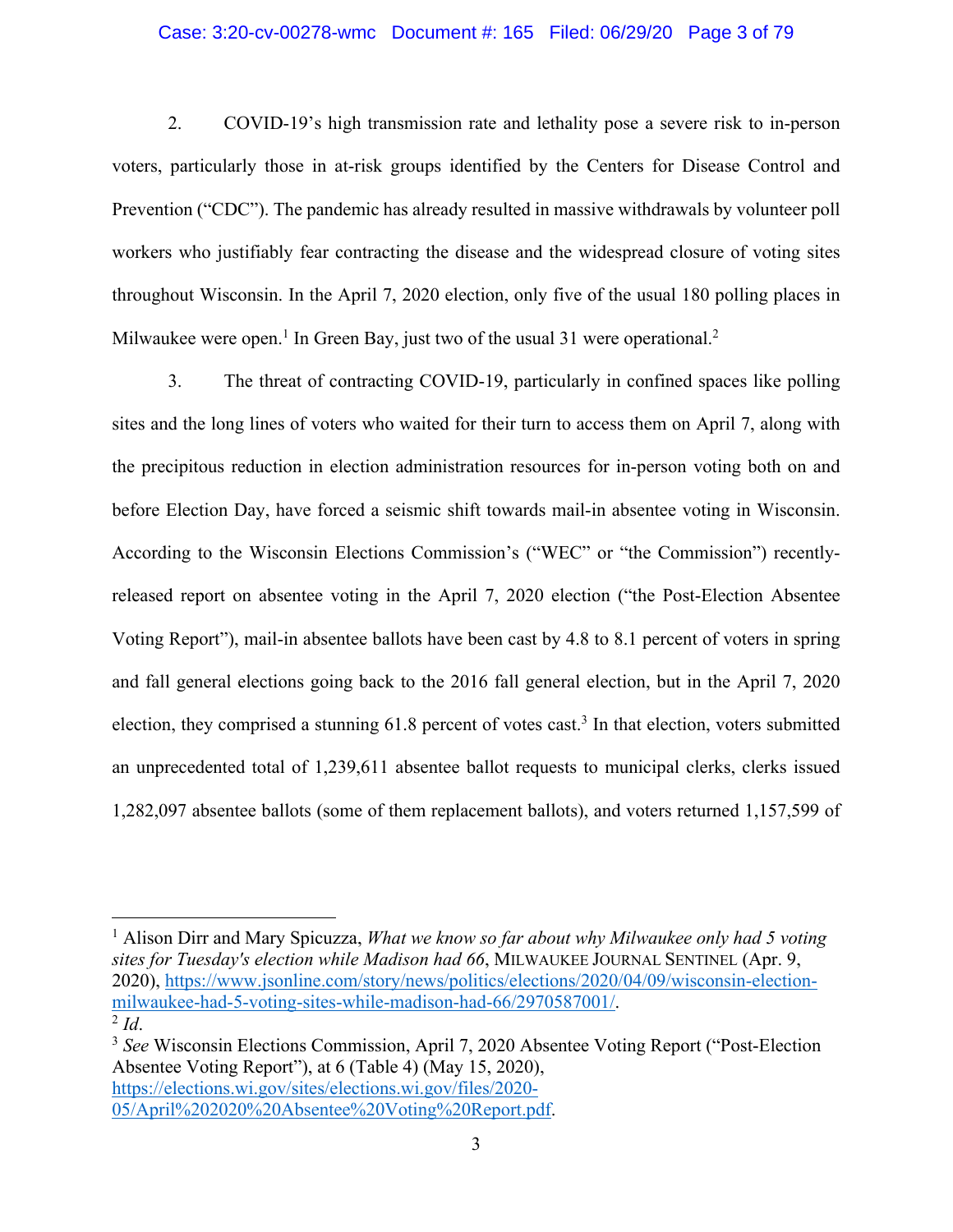2. COVID-19's high transmission rate and lethality pose a severe risk to in-person voters, particularly those in at-risk groups identified by the Centers for Disease Control and Prevention ("CDC"). The pandemic has already resulted in massive withdrawals by volunteer poll workers who justifiably fear contracting the disease and the widespread closure of voting sites throughout Wisconsin. In the April 7, 2020 election, only five of the usual 180 polling places in Milwaukee were open.[1] In Green Bay, just two of the usual 31 were operational.[2]

3. The threat of contracting COVID-19, particularly in confined spaces like polling sites and the long lines of voters who waited for their turn to access them on April 7, along with the precipitous reduction in election administration resources for in-person voting both on and before Election Day, have forced a seismic shift towards mail-in absentee voting in Wisconsin. According to the Wisconsin Elections Commission's ("WEC" or "the Commission") recently-released report on absentee voting in the April 7, 2020 election ("the Post-Election Absentee Voting Report"), mail-in absentee ballots have been cast by 4.8 to 8.1 percent of voters in spring and fall general elections going back to the 2016 fall general election, but in the April 7, 2020 election, they comprised a stunning 61.8 percent of votes cast.[3] In that election, voters submitted an unprecedented total of 1,239,611 absentee ballot requests to municipal clerks, clerks issued 1,282,097 absentee ballots (some of them replacement ballots), and voters returned 1,157,599 of

---

[1] Alison Dirr and Mary Spicuzza, *What we know so far about why Milwaukee only had 5 voting sites for Tuesday's election while Madison had 66*, MILWAUKEE JOURNAL SENTINEL (Apr. 9, 2020), https://www.jsonline.com/story/news/politics/elections/2020/04/09/wisconsin-election-milwaukee-had-5-voting-sites-while-madison-had-66/2970587001/.

[2] *Id*.

[3] *See* Wisconsin Elections Commission, April 7, 2020 Absentee Voting Report ("Post-Election Absentee Voting Report"), at 6 (Table 4) (May 15, 2020), https://elections.wi.gov/sites/elections.wi.gov/files/2020-05/April%202020%20Absentee%20Voting%20Report.pdf.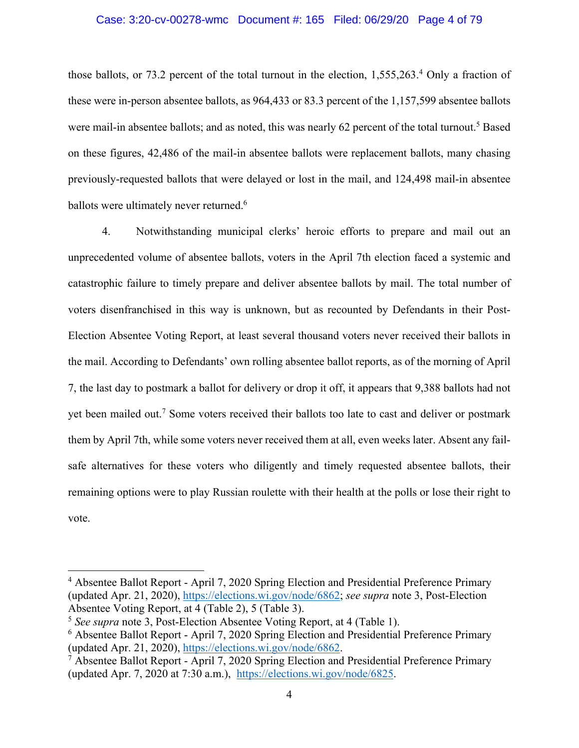those ballots, or 73.2 percent of the total turnout in the election, 1,555,263.[4] Only a fraction of these were in-person absentee ballots, as 964,433 or 83.3 percent of the 1,157,599 absentee ballots were mail-in absentee ballots; and as noted, this was nearly 62 percent of the total turnout.[5] Based on these figures, 42,486 of the mail-in absentee ballots were replacement ballots, many chasing previously-requested ballots that were delayed or lost in the mail, and 124,498 mail-in absentee ballots were ultimately never returned.[6]

4. Notwithstanding municipal clerks' heroic efforts to prepare and mail out an unprecedented volume of absentee ballots, voters in the April 7th election faced a systemic and catastrophic failure to timely prepare and deliver absentee ballots by mail. The total number of voters disenfranchised in this way is unknown, but as recounted by Defendants in their Post-Election Absentee Voting Report, at least several thousand voters never received their ballots in the mail. According to Defendants' own rolling absentee ballot reports, as of the morning of April 7, the last day to postmark a ballot for delivery or drop it off, it appears that 9,388 ballots had not yet been mailed out.[7] Some voters received their ballots too late to cast and deliver or postmark them by April 7th, while some voters never received them at all, even weeks later. Absent any fail-safe alternatives for these voters who diligently and timely requested absentee ballots, their remaining options were to play Russian roulette with their health at the polls or lose their right to vote.

---

[4] Absentee Ballot Report - April 7, 2020 Spring Election and Presidential Preference Primary (updated Apr. 21, 2020), https://elections.wi.gov/node/6862; *see supra* note 3, Post-Election Absentee Voting Report, at 4 (Table 2), 5 (Table 3).

[5] *See supra* note 3, Post-Election Absentee Voting Report, at 4 (Table 1).

[6] Absentee Ballot Report - April 7, 2020 Spring Election and Presidential Preference Primary (updated Apr. 21, 2020), https://elections.wi.gov/node/6862.

[7] Absentee Ballot Report - April 7, 2020 Spring Election and Presidential Preference Primary (updated Apr. 7, 2020 at 7:30 a.m.), https://elections.wi.gov/node/6825.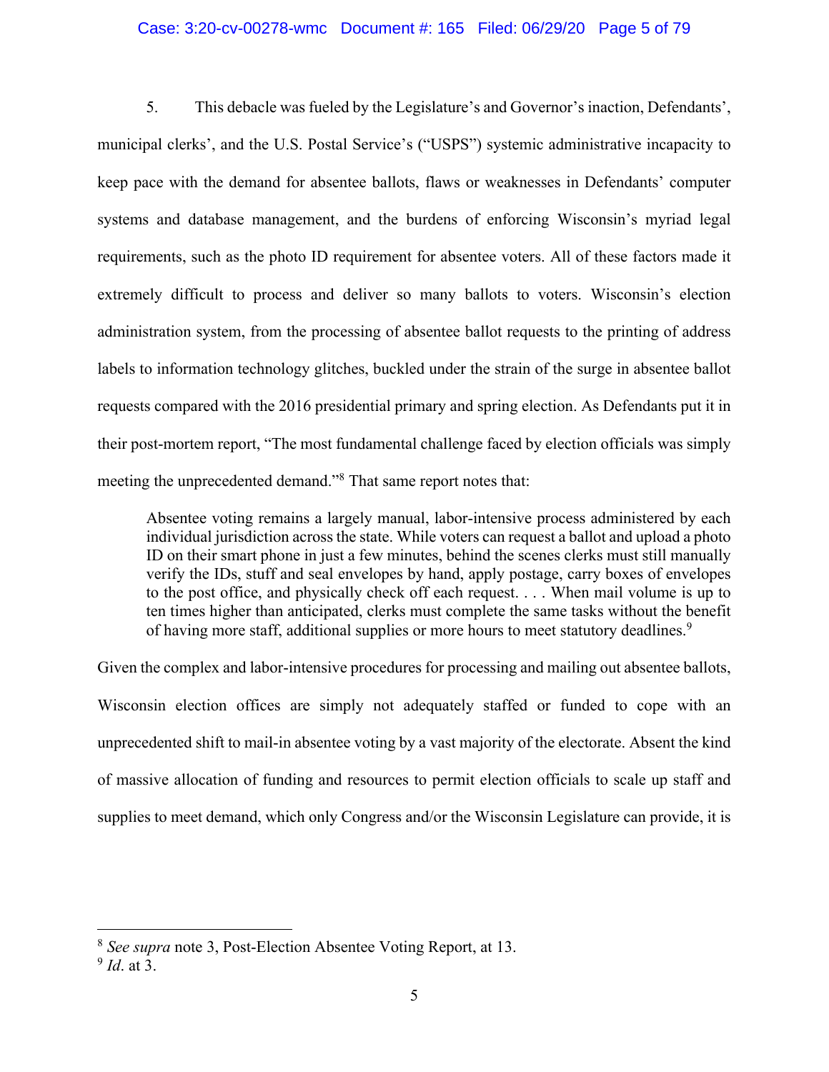5. This debacle was fueled by the Legislature's and Governor's inaction, Defendants', municipal clerks', and the U.S. Postal Service's ("USPS") systemic administrative incapacity to keep pace with the demand for absentee ballots, flaws or weaknesses in Defendants' computer systems and database management, and the burdens of enforcing Wisconsin's myriad legal requirements, such as the photo ID requirement for absentee voters. All of these factors made it extremely difficult to process and deliver so many ballots to voters. Wisconsin's election administration system, from the processing of absentee ballot requests to the printing of address labels to information technology glitches, buckled under the strain of the surge in absentee ballot requests compared with the 2016 presidential primary and spring election. As Defendants put it in their post-mortem report, "The most fundamental challenge faced by election officials was simply meeting the unprecedented demand."[8] That same report notes that:

> Absentee voting remains a largely manual, labor-intensive process administered by each individual jurisdiction across the state. While voters can request a ballot and upload a photo ID on their smart phone in just a few minutes, behind the scenes clerks must still manually verify the IDs, stuff and seal envelopes by hand, apply postage, carry boxes of envelopes to the post office, and physically check off each request. . . . When mail volume is up to ten times higher than anticipated, clerks must complete the same tasks without the benefit of having more staff, additional supplies or more hours to meet statutory deadlines.[9]

Given the complex and labor-intensive procedures for processing and mailing out absentee ballots, Wisconsin election offices are simply not adequately staffed or funded to cope with an unprecedented shift to mail-in absentee voting by a vast majority of the electorate. Absent the kind of massive allocation of funding and resources to permit election officials to scale up staff and supplies to meet demand, which only Congress and/or the Wisconsin Legislature can provide, it is

---

[8] *See supra* note 3, Post-Election Absentee Voting Report, at 13.

[9] *Id*. at 3.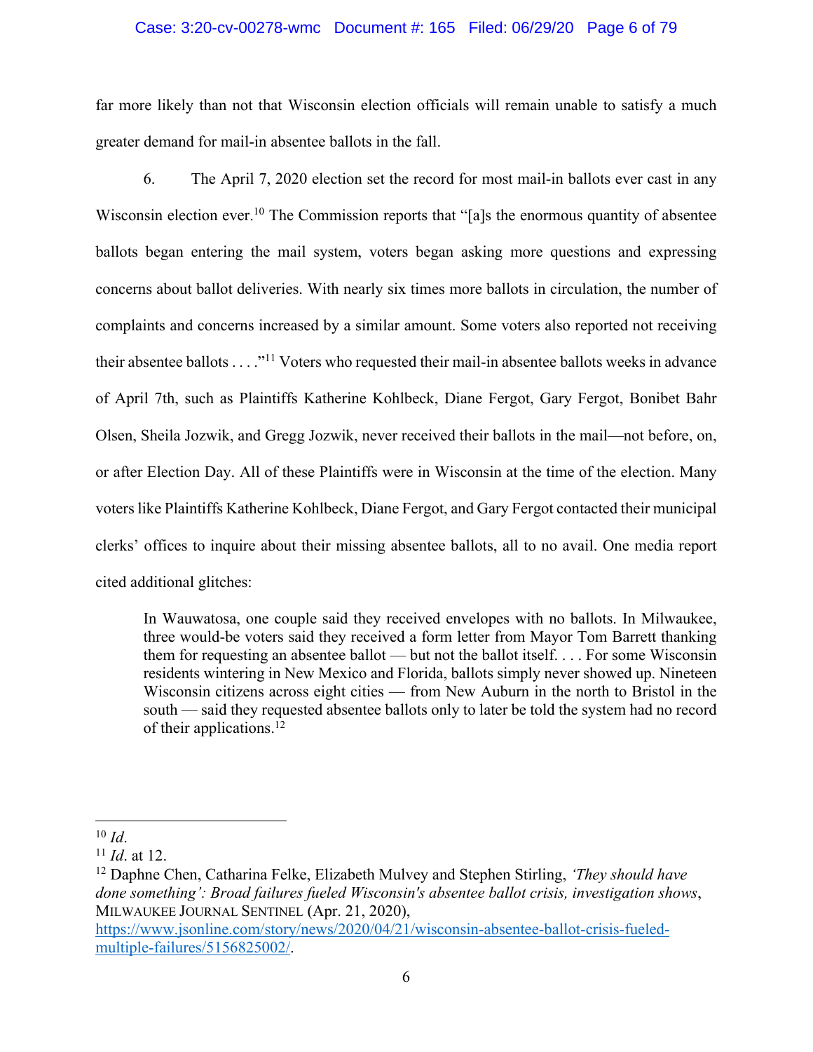far more likely than not that Wisconsin election officials will remain unable to satisfy a much greater demand for mail-in absentee ballots in the fall.

6. The April 7, 2020 election set the record for most mail-in ballots ever cast in any Wisconsin election ever.[10] The Commission reports that "[a]s the enormous quantity of absentee ballots began entering the mail system, voters began asking more questions and expressing concerns about ballot deliveries. With nearly six times more ballots in circulation, the number of complaints and concerns increased by a similar amount. Some voters also reported not receiving their absentee ballots . . . ."[11] Voters who requested their mail-in absentee ballots weeks in advance of April 7th, such as Plaintiffs Katherine Kohlbeck, Diane Fergot, Gary Fergot, Bonibet Bahr Olsen, Sheila Jozwik, and Gregg Jozwik, never received their ballots in the mail—not before, on, or after Election Day. All of these Plaintiffs were in Wisconsin at the time of the election. Many voters like Plaintiffs Katherine Kohlbeck, Diane Fergot, and Gary Fergot contacted their municipal clerks' offices to inquire about their missing absentee ballots, all to no avail. One media report cited additional glitches:

> In Wauwatosa, one couple said they received envelopes with no ballots. In Milwaukee, three would-be voters said they received a form letter from Mayor Tom Barrett thanking them for requesting an absentee ballot — but not the ballot itself. . . . For some Wisconsin residents wintering in New Mexico and Florida, ballots simply never showed up. Nineteen Wisconsin citizens across eight cities — from New Auburn in the north to Bristol in the south — said they requested absentee ballots only to later be told the system had no record of their applications.[12]

---

[10] *Id*.

[11] *Id*. at 12.

[12] Daphne Chen, Catharina Felke, Elizabeth Mulvey and Stephen Stirling, *'They should have done something': Broad failures fueled Wisconsin's absentee ballot crisis, investigation shows*, MILWAUKEE JOURNAL SENTINEL (Apr. 21, 2020), https://www.jsonline.com/story/news/2020/04/21/wisconsin-absentee-ballot-crisis-fueled-multiple-failures/5156825002/.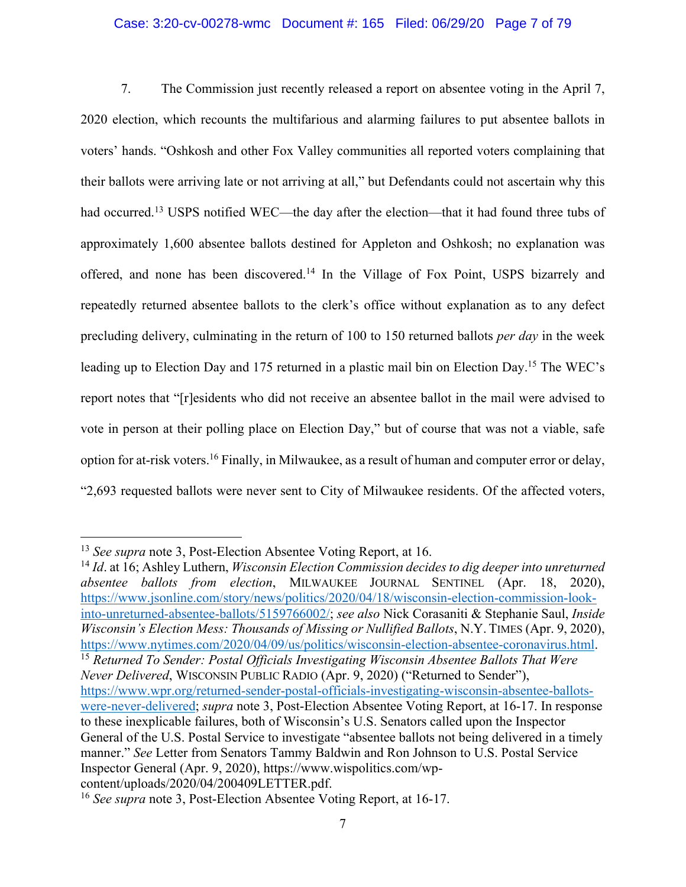7. The Commission just recently released a report on absentee voting in the April 7, 2020 election, which recounts the multifarious and alarming failures to put absentee ballots in voters' hands. "Oshkosh and other Fox Valley communities all reported voters complaining that their ballots were arriving late or not arriving at all," but Defendants could not ascertain why this had occurred.[13] USPS notified WEC—the day after the election—that it had found three tubs of approximately 1,600 absentee ballots destined for Appleton and Oshkosh; no explanation was offered, and none has been discovered.[14] In the Village of Fox Point, USPS bizarrely and repeatedly returned absentee ballots to the clerk's office without explanation as to any defect precluding delivery, culminating in the return of 100 to 150 returned ballots *per day* in the week leading up to Election Day and 175 returned in a plastic mail bin on Election Day.[15] The WEC's report notes that "[r]esidents who did not receive an absentee ballot in the mail were advised to vote in person at their polling place on Election Day," but of course that was not a viable, safe option for at-risk voters.[16] Finally, in Milwaukee, as a result of human and computer error or delay, "2,693 requested ballots were never sent to City of Milwaukee residents. Of the affected voters,

---

[13] *See supra* note 3, Post-Election Absentee Voting Report, at 16.

[14] *Id*. at 16; Ashley Luthern, *Wisconsin Election Commission decides to dig deeper into unreturned absentee ballots from election*, MILWAUKEE JOURNAL SENTINEL (Apr. 18, 2020), https://www.jsonline.com/story/news/politics/2020/04/18/wisconsin-election-commission-look-into-unreturned-absentee-ballots/5159766002/; *see also* Nick Corasaniti & Stephanie Saul, *Inside Wisconsin's Election Mess: Thousands of Missing or Nullified Ballots*, N.Y. TIMES (Apr. 9, 2020), https://www.nytimes.com/2020/04/09/us/politics/wisconsin-election-absentee-coronavirus.html.

[15] *Returned To Sender: Postal Officials Investigating Wisconsin Absentee Ballots That Were Never Delivered*, WISCONSIN PUBLIC RADIO (Apr. 9, 2020) ("Returned to Sender"), https://www.wpr.org/returned-sender-postal-officials-investigating-wisconsin-absentee-ballots-were-never-delivered; *supra* note 3, Post-Election Absentee Voting Report, at 16-17. In response to these inexplicable failures, both of Wisconsin's U.S. Senators called upon the Inspector General of the U.S. Postal Service to investigate "absentee ballots not being delivered in a timely manner." *See* Letter from Senators Tammy Baldwin and Ron Johnson to U.S. Postal Service Inspector General (Apr. 9, 2020), https://www.wispolitics.com/wp-content/uploads/2020/04/200409LETTER.pdf.

[16] *See supra* note 3, Post-Election Absentee Voting Report, at 16-17.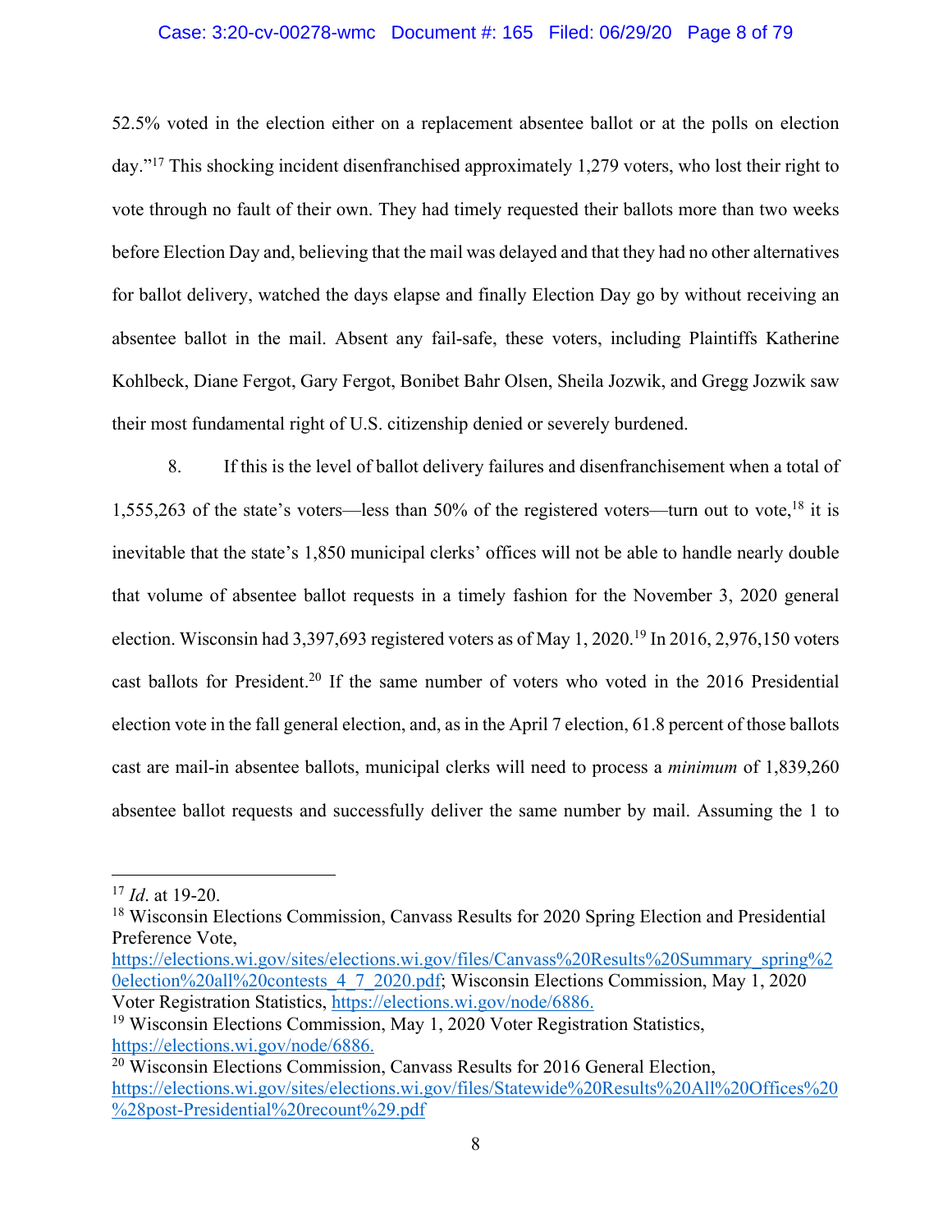52.5% voted in the election either on a replacement absentee ballot or at the polls on election day."[17] This shocking incident disenfranchised approximately 1,279 voters, who lost their right to vote through no fault of their own. They had timely requested their ballots more than two weeks before Election Day and, believing that the mail was delayed and that they had no other alternatives for ballot delivery, watched the days elapse and finally Election Day go by without receiving an absentee ballot in the mail. Absent any fail-safe, these voters, including Plaintiffs Katherine Kohlbeck, Diane Fergot, Gary Fergot, Bonibet Bahr Olsen, Sheila Jozwik, and Gregg Jozwik saw their most fundamental right of U.S. citizenship denied or severely burdened.

8. If this is the level of ballot delivery failures and disenfranchisement when a total of 1,555,263 of the state's voters—less than 50% of the registered voters—turn out to vote,[18] it is inevitable that the state's 1,850 municipal clerks' offices will not be able to handle nearly double that volume of absentee ballot requests in a timely fashion for the November 3, 2020 general election. Wisconsin had 3,397,693 registered voters as of May 1, 2020.[19] In 2016, 2,976,150 voters cast ballots for President.[20] If the same number of voters who voted in the 2016 Presidential election vote in the fall general election, and, as in the April 7 election, 61.8 percent of those ballots cast are mail-in absentee ballots, municipal clerks will need to process a *minimum* of 1,839,260 absentee ballot requests and successfully deliver the same number by mail. Assuming the 1 to

---

[17] *Id*. at 19-20.

[18] Wisconsin Elections Commission, Canvass Results for 2020 Spring Election and Presidential Preference Vote, https://elections.wi.gov/sites/elections.wi.gov/files/Canvass%20Results%20Summary_spring%20election%20all%20contests_4_7_2020.pdf; Wisconsin Elections Commission, May 1, 2020 Voter Registration Statistics, https://elections.wi.gov/node/6886.

[19] Wisconsin Elections Commission, May 1, 2020 Voter Registration Statistics, https://elections.wi.gov/node/6886.

[20] Wisconsin Elections Commission, Canvass Results for 2016 General Election, https://elections.wi.gov/sites/elections.wi.gov/files/Statewide%20Results%20All%20Offices%20%28post-Presidential%20recount%29.pdf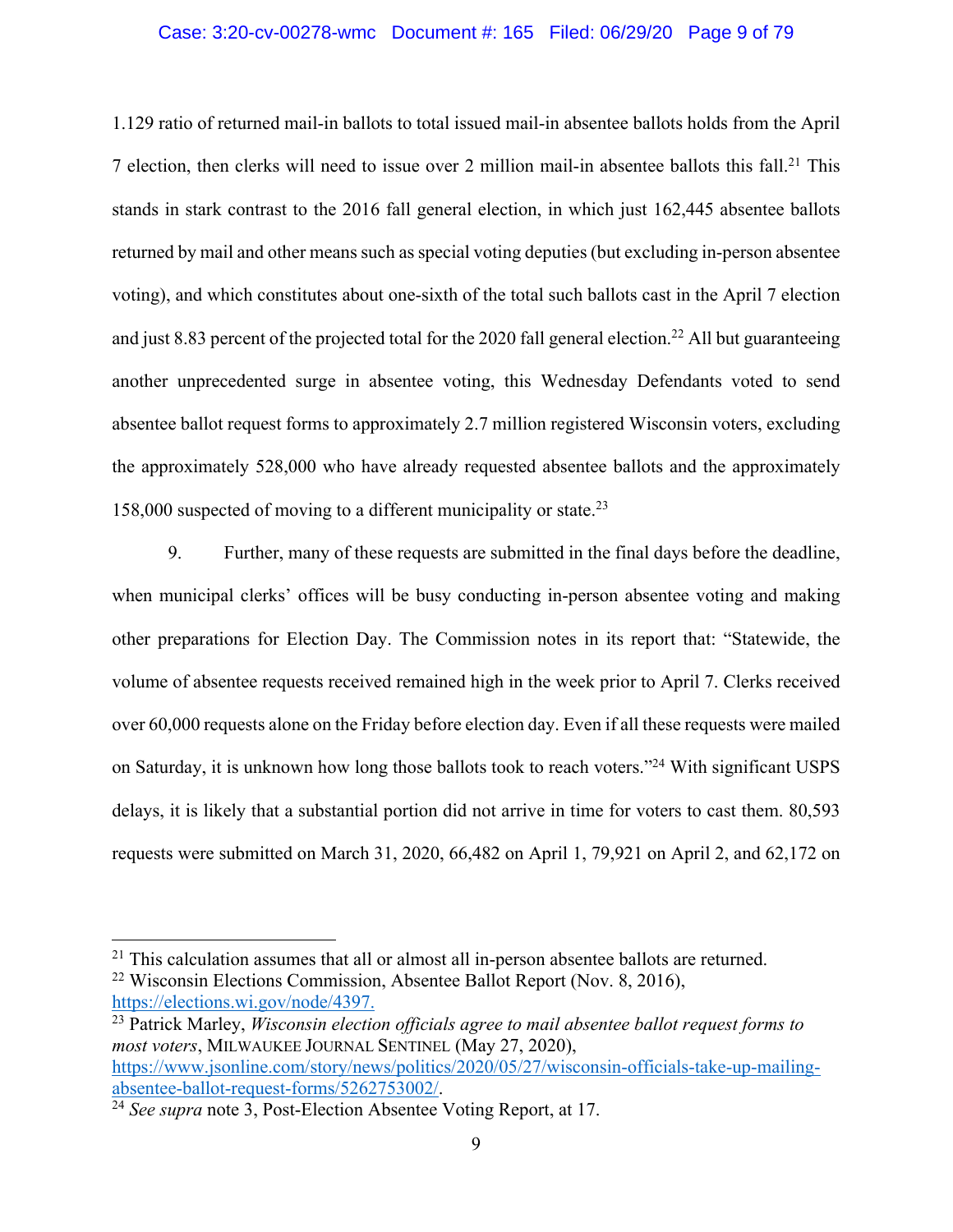1.129 ratio of returned mail-in ballots to total issued mail-in absentee ballots holds from the April 7 election, then clerks will need to issue over 2 million mail-in absentee ballots this fall.[21] This stands in stark contrast to the 2016 fall general election, in which just 162,445 absentee ballots returned by mail and other means such as special voting deputies (but excluding in-person absentee voting), and which constitutes about one-sixth of the total such ballots cast in the April 7 election and just 8.83 percent of the projected total for the 2020 fall general election.[22] All but guaranteeing another unprecedented surge in absentee voting, this Wednesday Defendants voted to send absentee ballot request forms to approximately 2.7 million registered Wisconsin voters, excluding the approximately 528,000 who have already requested absentee ballots and the approximately 158,000 suspected of moving to a different municipality or state.[23]

9. Further, many of these requests are submitted in the final days before the deadline, when municipal clerks' offices will be busy conducting in-person absentee voting and making other preparations for Election Day. The Commission notes in its report that: "Statewide, the volume of absentee requests received remained high in the week prior to April 7. Clerks received over 60,000 requests alone on the Friday before election day. Even if all these requests were mailed on Saturday, it is unknown how long those ballots took to reach voters."[24] With significant USPS delays, it is likely that a substantial portion did not arrive in time for voters to cast them. 80,593 requests were submitted on March 31, 2020, 66,482 on April 1, 79,921 on April 2, and 62,172 on

---

[21] This calculation assumes that all or almost all in-person absentee ballots are returned.

[22] Wisconsin Elections Commission, Absentee Ballot Report (Nov. 8, 2016), https://elections.wi.gov/node/4397.

[23] Patrick Marley, *Wisconsin election officials agree to mail absentee ballot request forms to most voters*, MILWAUKEE JOURNAL SENTINEL (May 27, 2020), https://www.jsonline.com/story/news/politics/2020/05/27/wisconsin-officials-take-up-mailing-absentee-ballot-request-forms/5262753002/.

[24] *See supra* note 3, Post-Election Absentee Voting Report, at 17.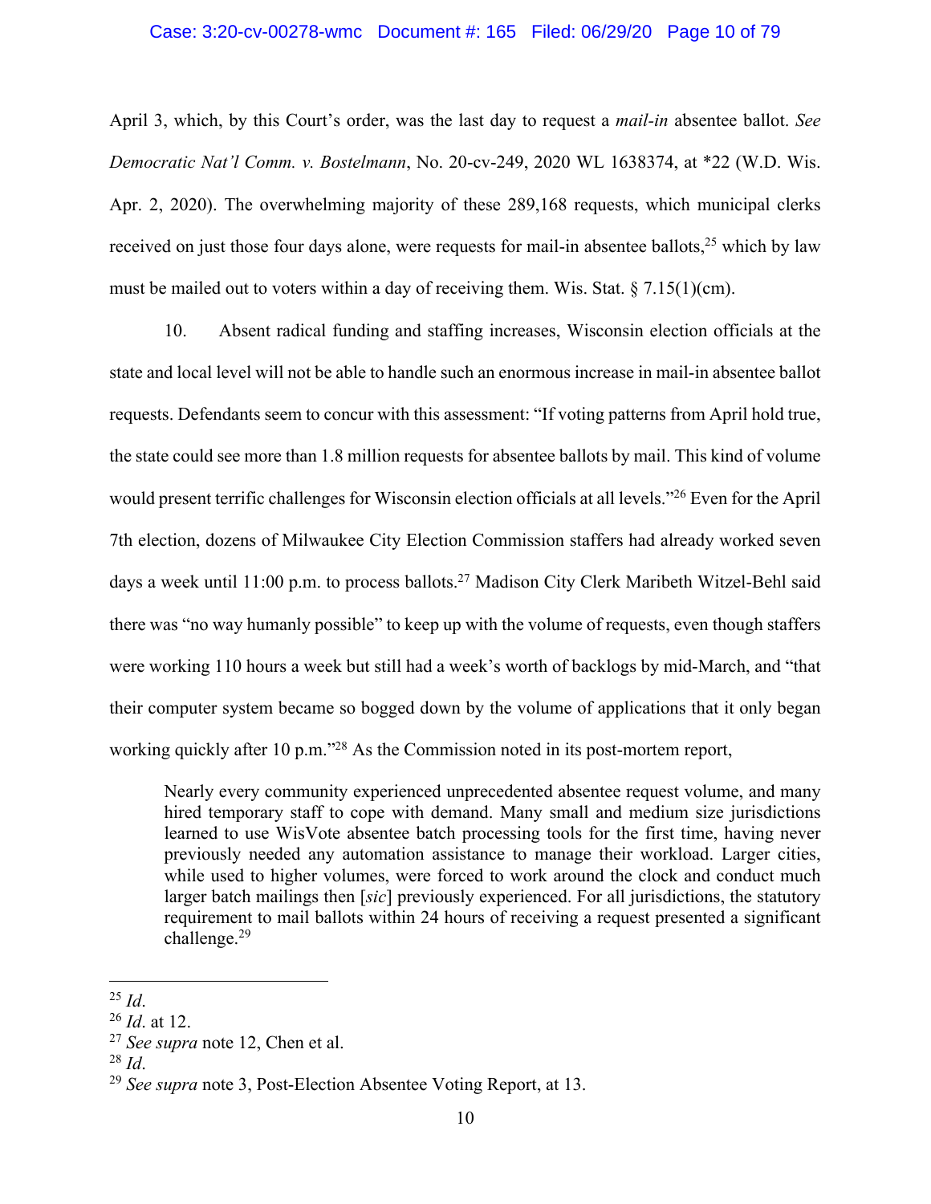April 3, which, by this Court's order, was the last day to request a *mail-in* absentee ballot. *See Democratic Nat'l Comm. v. Bostelmann*, No. 20-cv-249, 2020 WL 1638374, at *22 (W.D. Wis. Apr. 2, 2020). The overwhelming majority of these 289,168 requests, which municipal clerks received on just those four days alone, were requests for mail-in absentee ballots,[25] which by law must be mailed out to voters within a day of receiving them. Wis. Stat. § 7.15(1)(cm).

10. Absent radical funding and staffing increases, Wisconsin election officials at the state and local level will not be able to handle such an enormous increase in mail-in absentee ballot requests. Defendants seem to concur with this assessment: "If voting patterns from April hold true, the state could see more than 1.8 million requests for absentee ballots by mail. This kind of volume would present terrific challenges for Wisconsin election officials at all levels."[26] Even for the April 7th election, dozens of Milwaukee City Election Commission staffers had already worked seven days a week until 11:00 p.m. to process ballots.[27] Madison City Clerk Maribeth Witzel-Behl said there was "no way humanly possible" to keep up with the volume of requests, even though staffers were working 110 hours a week but still had a week's worth of backlogs by mid-March, and "that their computer system became so bogged down by the volume of applications that it only began working quickly after 10 p.m."[28] As the Commission noted in its post-mortem report,

> Nearly every community experienced unprecedented absentee request volume, and many hired temporary staff to cope with demand. Many small and medium size jurisdictions learned to use WisVote absentee batch processing tools for the first time, having never previously needed any automation assistance to manage their workload. Larger cities, while used to higher volumes, were forced to work around the clock and conduct much larger batch mailings then [*sic*] previously experienced. For all jurisdictions, the statutory requirement to mail ballots within 24 hours of receiving a request presented a significant challenge.[29]

---

[25] *Id*.

[26] *Id*. at 12.

[27] *See supra* note 12, Chen et al.

[28] *Id*.

[29] *See supra* note 3, Post-Election Absentee Voting Report, at 13.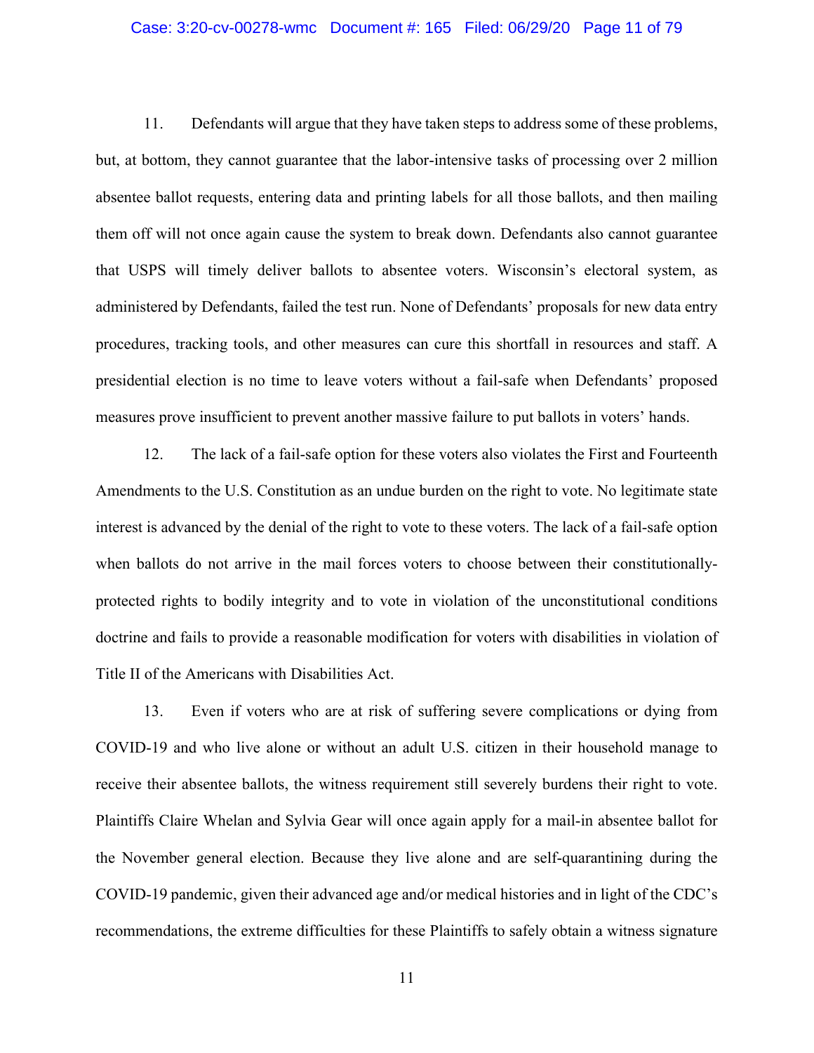11. Defendants will argue that they have taken steps to address some of these problems, but, at bottom, they cannot guarantee that the labor-intensive tasks of processing over 2 million absentee ballot requests, entering data and printing labels for all those ballots, and then mailing them off will not once again cause the system to break down. Defendants also cannot guarantee that USPS will timely deliver ballots to absentee voters. Wisconsin's electoral system, as administered by Defendants, failed the test run. None of Defendants' proposals for new data entry procedures, tracking tools, and other measures can cure this shortfall in resources and staff. A presidential election is no time to leave voters without a fail-safe when Defendants' proposed measures prove insufficient to prevent another massive failure to put ballots in voters' hands.

12. The lack of a fail-safe option for these voters also violates the First and Fourteenth Amendments to the U.S. Constitution as an undue burden on the right to vote. No legitimate state interest is advanced by the denial of the right to vote to these voters. The lack of a fail-safe option when ballots do not arrive in the mail forces voters to choose between their constitutionally-protected rights to bodily integrity and to vote in violation of the unconstitutional conditions doctrine and fails to provide a reasonable modification for voters with disabilities in violation of Title II of the Americans with Disabilities Act.

13. Even if voters who are at risk of suffering severe complications or dying from COVID-19 and who live alone or without an adult U.S. citizen in their household manage to receive their absentee ballots, the witness requirement still severely burdens their right to vote. Plaintiffs Claire Whelan and Sylvia Gear will once again apply for a mail-in absentee ballot for the November general election. Because they live alone and are self-quarantining during the COVID-19 pandemic, given their advanced age and/or medical histories and in light of the CDC's recommendations, the extreme difficulties for these Plaintiffs to safely obtain a witness signature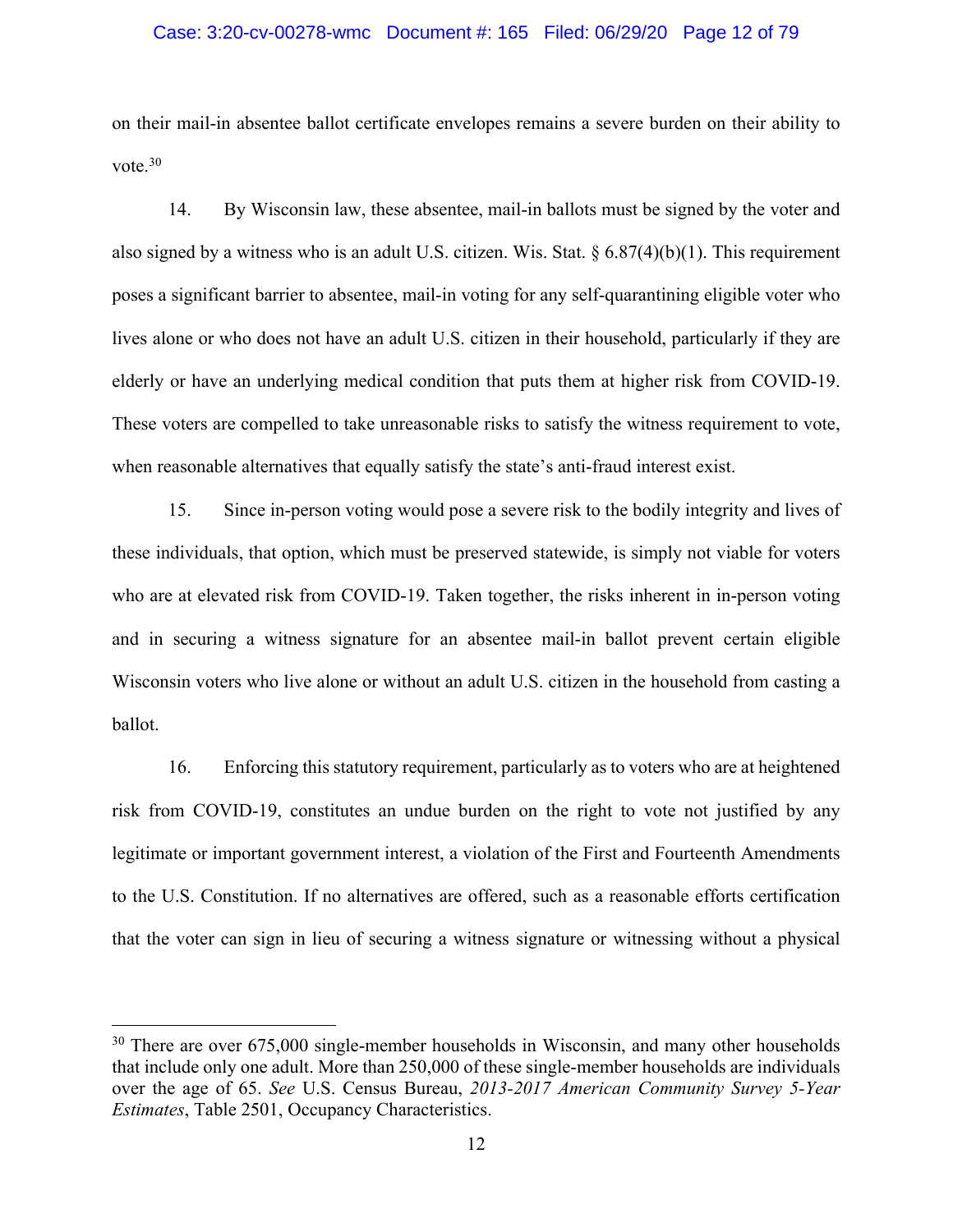on their mail-in absentee ballot certificate envelopes remains a severe burden on their ability to vote.[30]

14. By Wisconsin law, these absentee, mail-in ballots must be signed by the voter and also signed by a witness who is an adult U.S. citizen. Wis. Stat. § 6.87(4)(b)(1). This requirement poses a significant barrier to absentee, mail-in voting for any self-quarantining eligible voter who lives alone or who does not have an adult U.S. citizen in their household, particularly if they are elderly or have an underlying medical condition that puts them at higher risk from COVID-19. These voters are compelled to take unreasonable risks to satisfy the witness requirement to vote, when reasonable alternatives that equally satisfy the state's anti-fraud interest exist.

15. Since in-person voting would pose a severe risk to the bodily integrity and lives of these individuals, that option, which must be preserved statewide, is simply not viable for voters who are at elevated risk from COVID-19. Taken together, the risks inherent in in-person voting and in securing a witness signature for an absentee mail-in ballot prevent certain eligible Wisconsin voters who live alone or without an adult U.S. citizen in the household from casting a ballot.

16. Enforcing this statutory requirement, particularly as to voters who are at heightened risk from COVID-19, constitutes an undue burden on the right to vote not justified by any legitimate or important government interest, a violation of the First and Fourteenth Amendments to the U.S. Constitution. If no alternatives are offered, such as a reasonable efforts certification that the voter can sign in lieu of securing a witness signature or witnessing without a physical

---

[30] There are over 675,000 single-member households in Wisconsin, and many other households that include only one adult. More than 250,000 of these single-member households are individuals over the age of 65. *See* U.S. Census Bureau, *2013-2017 American Community Survey 5-Year Estimates*, Table 2501, Occupancy Characteristics.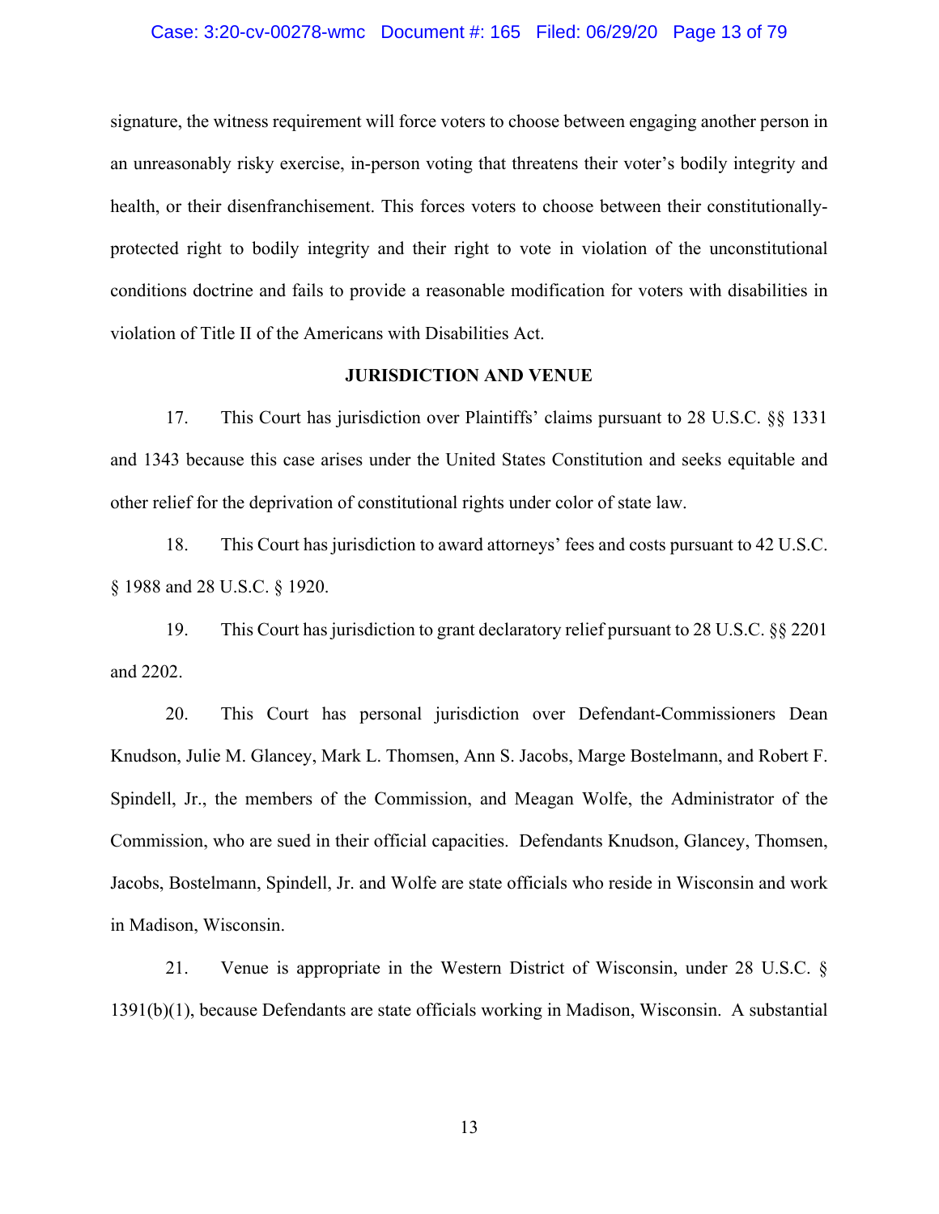signature, the witness requirement will force voters to choose between engaging another person in an unreasonably risky exercise, in-person voting that threatens their voter's bodily integrity and health, or their disenfranchisement. This forces voters to choose between their constitutionally-protected right to bodily integrity and their right to vote in violation of the unconstitutional conditions doctrine and fails to provide a reasonable modification for voters with disabilities in violation of Title II of the Americans with Disabilities Act.

## JURISDICTION AND VENUE

17. This Court has jurisdiction over Plaintiffs' claims pursuant to 28 U.S.C. §§ 1331 and 1343 because this case arises under the United States Constitution and seeks equitable and other relief for the deprivation of constitutional rights under color of state law.

18. This Court has jurisdiction to award attorneys' fees and costs pursuant to 42 U.S.C. § 1988 and 28 U.S.C. § 1920.

19. This Court has jurisdiction to grant declaratory relief pursuant to 28 U.S.C. §§ 2201 and 2202.

20. This Court has personal jurisdiction over Defendant-Commissioners Dean Knudson, Julie M. Glancey, Mark L. Thomsen, Ann S. Jacobs, Marge Bostelmann, and Robert F. Spindell, Jr., the members of the Commission, and Meagan Wolfe, the Administrator of the Commission, who are sued in their official capacities. Defendants Knudson, Glancey, Thomsen, Jacobs, Bostelmann, Spindell, Jr. and Wolfe are state officials who reside in Wisconsin and work in Madison, Wisconsin.

21. Venue is appropriate in the Western District of Wisconsin, under 28 U.S.C. § 1391(b)(1), because Defendants are state officials working in Madison, Wisconsin. A substantial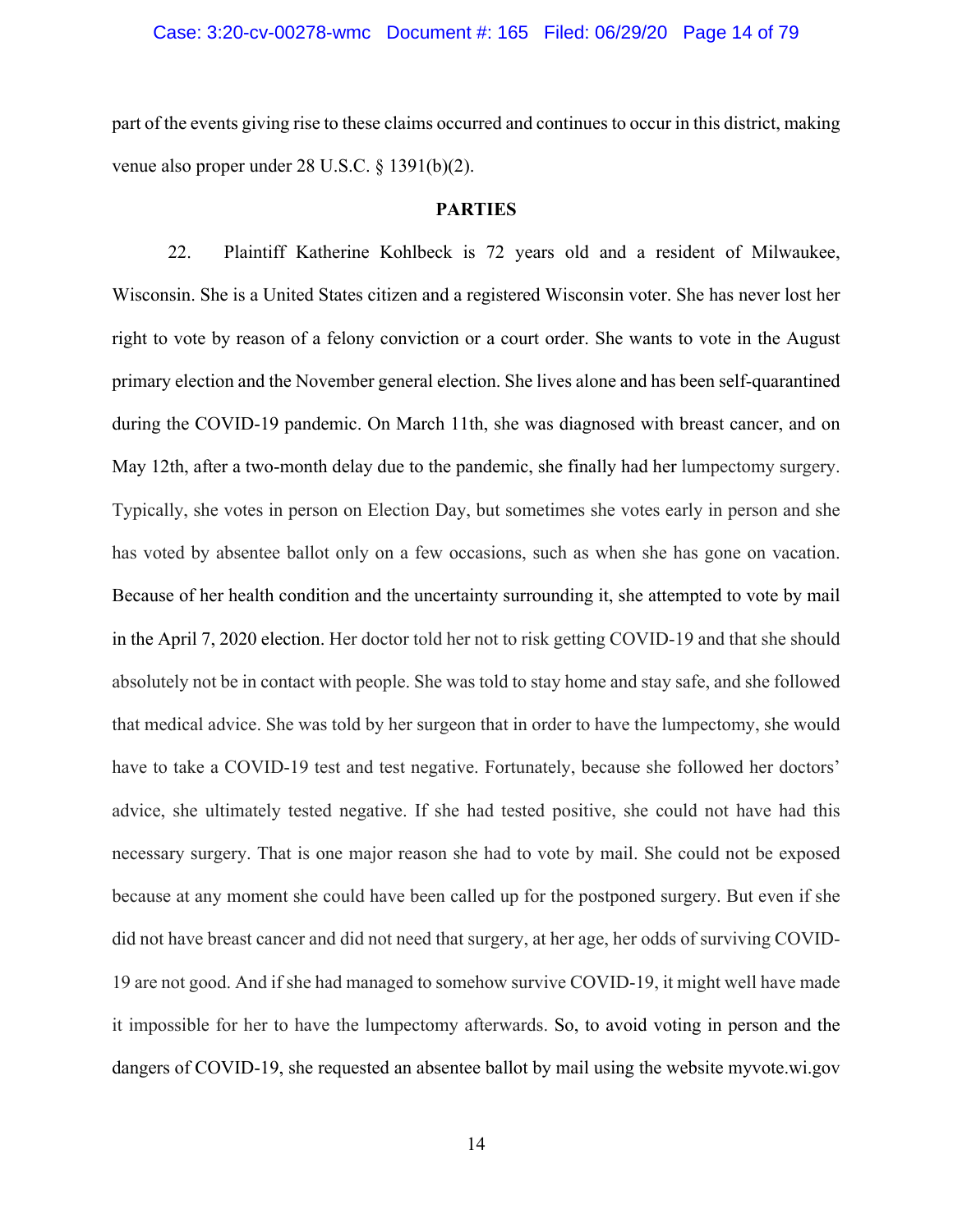part of the events giving rise to these claims occurred and continues to occur in this district, making venue also proper under 28 U.S.C. § 1391(b)(2).

## PARTIES

22. Plaintiff Katherine Kohlbeck is 72 years old and a resident of Milwaukee, Wisconsin. She is a United States citizen and a registered Wisconsin voter. She has never lost her right to vote by reason of a felony conviction or a court order. She wants to vote in the August primary election and the November general election. She lives alone and has been self-quarantined during the COVID-19 pandemic. On March 11th, she was diagnosed with breast cancer, and on May 12th, after a two-month delay due to the pandemic, she finally had her lumpectomy surgery. Typically, she votes in person on Election Day, but sometimes she votes early in person and she has voted by absentee ballot only on a few occasions, such as when she has gone on vacation. Because of her health condition and the uncertainty surrounding it, she attempted to vote by mail in the April 7, 2020 election. Her doctor told her not to risk getting COVID-19 and that she should absolutely not be in contact with people. She was told to stay home and stay safe, and she followed that medical advice. She was told by her surgeon that in order to have the lumpectomy, she would have to take a COVID-19 test and test negative. Fortunately, because she followed her doctors' advice, she ultimately tested negative. If she had tested positive, she could not have had this necessary surgery. That is one major reason she had to vote by mail. She could not be exposed because at any moment she could have been called up for the postponed surgery. But even if she did not have breast cancer and did not need that surgery, at her age, her odds of surviving COVID-19 are not good. And if she had managed to somehow survive COVID-19, it might well have made it impossible for her to have the lumpectomy afterwards. So, to avoid voting in person and the dangers of COVID-19, she requested an absentee ballot by mail using the website myvote.wi.gov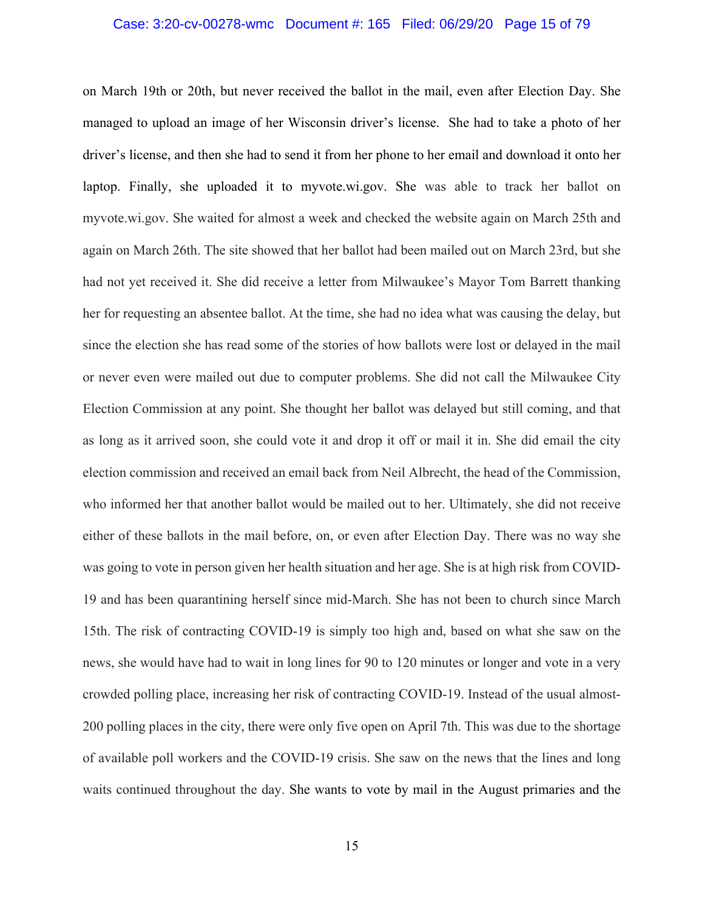on March 19th or 20th, but never received the ballot in the mail, even after Election Day. She managed to upload an image of her Wisconsin driver's license. She had to take a photo of her driver's license, and then she had to send it from her phone to her email and download it onto her laptop. Finally, she uploaded it to myvote.wi.gov. She was able to track her ballot on myvote.wi.gov. She waited for almost a week and checked the website again on March 25th and again on March 26th. The site showed that her ballot had been mailed out on March 23rd, but she had not yet received it. She did receive a letter from Milwaukee's Mayor Tom Barrett thanking her for requesting an absentee ballot. At the time, she had no idea what was causing the delay, but since the election she has read some of the stories of how ballots were lost or delayed in the mail or never even were mailed out due to computer problems. She did not call the Milwaukee City Election Commission at any point. She thought her ballot was delayed but still coming, and that as long as it arrived soon, she could vote it and drop it off or mail it in. She did email the city election commission and received an email back from Neil Albrecht, the head of the Commission, who informed her that another ballot would be mailed out to her. Ultimately, she did not receive either of these ballots in the mail before, on, or even after Election Day. There was no way she was going to vote in person given her health situation and her age. She is at high risk from COVID-19 and has been quarantining herself since mid-March. She has not been to church since March 15th. The risk of contracting COVID-19 is simply too high and, based on what she saw on the news, she would have had to wait in long lines for 90 to 120 minutes or longer and vote in a very crowded polling place, increasing her risk of contracting COVID-19. Instead of the usual almost-200 polling places in the city, there were only five open on April 7th. This was due to the shortage of available poll workers and the COVID-19 crisis. She saw on the news that the lines and long waits continued throughout the day. She wants to vote by mail in the August primaries and the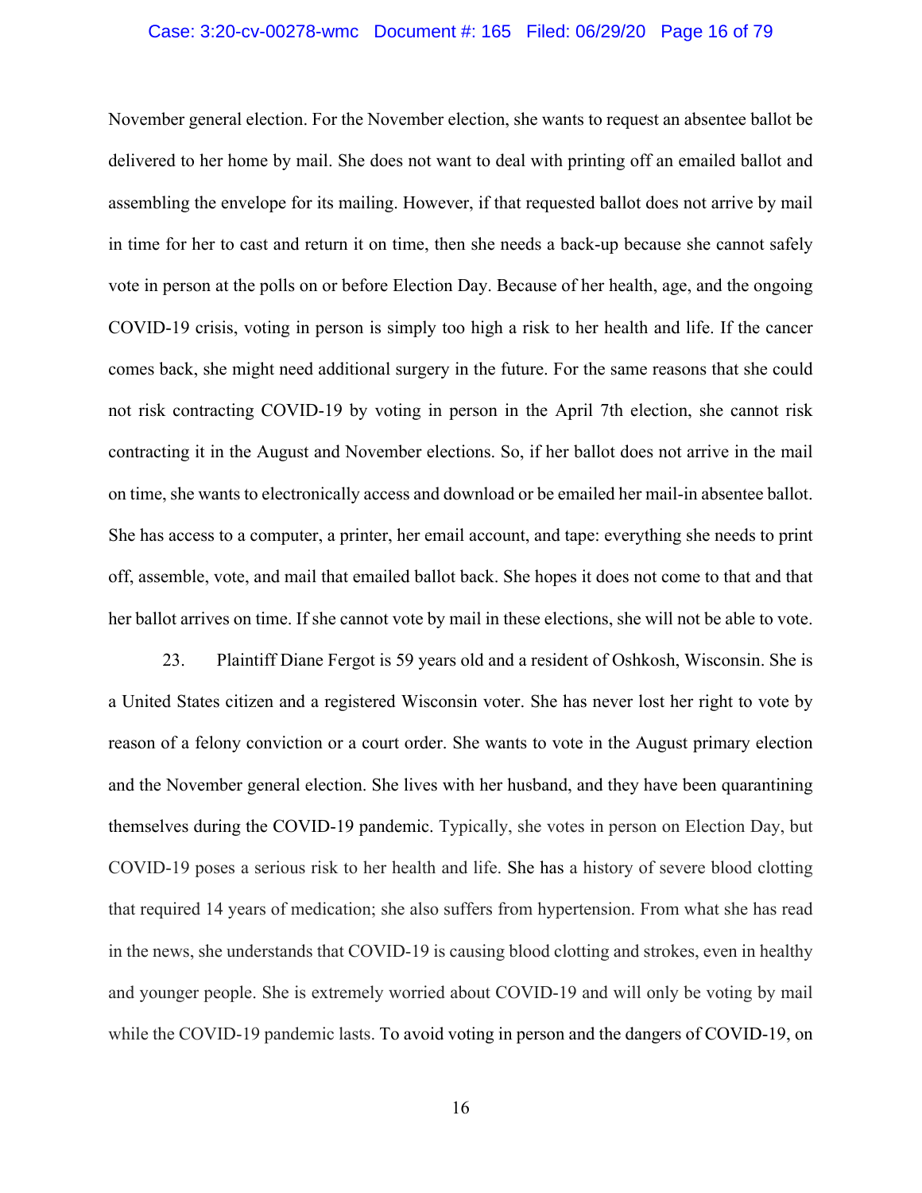November general election. For the November election, she wants to request an absentee ballot be delivered to her home by mail. She does not want to deal with printing off an emailed ballot and assembling the envelope for its mailing. However, if that requested ballot does not arrive by mail in time for her to cast and return it on time, then she needs a back-up because she cannot safely vote in person at the polls on or before Election Day. Because of her health, age, and the ongoing COVID-19 crisis, voting in person is simply too high a risk to her health and life. If the cancer comes back, she might need additional surgery in the future. For the same reasons that she could not risk contracting COVID-19 by voting in person in the April 7th election, she cannot risk contracting it in the August and November elections. So, if her ballot does not arrive in the mail on time, she wants to electronically access and download or be emailed her mail-in absentee ballot. She has access to a computer, a printer, her email account, and tape: everything she needs to print off, assemble, vote, and mail that emailed ballot back. She hopes it does not come to that and that her ballot arrives on time. If she cannot vote by mail in these elections, she will not be able to vote.

23. Plaintiff Diane Fergot is 59 years old and a resident of Oshkosh, Wisconsin. She is a United States citizen and a registered Wisconsin voter. She has never lost her right to vote by reason of a felony conviction or a court order. She wants to vote in the August primary election and the November general election. She lives with her husband, and they have been quarantining themselves during the COVID-19 pandemic. Typically, she votes in person on Election Day, but COVID-19 poses a serious risk to her health and life. She has a history of severe blood clotting that required 14 years of medication; she also suffers from hypertension. From what she has read in the news, she understands that COVID-19 is causing blood clotting and strokes, even in healthy and younger people. She is extremely worried about COVID-19 and will only be voting by mail while the COVID-19 pandemic lasts. To avoid voting in person and the dangers of COVID-19, on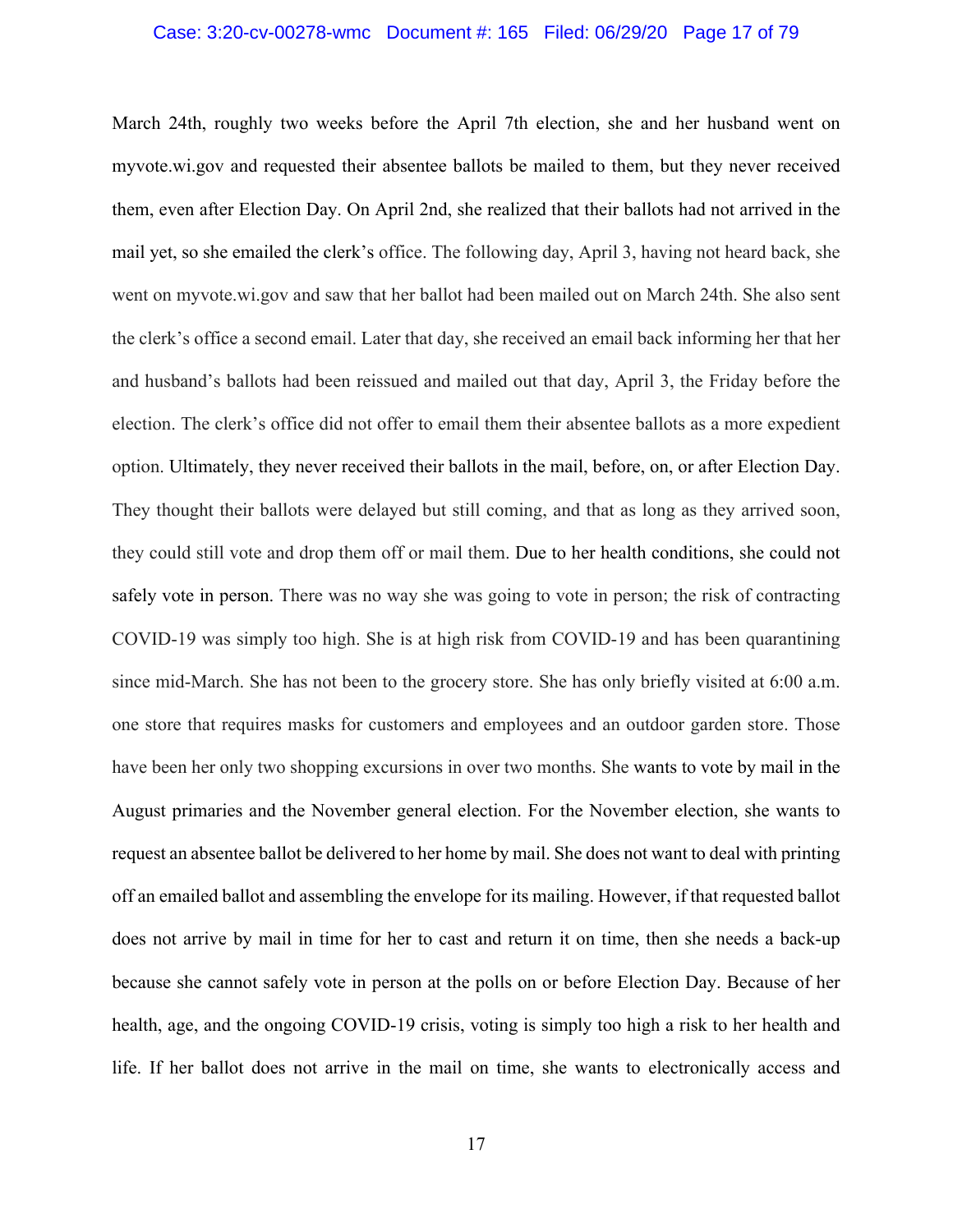March 24th, roughly two weeks before the April 7th election, she and her husband went on myvote.wi.gov and requested their absentee ballots be mailed to them, but they never received them, even after Election Day. On April 2nd, she realized that their ballots had not arrived in the mail yet, so she emailed the clerk's office. The following day, April 3, having not heard back, she went on myvote.wi.gov and saw that her ballot had been mailed out on March 24th. She also sent the clerk's office a second email. Later that day, she received an email back informing her that her and husband's ballots had been reissued and mailed out that day, April 3, the Friday before the election. The clerk's office did not offer to email them their absentee ballots as a more expedient option. Ultimately, they never received their ballots in the mail, before, on, or after Election Day. They thought their ballots were delayed but still coming, and that as long as they arrived soon, they could still vote and drop them off or mail them. Due to her health conditions, she could not safely vote in person. There was no way she was going to vote in person; the risk of contracting COVID-19 was simply too high. She is at high risk from COVID-19 and has been quarantining since mid-March. She has not been to the grocery store. She has only briefly visited at 6:00 a.m. one store that requires masks for customers and employees and an outdoor garden store. Those have been her only two shopping excursions in over two months. She wants to vote by mail in the August primaries and the November general election. For the November election, she wants to request an absentee ballot be delivered to her home by mail. She does not want to deal with printing off an emailed ballot and assembling the envelope for its mailing. However, if that requested ballot does not arrive by mail in time for her to cast and return it on time, then she needs a back-up because she cannot safely vote in person at the polls on or before Election Day. Because of her health, age, and the ongoing COVID-19 crisis, voting is simply too high a risk to her health and life. If her ballot does not arrive in the mail on time, she wants to electronically access and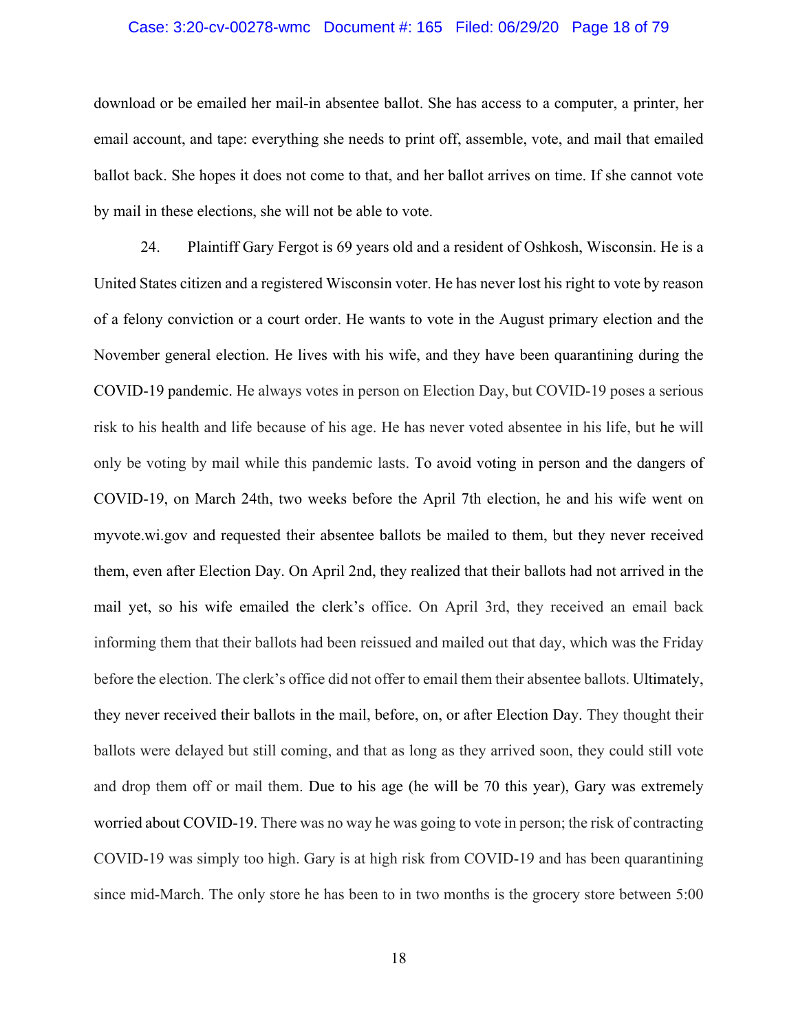download or be emailed her mail-in absentee ballot. She has access to a computer, a printer, her email account, and tape: everything she needs to print off, assemble, vote, and mail that emailed ballot back. She hopes it does not come to that, and her ballot arrives on time. If she cannot vote by mail in these elections, she will not be able to vote.

24. Plaintiff Gary Fergot is 69 years old and a resident of Oshkosh, Wisconsin. He is a United States citizen and a registered Wisconsin voter. He has never lost his right to vote by reason of a felony conviction or a court order. He wants to vote in the August primary election and the November general election. He lives with his wife, and they have been quarantining during the COVID-19 pandemic. He always votes in person on Election Day, but COVID-19 poses a serious risk to his health and life because of his age. He has never voted absentee in his life, but he will only be voting by mail while this pandemic lasts. To avoid voting in person and the dangers of COVID-19, on March 24th, two weeks before the April 7th election, he and his wife went on myvote.wi.gov and requested their absentee ballots be mailed to them, but they never received them, even after Election Day. On April 2nd, they realized that their ballots had not arrived in the mail yet, so his wife emailed the clerk's office. On April 3rd, they received an email back informing them that their ballots had been reissued and mailed out that day, which was the Friday before the election. The clerk's office did not offer to email them their absentee ballots. Ultimately, they never received their ballots in the mail, before, on, or after Election Day. They thought their ballots were delayed but still coming, and that as long as they arrived soon, they could still vote and drop them off or mail them. Due to his age (he will be 70 this year), Gary was extremely worried about COVID-19. There was no way he was going to vote in person; the risk of contracting COVID-19 was simply too high. Gary is at high risk from COVID-19 and has been quarantining since mid-March. The only store he has been to in two months is the grocery store between 5:00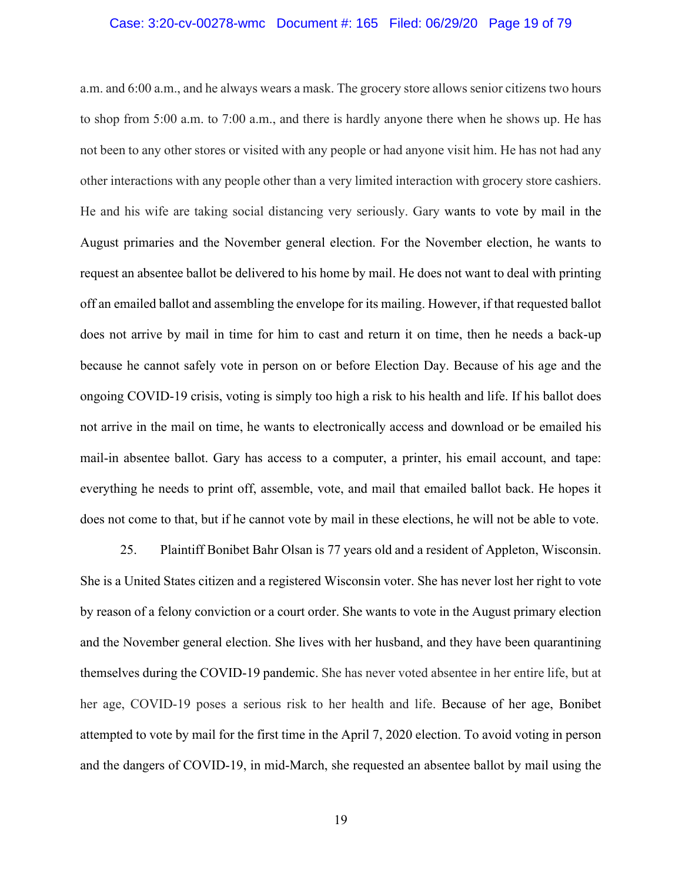a.m. and 6:00 a.m., and he always wears a mask. The grocery store allows senior citizens two hours to shop from 5:00 a.m. to 7:00 a.m., and there is hardly anyone there when he shows up. He has not been to any other stores or visited with any people or had anyone visit him. He has not had any other interactions with any people other than a very limited interaction with grocery store cashiers. He and his wife are taking social distancing very seriously. Gary wants to vote by mail in the August primaries and the November general election. For the November election, he wants to request an absentee ballot be delivered to his home by mail. He does not want to deal with printing off an emailed ballot and assembling the envelope for its mailing. However, if that requested ballot does not arrive by mail in time for him to cast and return it on time, then he needs a back-up because he cannot safely vote in person on or before Election Day. Because of his age and the ongoing COVID-19 crisis, voting is simply too high a risk to his health and life. If his ballot does not arrive in the mail on time, he wants to electronically access and download or be emailed his mail-in absentee ballot. Gary has access to a computer, a printer, his email account, and tape: everything he needs to print off, assemble, vote, and mail that emailed ballot back. He hopes it does not come to that, but if he cannot vote by mail in these elections, he will not be able to vote.

25. Plaintiff Bonibet Bahr Olsan is 77 years old and a resident of Appleton, Wisconsin. She is a United States citizen and a registered Wisconsin voter. She has never lost her right to vote by reason of a felony conviction or a court order. She wants to vote in the August primary election and the November general election. She lives with her husband, and they have been quarantining themselves during the COVID-19 pandemic. She has never voted absentee in her entire life, but at her age, COVID-19 poses a serious risk to her health and life. Because of her age, Bonibet attempted to vote by mail for the first time in the April 7, 2020 election. To avoid voting in person and the dangers of COVID-19, in mid-March, she requested an absentee ballot by mail using the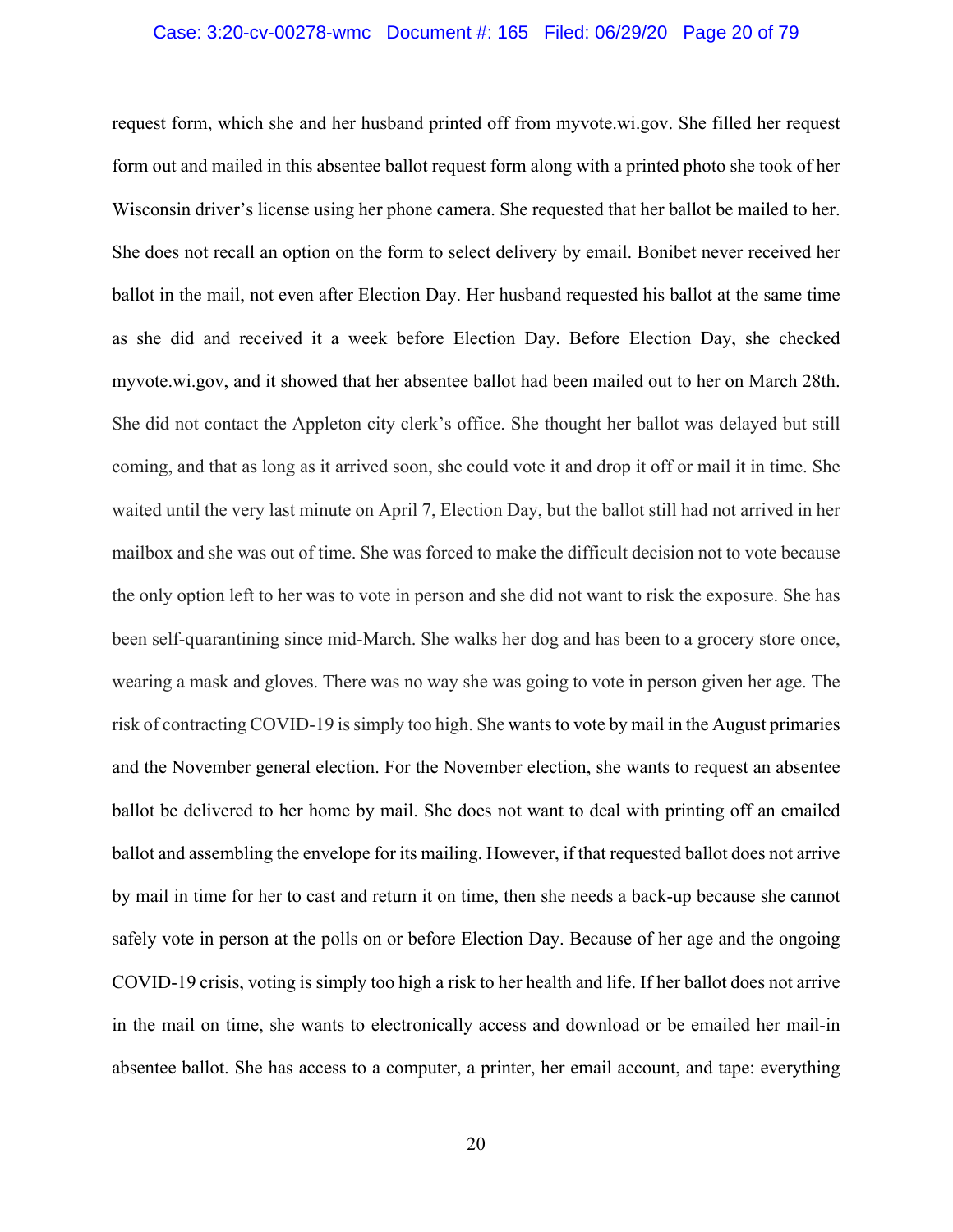request form, which she and her husband printed off from myvote.wi.gov. She filled her request form out and mailed in this absentee ballot request form along with a printed photo she took of her Wisconsin driver's license using her phone camera. She requested that her ballot be mailed to her. She does not recall an option on the form to select delivery by email. Bonibet never received her ballot in the mail, not even after Election Day. Her husband requested his ballot at the same time as she did and received it a week before Election Day. Before Election Day, she checked myvote.wi.gov, and it showed that her absentee ballot had been mailed out to her on March 28th. She did not contact the Appleton city clerk's office. She thought her ballot was delayed but still coming, and that as long as it arrived soon, she could vote it and drop it off or mail it in time. She waited until the very last minute on April 7, Election Day, but the ballot still had not arrived in her mailbox and she was out of time. She was forced to make the difficult decision not to vote because the only option left to her was to vote in person and she did not want to risk the exposure. She has been self-quarantining since mid-March. She walks her dog and has been to a grocery store once, wearing a mask and gloves. There was no way she was going to vote in person given her age. The risk of contracting COVID-19 is simply too high. She wants to vote by mail in the August primaries and the November general election. For the November election, she wants to request an absentee ballot be delivered to her home by mail. She does not want to deal with printing off an emailed ballot and assembling the envelope for its mailing. However, if that requested ballot does not arrive by mail in time for her to cast and return it on time, then she needs a back-up because she cannot safely vote in person at the polls on or before Election Day. Because of her age and the ongoing COVID-19 crisis, voting is simply too high a risk to her health and life. If her ballot does not arrive in the mail on time, she wants to electronically access and download or be emailed her mail-in absentee ballot. She has access to a computer, a printer, her email account, and tape: everything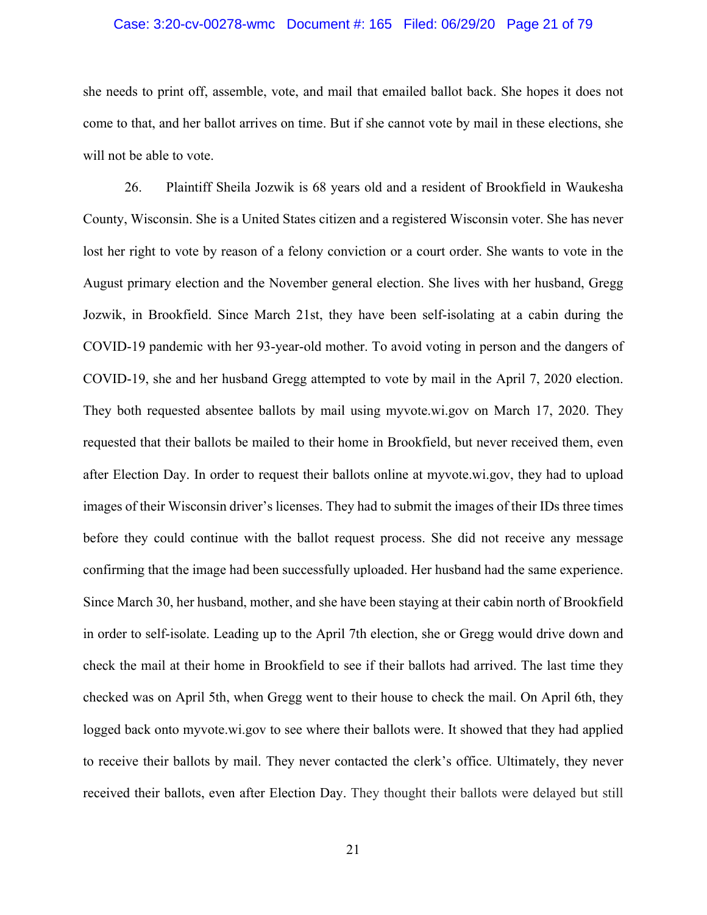she needs to print off, assemble, vote, and mail that emailed ballot back. She hopes it does not come to that, and her ballot arrives on time. But if she cannot vote by mail in these elections, she will not be able to vote.

26. Plaintiff Sheila Jozwik is 68 years old and a resident of Brookfield in Waukesha County, Wisconsin. She is a United States citizen and a registered Wisconsin voter. She has never lost her right to vote by reason of a felony conviction or a court order. She wants to vote in the August primary election and the November general election. She lives with her husband, Gregg Jozwik, in Brookfield. Since March 21st, they have been self-isolating at a cabin during the COVID-19 pandemic with her 93-year-old mother. To avoid voting in person and the dangers of COVID-19, she and her husband Gregg attempted to vote by mail in the April 7, 2020 election. They both requested absentee ballots by mail using myvote.wi.gov on March 17, 2020. They requested that their ballots be mailed to their home in Brookfield, but never received them, even after Election Day. In order to request their ballots online at myvote.wi.gov, they had to upload images of their Wisconsin driver's licenses. They had to submit the images of their IDs three times before they could continue with the ballot request process. She did not receive any message confirming that the image had been successfully uploaded. Her husband had the same experience. Since March 30, her husband, mother, and she have been staying at their cabin north of Brookfield in order to self-isolate. Leading up to the April 7th election, she or Gregg would drive down and check the mail at their home in Brookfield to see if their ballots had arrived. The last time they checked was on April 5th, when Gregg went to their house to check the mail. On April 6th, they logged back onto myvote.wi.gov to see where their ballots were. It showed that they had applied to receive their ballots by mail. They never contacted the clerk's office. Ultimately, they never received their ballots, even after Election Day. They thought their ballots were delayed but still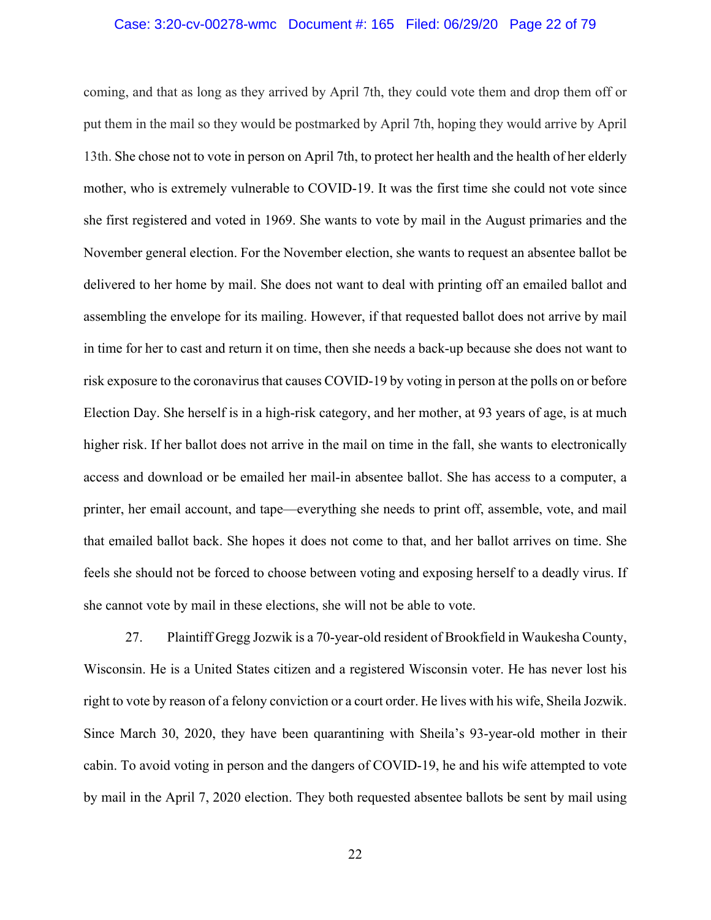coming, and that as long as they arrived by April 7th, they could vote them and drop them off or put them in the mail so they would be postmarked by April 7th, hoping they would arrive by April 13th. She chose not to vote in person on April 7th, to protect her health and the health of her elderly mother, who is extremely vulnerable to COVID-19. It was the first time she could not vote since she first registered and voted in 1969. She wants to vote by mail in the August primaries and the November general election. For the November election, she wants to request an absentee ballot be delivered to her home by mail. She does not want to deal with printing off an emailed ballot and assembling the envelope for its mailing. However, if that requested ballot does not arrive by mail in time for her to cast and return it on time, then she needs a back-up because she does not want to risk exposure to the coronavirus that causes COVID-19 by voting in person at the polls on or before Election Day. She herself is in a high-risk category, and her mother, at 93 years of age, is at much higher risk. If her ballot does not arrive in the mail on time in the fall, she wants to electronically access and download or be emailed her mail-in absentee ballot. She has access to a computer, a printer, her email account, and tape—everything she needs to print off, assemble, vote, and mail that emailed ballot back. She hopes it does not come to that, and her ballot arrives on time. She feels she should not be forced to choose between voting and exposing herself to a deadly virus. If she cannot vote by mail in these elections, she will not be able to vote.

27. Plaintiff Gregg Jozwik is a 70-year-old resident of Brookfield in Waukesha County, Wisconsin. He is a United States citizen and a registered Wisconsin voter. He has never lost his right to vote by reason of a felony conviction or a court order. He lives with his wife, Sheila Jozwik. Since March 30, 2020, they have been quarantining with Sheila's 93-year-old mother in their cabin. To avoid voting in person and the dangers of COVID-19, he and his wife attempted to vote by mail in the April 7, 2020 election. They both requested absentee ballots be sent by mail using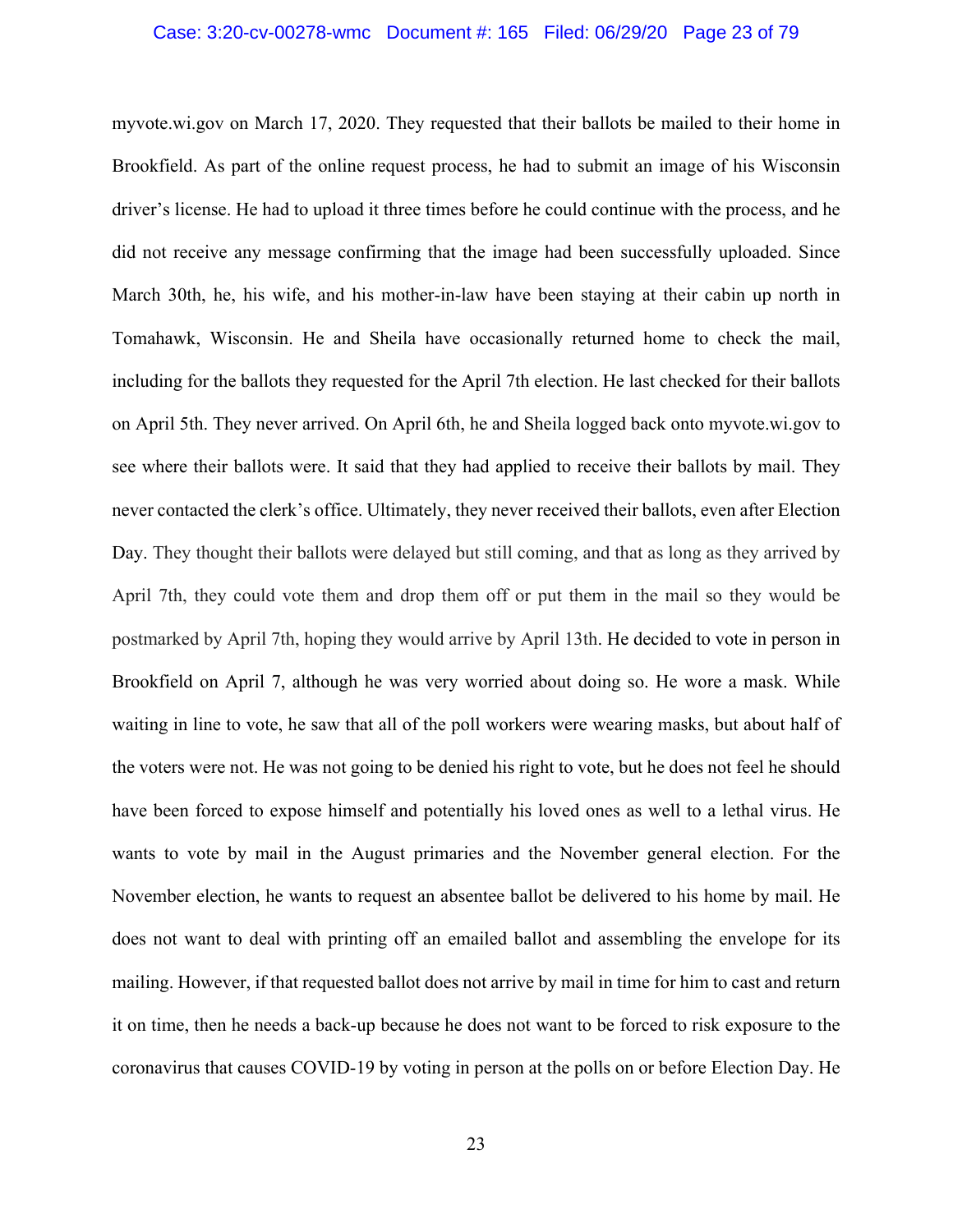myvote.wi.gov on March 17, 2020. They requested that their ballots be mailed to their home in Brookfield. As part of the online request process, he had to submit an image of his Wisconsin driver's license. He had to upload it three times before he could continue with the process, and he did not receive any message confirming that the image had been successfully uploaded. Since March 30th, he, his wife, and his mother-in-law have been staying at their cabin up north in Tomahawk, Wisconsin. He and Sheila have occasionally returned home to check the mail, including for the ballots they requested for the April 7th election. He last checked for their ballots on April 5th. They never arrived. On April 6th, he and Sheila logged back onto myvote.wi.gov to see where their ballots were. It said that they had applied to receive their ballots by mail. They never contacted the clerk's office. Ultimately, they never received their ballots, even after Election Day. They thought their ballots were delayed but still coming, and that as long as they arrived by April 7th, they could vote them and drop them off or put them in the mail so they would be postmarked by April 7th, hoping they would arrive by April 13th. He decided to vote in person in Brookfield on April 7, although he was very worried about doing so. He wore a mask. While waiting in line to vote, he saw that all of the poll workers were wearing masks, but about half of the voters were not. He was not going to be denied his right to vote, but he does not feel he should have been forced to expose himself and potentially his loved ones as well to a lethal virus. He wants to vote by mail in the August primaries and the November general election. For the November election, he wants to request an absentee ballot be delivered to his home by mail. He does not want to deal with printing off an emailed ballot and assembling the envelope for its mailing. However, if that requested ballot does not arrive by mail in time for him to cast and return it on time, then he needs a back-up because he does not want to be forced to risk exposure to the coronavirus that causes COVID-19 by voting in person at the polls on or before Election Day. He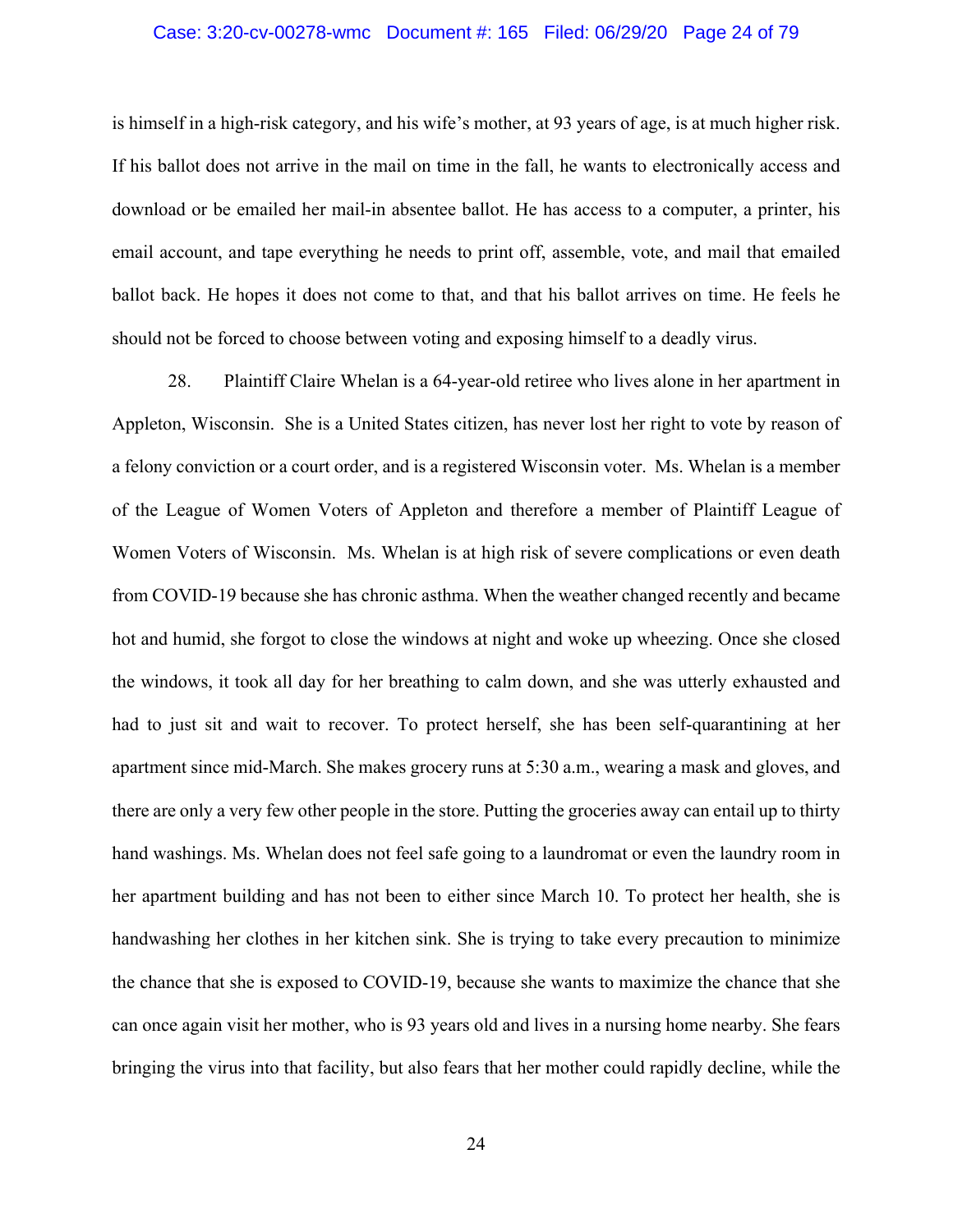is himself in a high-risk category, and his wife's mother, at 93 years of age, is at much higher risk. If his ballot does not arrive in the mail on time in the fall, he wants to electronically access and download or be emailed her mail-in absentee ballot. He has access to a computer, a printer, his email account, and tape everything he needs to print off, assemble, vote, and mail that emailed ballot back. He hopes it does not come to that, and that his ballot arrives on time. He feels he should not be forced to choose between voting and exposing himself to a deadly virus.

28. Plaintiff Claire Whelan is a 64-year-old retiree who lives alone in her apartment in Appleton, Wisconsin. She is a United States citizen, has never lost her right to vote by reason of a felony conviction or a court order, and is a registered Wisconsin voter. Ms. Whelan is a member of the League of Women Voters of Appleton and therefore a member of Plaintiff League of Women Voters of Wisconsin. Ms. Whelan is at high risk of severe complications or even death from COVID-19 because she has chronic asthma. When the weather changed recently and became hot and humid, she forgot to close the windows at night and woke up wheezing. Once she closed the windows, it took all day for her breathing to calm down, and she was utterly exhausted and had to just sit and wait to recover. To protect herself, she has been self-quarantining at her apartment since mid-March. She makes grocery runs at 5:30 a.m., wearing a mask and gloves, and there are only a very few other people in the store. Putting the groceries away can entail up to thirty hand washings. Ms. Whelan does not feel safe going to a laundromat or even the laundry room in her apartment building and has not been to either since March 10. To protect her health, she is handwashing her clothes in her kitchen sink. She is trying to take every precaution to minimize the chance that she is exposed to COVID-19, because she wants to maximize the chance that she can once again visit her mother, who is 93 years old and lives in a nursing home nearby. She fears bringing the virus into that facility, but also fears that her mother could rapidly decline, while the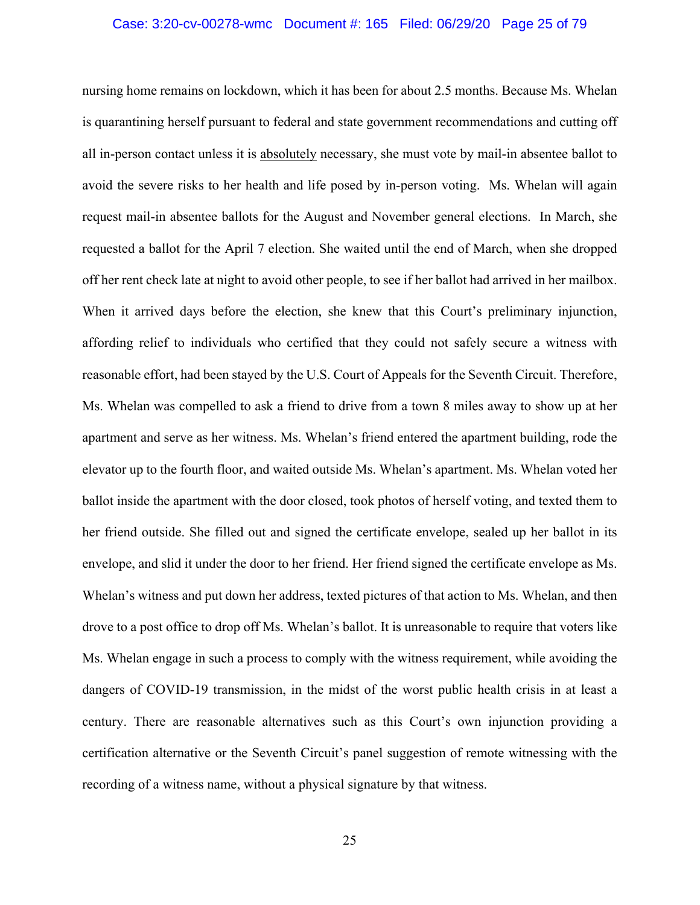nursing home remains on lockdown, which it has been for about 2.5 months. Because Ms. Whelan is quarantining herself pursuant to federal and state government recommendations and cutting off all in-person contact unless it is <u>absolutely</u> necessary, she must vote by mail-in absentee ballot to avoid the severe risks to her health and life posed by in-person voting. Ms. Whelan will again request mail-in absentee ballots for the August and November general elections. In March, she requested a ballot for the April 7 election. She waited until the end of March, when she dropped off her rent check late at night to avoid other people, to see if her ballot had arrived in her mailbox. When it arrived days before the election, she knew that this Court's preliminary injunction, affording relief to individuals who certified that they could not safely secure a witness with reasonable effort, had been stayed by the U.S. Court of Appeals for the Seventh Circuit. Therefore, Ms. Whelan was compelled to ask a friend to drive from a town 8 miles away to show up at her apartment and serve as her witness. Ms. Whelan's friend entered the apartment building, rode the elevator up to the fourth floor, and waited outside Ms. Whelan's apartment. Ms. Whelan voted her ballot inside the apartment with the door closed, took photos of herself voting, and texted them to her friend outside. She filled out and signed the certificate envelope, sealed up her ballot in its envelope, and slid it under the door to her friend. Her friend signed the certificate envelope as Ms. Whelan's witness and put down her address, texted pictures of that action to Ms. Whelan, and then drove to a post office to drop off Ms. Whelan's ballot. It is unreasonable to require that voters like Ms. Whelan engage in such a process to comply with the witness requirement, while avoiding the dangers of COVID-19 transmission, in the midst of the worst public health crisis in at least a century. There are reasonable alternatives such as this Court's own injunction providing a certification alternative or the Seventh Circuit's panel suggestion of remote witnessing with the recording of a witness name, without a physical signature by that witness.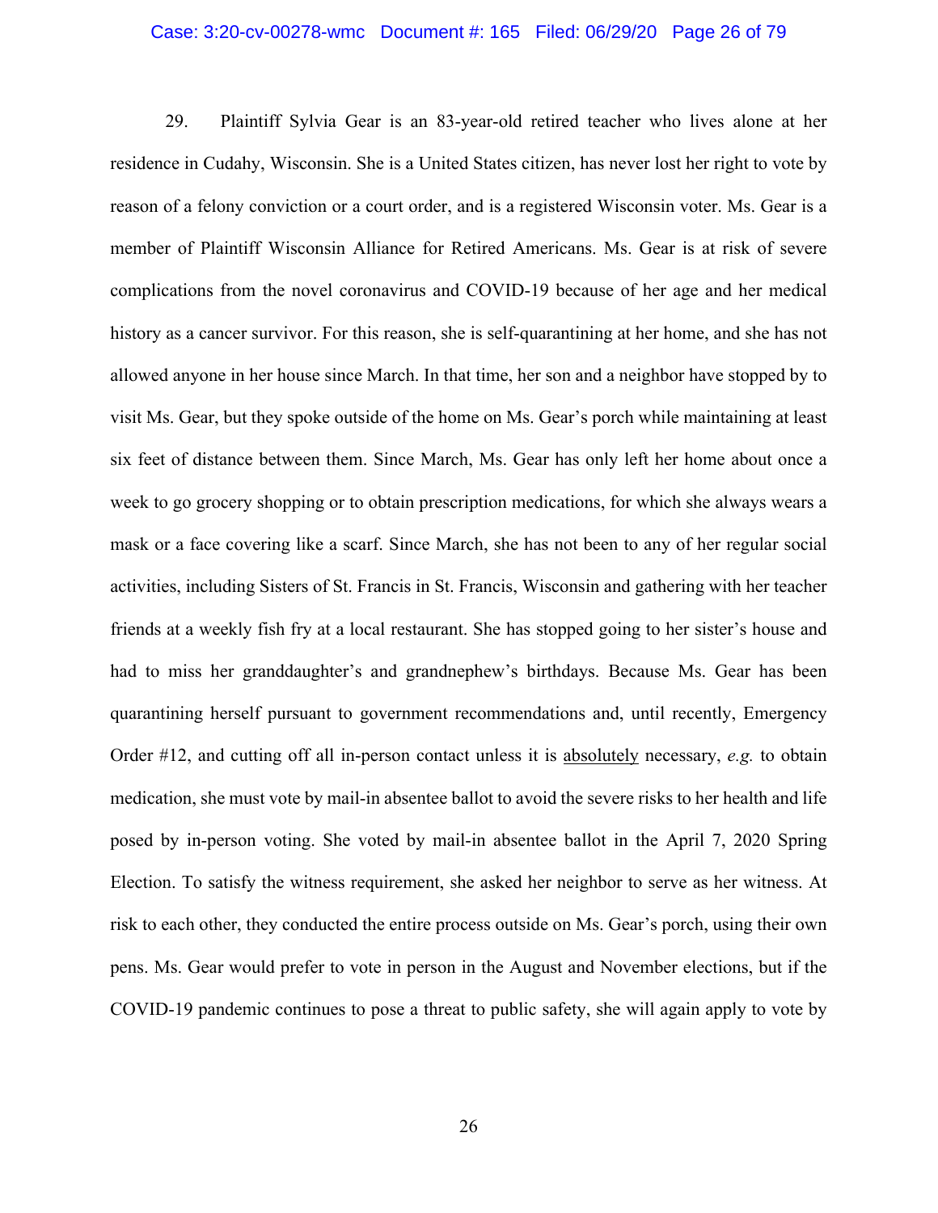29. Plaintiff Sylvia Gear is an 83-year-old retired teacher who lives alone at her residence in Cudahy, Wisconsin. She is a United States citizen, has never lost her right to vote by reason of a felony conviction or a court order, and is a registered Wisconsin voter. Ms. Gear is a member of Plaintiff Wisconsin Alliance for Retired Americans. Ms. Gear is at risk of severe complications from the novel coronavirus and COVID-19 because of her age and her medical history as a cancer survivor. For this reason, she is self-quarantining at her home, and she has not allowed anyone in her house since March. In that time, her son and a neighbor have stopped by to visit Ms. Gear, but they spoke outside of the home on Ms. Gear's porch while maintaining at least six feet of distance between them. Since March, Ms. Gear has only left her home about once a week to go grocery shopping or to obtain prescription medications, for which she always wears a mask or a face covering like a scarf. Since March, she has not been to any of her regular social activities, including Sisters of St. Francis in St. Francis, Wisconsin and gathering with her teacher friends at a weekly fish fry at a local restaurant. She has stopped going to her sister's house and had to miss her granddaughter's and grandnephew's birthdays. Because Ms. Gear has been quarantining herself pursuant to government recommendations and, until recently, Emergency Order #12, and cutting off all in-person contact unless it is <u>absolutely</u> necessary, *e.g.* to obtain medication, she must vote by mail-in absentee ballot to avoid the severe risks to her health and life posed by in-person voting. She voted by mail-in absentee ballot in the April 7, 2020 Spring Election. To satisfy the witness requirement, she asked her neighbor to serve as her witness. At risk to each other, they conducted the entire process outside on Ms. Gear's porch, using their own pens. Ms. Gear would prefer to vote in person in the August and November elections, but if the COVID-19 pandemic continues to pose a threat to public safety, she will again apply to vote by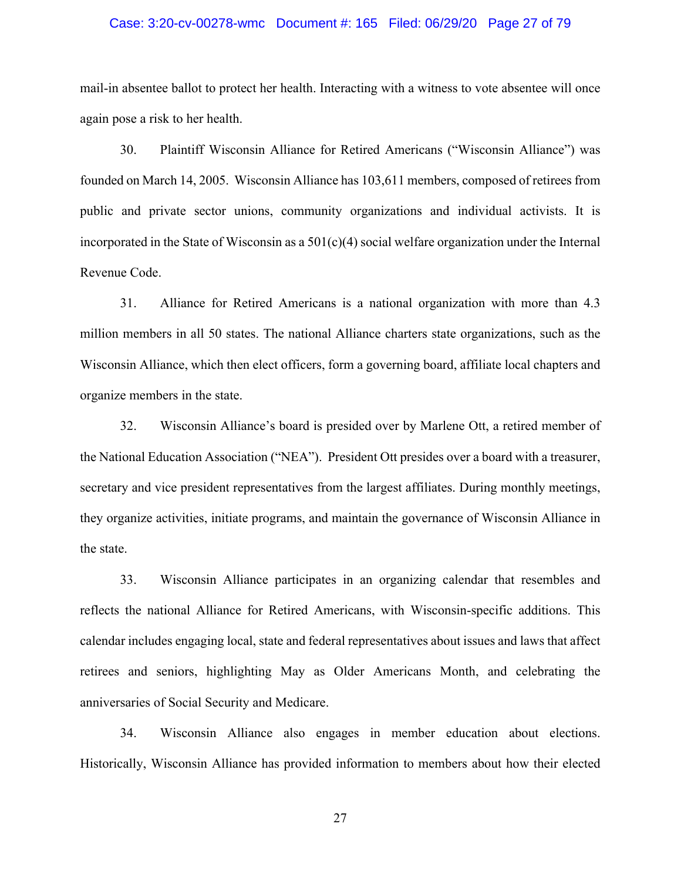mail-in absentee ballot to protect her health. Interacting with a witness to vote absentee will once again pose a risk to her health.

30. Plaintiff Wisconsin Alliance for Retired Americans ("Wisconsin Alliance") was founded on March 14, 2005. Wisconsin Alliance has 103,611 members, composed of retirees from public and private sector unions, community organizations and individual activists. It is incorporated in the State of Wisconsin as a 501(c)(4) social welfare organization under the Internal Revenue Code.

31. Alliance for Retired Americans is a national organization with more than 4.3 million members in all 50 states. The national Alliance charters state organizations, such as the Wisconsin Alliance, which then elect officers, form a governing board, affiliate local chapters and organize members in the state.

32. Wisconsin Alliance's board is presided over by Marlene Ott, a retired member of the National Education Association ("NEA"). President Ott presides over a board with a treasurer, secretary and vice president representatives from the largest affiliates. During monthly meetings, they organize activities, initiate programs, and maintain the governance of Wisconsin Alliance in the state.

33. Wisconsin Alliance participates in an organizing calendar that resembles and reflects the national Alliance for Retired Americans, with Wisconsin-specific additions. This calendar includes engaging local, state and federal representatives about issues and laws that affect retirees and seniors, highlighting May as Older Americans Month, and celebrating the anniversaries of Social Security and Medicare.

34. Wisconsin Alliance also engages in member education about elections. Historically, Wisconsin Alliance has provided information to members about how their elected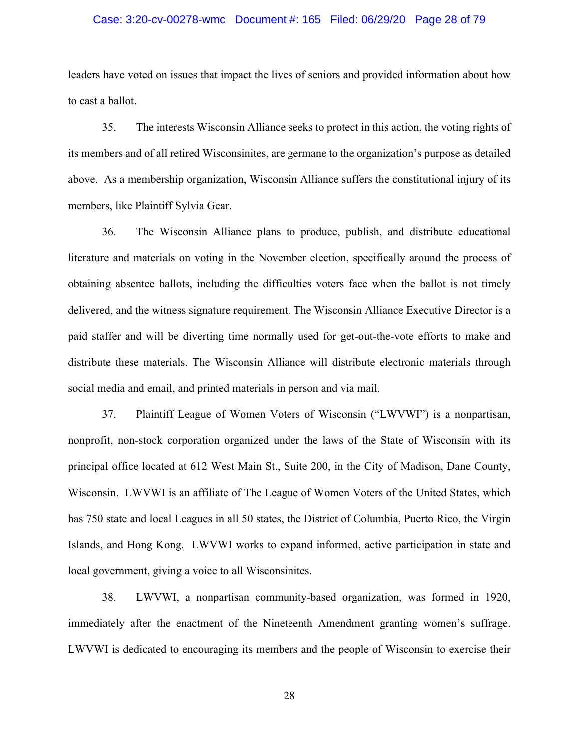leaders have voted on issues that impact the lives of seniors and provided information about how to cast a ballot.

35. The interests Wisconsin Alliance seeks to protect in this action, the voting rights of its members and of all retired Wisconsinites, are germane to the organization's purpose as detailed above. As a membership organization, Wisconsin Alliance suffers the constitutional injury of its members, like Plaintiff Sylvia Gear.

36. The Wisconsin Alliance plans to produce, publish, and distribute educational literature and materials on voting in the November election, specifically around the process of obtaining absentee ballots, including the difficulties voters face when the ballot is not timely delivered, and the witness signature requirement. The Wisconsin Alliance Executive Director is a paid staffer and will be diverting time normally used for get-out-the-vote efforts to make and distribute these materials. The Wisconsin Alliance will distribute electronic materials through social media and email, and printed materials in person and via mail.

37. Plaintiff League of Women Voters of Wisconsin ("LWVWI") is a nonpartisan, nonprofit, non-stock corporation organized under the laws of the State of Wisconsin with its principal office located at 612 West Main St., Suite 200, in the City of Madison, Dane County, Wisconsin. LWVWI is an affiliate of The League of Women Voters of the United States, which has 750 state and local Leagues in all 50 states, the District of Columbia, Puerto Rico, the Virgin Islands, and Hong Kong. LWVWI works to expand informed, active participation in state and local government, giving a voice to all Wisconsinites.

38. LWVWI, a nonpartisan community-based organization, was formed in 1920, immediately after the enactment of the Nineteenth Amendment granting women's suffrage. LWVWI is dedicated to encouraging its members and the people of Wisconsin to exercise their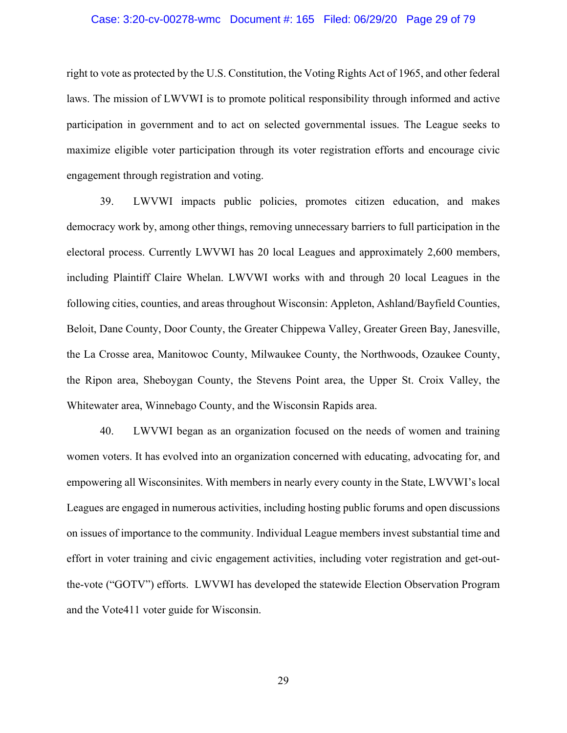right to vote as protected by the U.S. Constitution, the Voting Rights Act of 1965, and other federal laws. The mission of LWVWI is to promote political responsibility through informed and active participation in government and to act on selected governmental issues. The League seeks to maximize eligible voter participation through its voter registration efforts and encourage civic engagement through registration and voting.

39. LWVWI impacts public policies, promotes citizen education, and makes democracy work by, among other things, removing unnecessary barriers to full participation in the electoral process. Currently LWVWI has 20 local Leagues and approximately 2,600 members, including Plaintiff Claire Whelan. LWVWI works with and through 20 local Leagues in the following cities, counties, and areas throughout Wisconsin: Appleton, Ashland/Bayfield Counties, Beloit, Dane County, Door County, the Greater Chippewa Valley, Greater Green Bay, Janesville, the La Crosse area, Manitowoc County, Milwaukee County, the Northwoods, Ozaukee County, the Ripon area, Sheboygan County, the Stevens Point area, the Upper St. Croix Valley, the Whitewater area, Winnebago County, and the Wisconsin Rapids area.

40. LWVWI began as an organization focused on the needs of women and training women voters. It has evolved into an organization concerned with educating, advocating for, and empowering all Wisconsinites. With members in nearly every county in the State, LWVWI's local Leagues are engaged in numerous activities, including hosting public forums and open discussions on issues of importance to the community. Individual League members invest substantial time and effort in voter training and civic engagement activities, including voter registration and get-out-the-vote ("GOTV") efforts. LWVWI has developed the statewide Election Observation Program and the Vote411 voter guide for Wisconsin.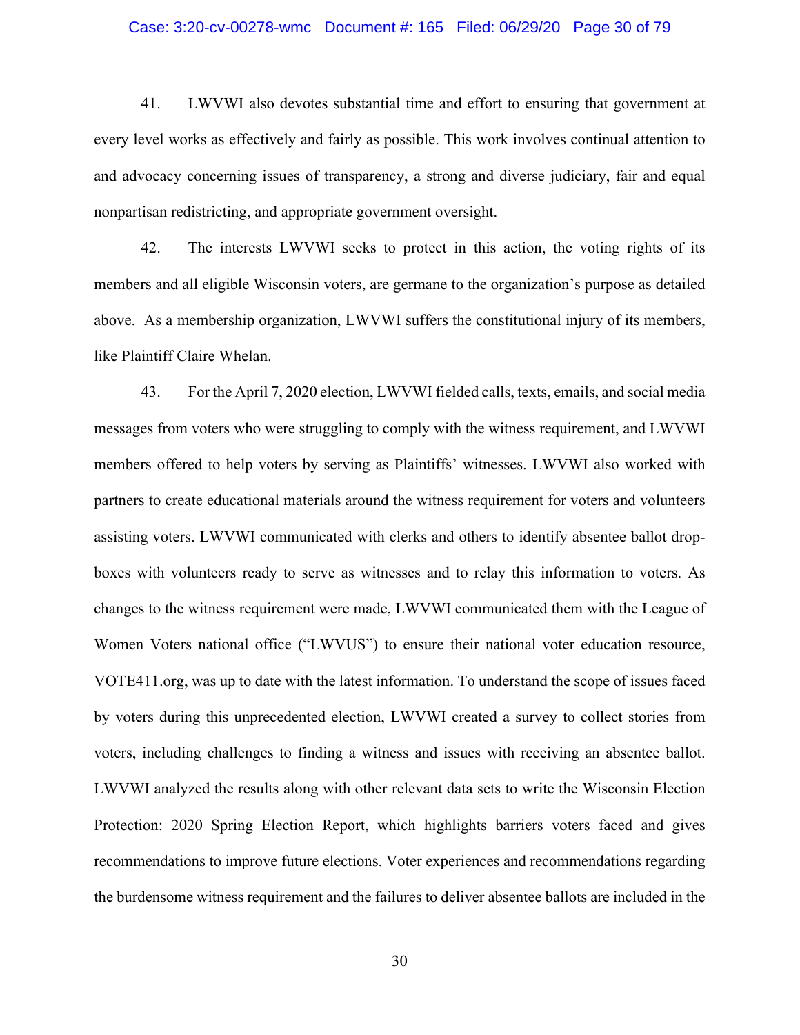41. LWVWI also devotes substantial time and effort to ensuring that government at every level works as effectively and fairly as possible. This work involves continual attention to and advocacy concerning issues of transparency, a strong and diverse judiciary, fair and equal nonpartisan redistricting, and appropriate government oversight.

42. The interests LWVWI seeks to protect in this action, the voting rights of its members and all eligible Wisconsin voters, are germane to the organization's purpose as detailed above. As a membership organization, LWVWI suffers the constitutional injury of its members, like Plaintiff Claire Whelan.

43. For the April 7, 2020 election, LWVWI fielded calls, texts, emails, and social media messages from voters who were struggling to comply with the witness requirement, and LWVWI members offered to help voters by serving as Plaintiffs' witnesses. LWVWI also worked with partners to create educational materials around the witness requirement for voters and volunteers assisting voters. LWVWI communicated with clerks and others to identify absentee ballot drop-boxes with volunteers ready to serve as witnesses and to relay this information to voters. As changes to the witness requirement were made, LWVWI communicated them with the League of Women Voters national office ("LWVUS") to ensure their national voter education resource, VOTE411.org, was up to date with the latest information. To understand the scope of issues faced by voters during this unprecedented election, LWVWI created a survey to collect stories from voters, including challenges to finding a witness and issues with receiving an absentee ballot. LWVWI analyzed the results along with other relevant data sets to write the Wisconsin Election Protection: 2020 Spring Election Report, which highlights barriers voters faced and gives recommendations to improve future elections. Voter experiences and recommendations regarding the burdensome witness requirement and the failures to deliver absentee ballots are included in the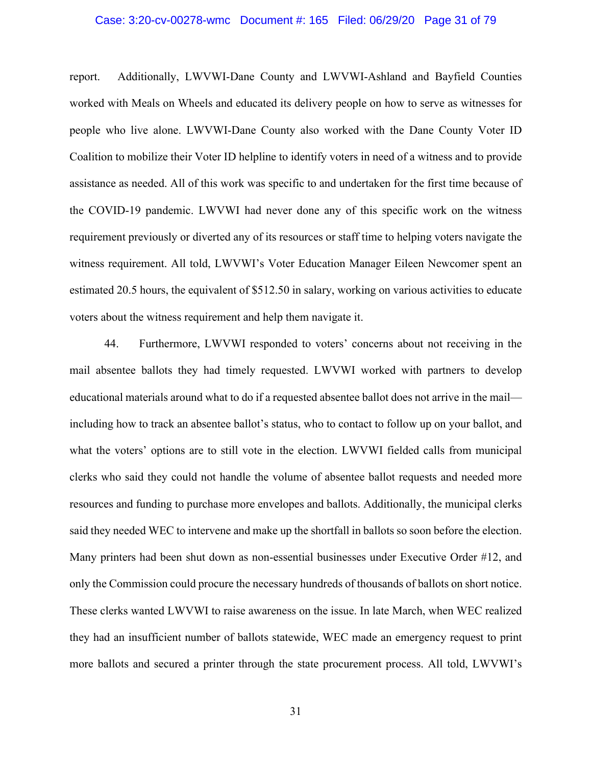report. Additionally, LWVWI-Dane County and LWVWI-Ashland and Bayfield Counties worked with Meals on Wheels and educated its delivery people on how to serve as witnesses for people who live alone. LWVWI-Dane County also worked with the Dane County Voter ID Coalition to mobilize their Voter ID helpline to identify voters in need of a witness and to provide assistance as needed. All of this work was specific to and undertaken for the first time because of the COVID-19 pandemic. LWVWI had never done any of this specific work on the witness requirement previously or diverted any of its resources or staff time to helping voters navigate the witness requirement. All told, LWVWI's Voter Education Manager Eileen Newcomer spent an estimated 20.5 hours, the equivalent of $512.50 in salary, working on various activities to educate voters about the witness requirement and help them navigate it.

44. Furthermore, LWVWI responded to voters' concerns about not receiving in the mail absentee ballots they had timely requested. LWVWI worked with partners to develop educational materials around what to do if a requested absentee ballot does not arrive in the mail—including how to track an absentee ballot's status, who to contact to follow up on your ballot, and what the voters' options are to still vote in the election. LWVWI fielded calls from municipal clerks who said they could not handle the volume of absentee ballot requests and needed more resources and funding to purchase more envelopes and ballots. Additionally, the municipal clerks said they needed WEC to intervene and make up the shortfall in ballots so soon before the election. Many printers had been shut down as non-essential businesses under Executive Order #12, and only the Commission could procure the necessary hundreds of thousands of ballots on short notice. These clerks wanted LWVWI to raise awareness on the issue. In late March, when WEC realized they had an insufficient number of ballots statewide, WEC made an emergency request to print more ballots and secured a printer through the state procurement process. All told, LWVWI's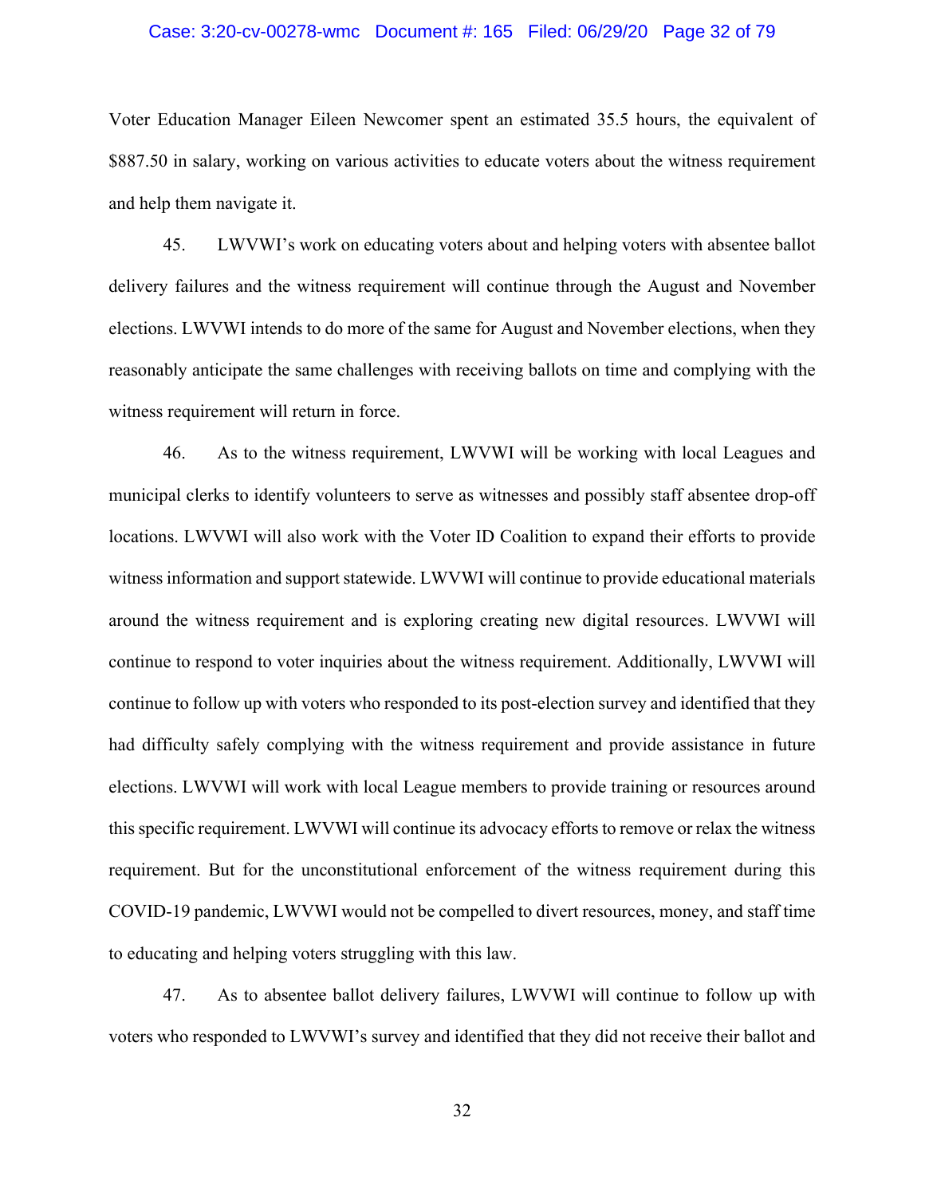Voter Education Manager Eileen Newcomer spent an estimated 35.5 hours, the equivalent of $887.50 in salary, working on various activities to educate voters about the witness requirement and help them navigate it.

45. LWVWI's work on educating voters about and helping voters with absentee ballot delivery failures and the witness requirement will continue through the August and November elections. LWVWI intends to do more of the same for August and November elections, when they reasonably anticipate the same challenges with receiving ballots on time and complying with the witness requirement will return in force.

46. As to the witness requirement, LWVWI will be working with local Leagues and municipal clerks to identify volunteers to serve as witnesses and possibly staff absentee drop-off locations. LWVWI will also work with the Voter ID Coalition to expand their efforts to provide witness information and support statewide. LWVWI will continue to provide educational materials around the witness requirement and is exploring creating new digital resources. LWVWI will continue to respond to voter inquiries about the witness requirement. Additionally, LWVWI will continue to follow up with voters who responded to its post-election survey and identified that they had difficulty safely complying with the witness requirement and provide assistance in future elections. LWVWI will work with local League members to provide training or resources around this specific requirement. LWVWI will continue its advocacy efforts to remove or relax the witness requirement. But for the unconstitutional enforcement of the witness requirement during this COVID-19 pandemic, LWVWI would not be compelled to divert resources, money, and staff time to educating and helping voters struggling with this law.

47. As to absentee ballot delivery failures, LWVWI will continue to follow up with voters who responded to LWVWI's survey and identified that they did not receive their ballot and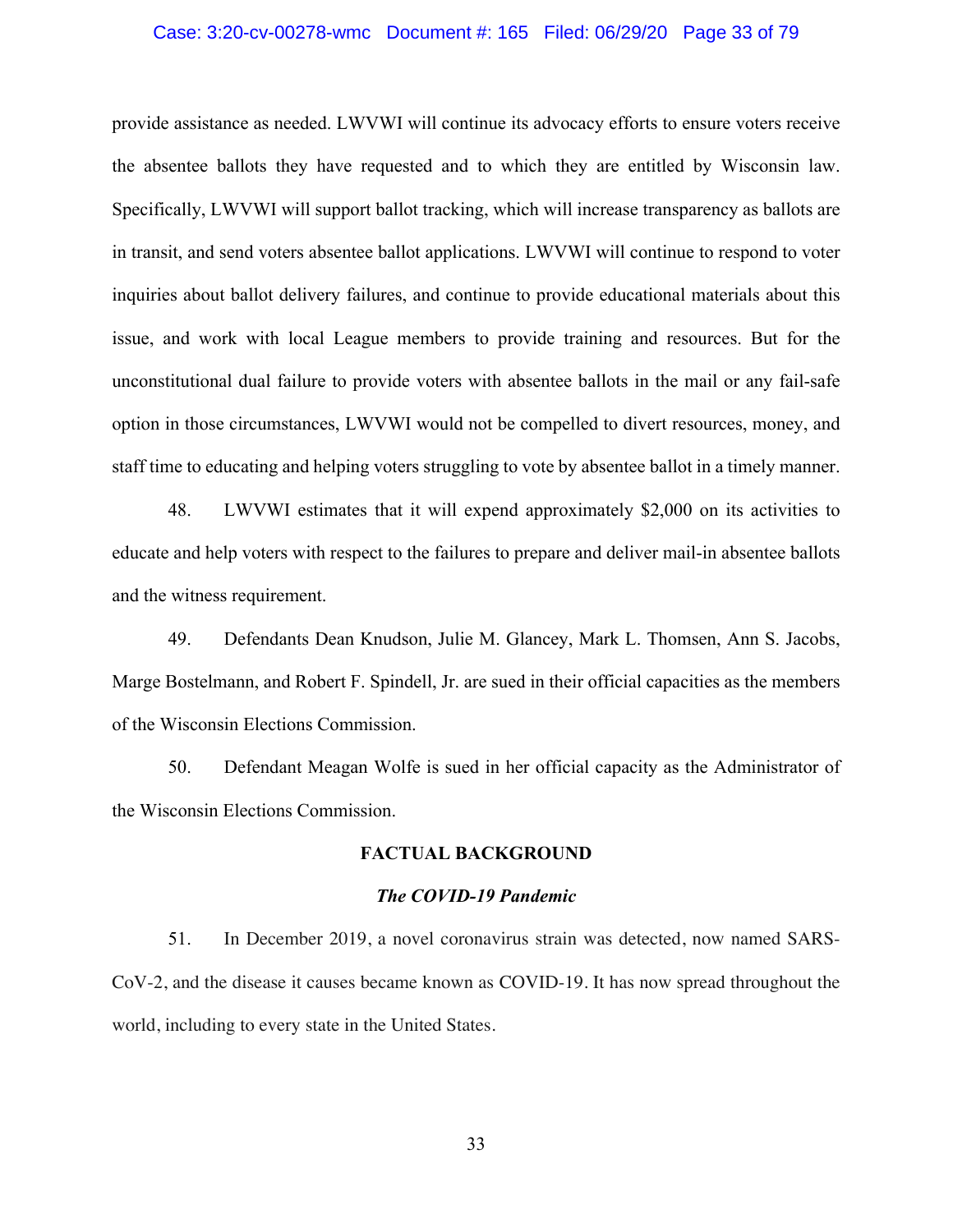provide assistance as needed. LWVWI will continue its advocacy efforts to ensure voters receive the absentee ballots they have requested and to which they are entitled by Wisconsin law. Specifically, LWVWI will support ballot tracking, which will increase transparency as ballots are in transit, and send voters absentee ballot applications. LWVWI will continue to respond to voter inquiries about ballot delivery failures, and continue to provide educational materials about this issue, and work with local League members to provide training and resources. But for the unconstitutional dual failure to provide voters with absentee ballots in the mail or any fail-safe option in those circumstances, LWVWI would not be compelled to divert resources, money, and staff time to educating and helping voters struggling to vote by absentee ballot in a timely manner.

48. LWVWI estimates that it will expend approximately $2,000 on its activities to educate and help voters with respect to the failures to prepare and deliver mail-in absentee ballots and the witness requirement.

49. Defendants Dean Knudson, Julie M. Glancey, Mark L. Thomsen, Ann S. Jacobs, Marge Bostelmann, and Robert F. Spindell, Jr. are sued in their official capacities as the members of the Wisconsin Elections Commission.

50. Defendant Meagan Wolfe is sued in her official capacity as the Administrator of the Wisconsin Elections Commission.

## FACTUAL BACKGROUND

### *The COVID-19 Pandemic*

51. In December 2019, a novel coronavirus strain was detected, now named SARS-CoV-2, and the disease it causes became known as COVID-19. It has now spread throughout the world, including to every state in the United States.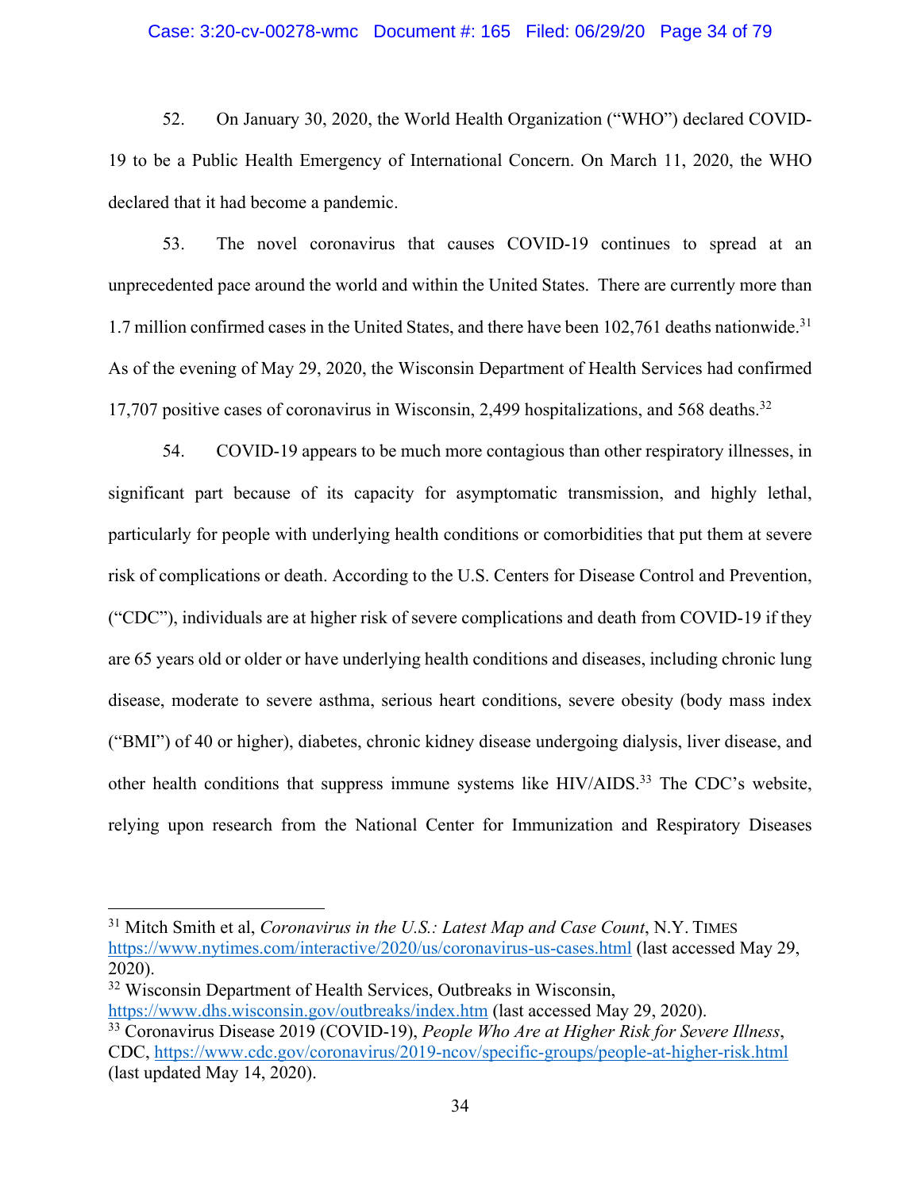52. On January 30, 2020, the World Health Organization ("WHO") declared COVID-19 to be a Public Health Emergency of International Concern. On March 11, 2020, the WHO declared that it had become a pandemic.

53. The novel coronavirus that causes COVID-19 continues to spread at an unprecedented pace around the world and within the United States. There are currently more than 1.7 million confirmed cases in the United States, and there have been 102,761 deaths nationwide.[31] As of the evening of May 29, 2020, the Wisconsin Department of Health Services had confirmed 17,707 positive cases of coronavirus in Wisconsin, 2,499 hospitalizations, and 568 deaths.[32]

54. COVID-19 appears to be much more contagious than other respiratory illnesses, in significant part because of its capacity for asymptomatic transmission, and highly lethal, particularly for people with underlying health conditions or comorbidities that put them at severe risk of complications or death. According to the U.S. Centers for Disease Control and Prevention, ("CDC"), individuals are at higher risk of severe complications and death from COVID-19 if they are 65 years old or older or have underlying health conditions and diseases, including chronic lung disease, moderate to severe asthma, serious heart conditions, severe obesity (body mass index ("BMI") of 40 or higher), diabetes, chronic kidney disease undergoing dialysis, liver disease, and other health conditions that suppress immune systems like HIV/AIDS.[33] The CDC's website, relying upon research from the National Center for Immunization and Respiratory Diseases

---

[31] Mitch Smith et al, *Coronavirus in the U.S.: Latest Map and Case Count*, N.Y. TIMES https://www.nytimes.com/interactive/2020/us/coronavirus-us-cases.html (last accessed May 29, 2020).

[32] Wisconsin Department of Health Services, Outbreaks in Wisconsin, https://www.dhs.wisconsin.gov/outbreaks/index.htm (last accessed May 29, 2020).

[33] Coronavirus Disease 2019 (COVID-19), *People Who Are at Higher Risk for Severe Illness*, CDC, https://www.cdc.gov/coronavirus/2019-ncov/specific-groups/people-at-higher-risk.html (last updated May 14, 2020).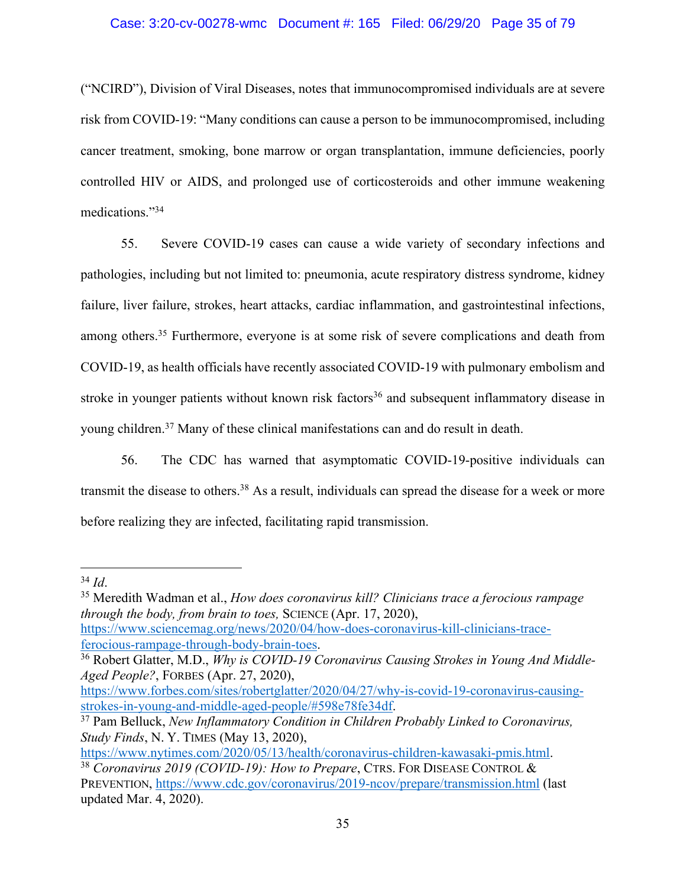("NCIRD"), Division of Viral Diseases, notes that immunocompromised individuals are at severe risk from COVID-19: "Many conditions can cause a person to be immunocompromised, including cancer treatment, smoking, bone marrow or organ transplantation, immune deficiencies, poorly controlled HIV or AIDS, and prolonged use of corticosteroids and other immune weakening medications."[34]

55. Severe COVID-19 cases can cause a wide variety of secondary infections and pathologies, including but not limited to: pneumonia, acute respiratory distress syndrome, kidney failure, liver failure, strokes, heart attacks, cardiac inflammation, and gastrointestinal infections, among others.[35] Furthermore, everyone is at some risk of severe complications and death from COVID-19, as health officials have recently associated COVID-19 with pulmonary embolism and stroke in younger patients without known risk factors[36] and subsequent inflammatory disease in young children.[37] Many of these clinical manifestations can and do result in death.

56. The CDC has warned that asymptomatic COVID-19-positive individuals can transmit the disease to others.[38] As a result, individuals can spread the disease for a week or more before realizing they are infected, facilitating rapid transmission.

---

[34] *Id*.

[35] Meredith Wadman et al., *How does coronavirus kill? Clinicians trace a ferocious rampage through the body, from brain to toes,* SCIENCE (Apr. 17, 2020), https://www.sciencemag.org/news/2020/04/how-does-coronavirus-kill-clinicians-trace-ferocious-rampage-through-body-brain-toes.

[36] Robert Glatter, M.D., *Why is COVID-19 Coronavirus Causing Strokes in Young And Middle-Aged People?*, FORBES (Apr. 27, 2020), https://www.forbes.com/sites/robertglatter/2020/04/27/why-is-covid-19-coronavirus-causing-strokes-in-young-and-middle-aged-people/#598e78fe34df.

[37] Pam Belluck, *New Inflammatory Condition in Children Probably Linked to Coronavirus, Study Finds*, N. Y. TIMES (May 13, 2020), https://www.nytimes.com/2020/05/13/health/coronavirus-children-kawasaki-pmis.html.

[38] *Coronavirus 2019 (COVID-19): How to Prepare*, CTRS. FOR DISEASE CONTROL & PREVENTION, https://www.cdc.gov/coronavirus/2019-ncov/prepare/transmission.html (last updated Mar. 4, 2020).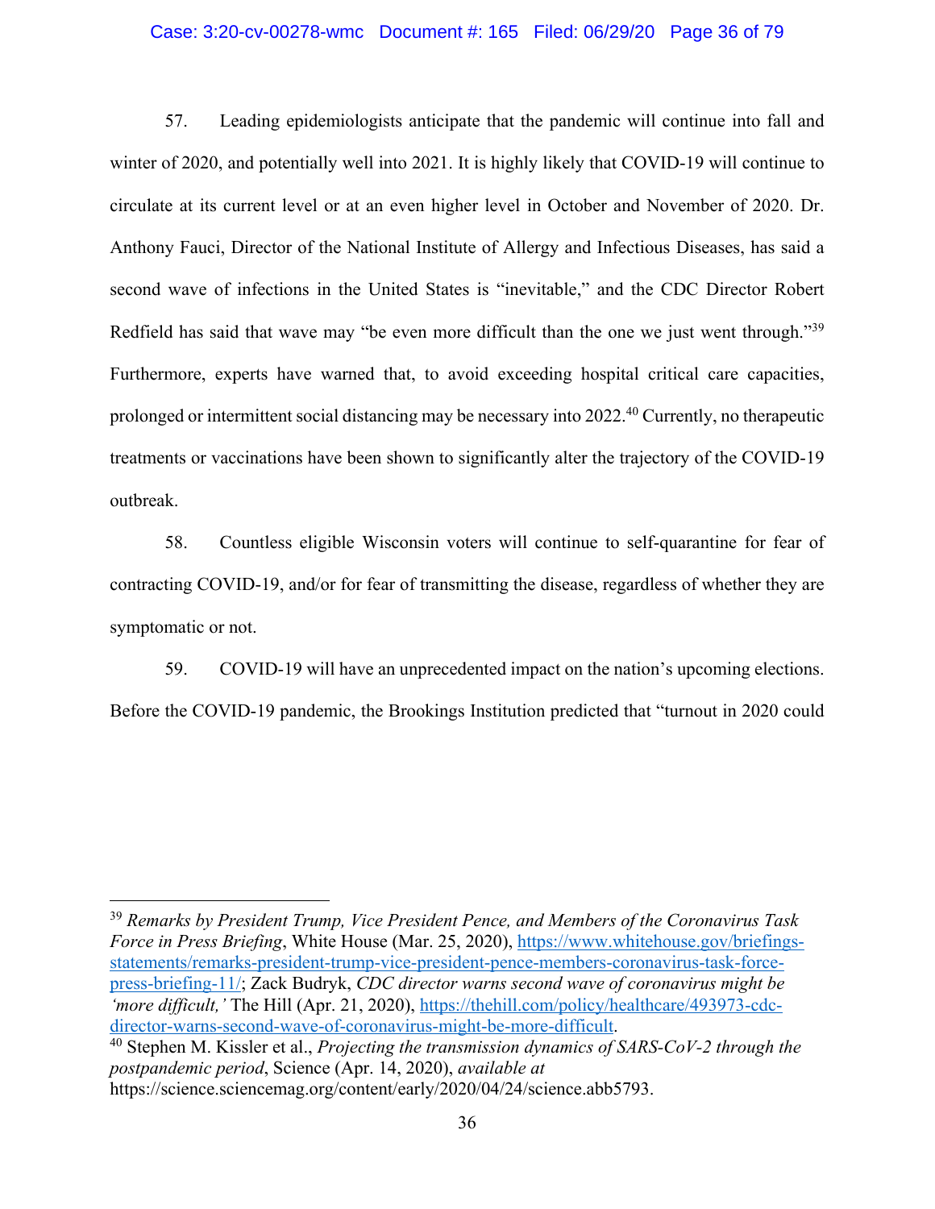57. Leading epidemiologists anticipate that the pandemic will continue into fall and winter of 2020, and potentially well into 2021. It is highly likely that COVID-19 will continue to circulate at its current level or at an even higher level in October and November of 2020. Dr. Anthony Fauci, Director of the National Institute of Allergy and Infectious Diseases, has said a second wave of infections in the United States is "inevitable," and the CDC Director Robert Redfield has said that wave may "be even more difficult than the one we just went through."[39] Furthermore, experts have warned that, to avoid exceeding hospital critical care capacities, prolonged or intermittent social distancing may be necessary into 2022.[40] Currently, no therapeutic treatments or vaccinations have been shown to significantly alter the trajectory of the COVID-19 outbreak.

58. Countless eligible Wisconsin voters will continue to self-quarantine for fear of contracting COVID-19, and/or for fear of transmitting the disease, regardless of whether they are symptomatic or not.

59. COVID-19 will have an unprecedented impact on the nation's upcoming elections. Before the COVID-19 pandemic, the Brookings Institution predicted that "turnout in 2020 could

---

[39] *Remarks by President Trump, Vice President Pence, and Members of the Coronavirus Task Force in Press Briefing*, White House (Mar. 25, 2020), https://www.whitehouse.gov/briefings-statements/remarks-president-trump-vice-president-pence-members-coronavirus-task-force-press-briefing-11/; Zack Budryk, *CDC director warns second wave of coronavirus might be 'more difficult,'* The Hill (Apr. 21, 2020), https://thehill.com/policy/healthcare/493973-cdc-director-warns-second-wave-of-coronavirus-might-be-more-difficult.

[40] Stephen M. Kissler et al., *Projecting the transmission dynamics of SARS-CoV-2 through the postpandemic period*, Science (Apr. 14, 2020), *available at* https://science.sciencemag.org/content/early/2020/04/24/science.abb5793.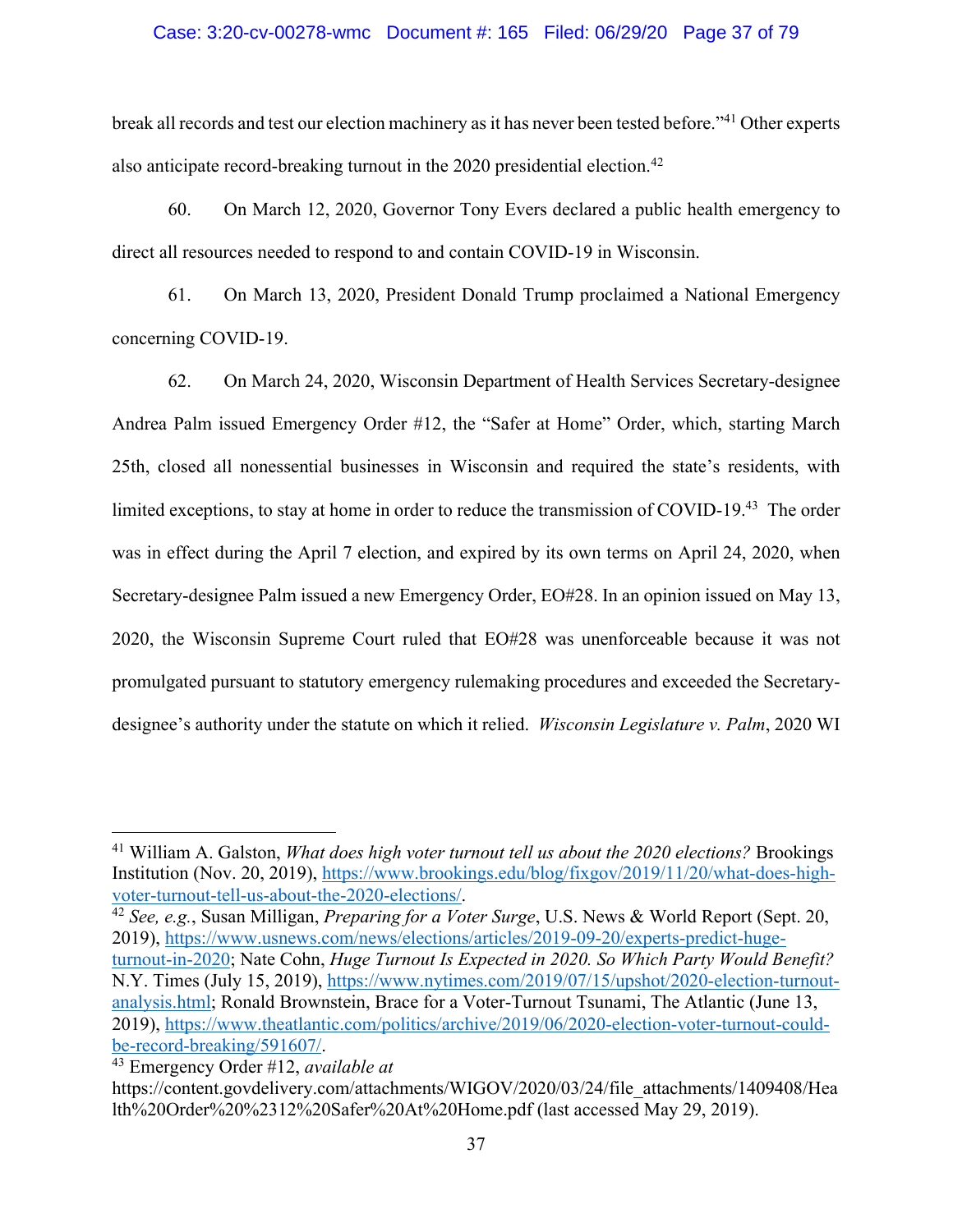break all records and test our election machinery as it has never been tested before."[41] Other experts also anticipate record-breaking turnout in the 2020 presidential election.[42]

60. On March 12, 2020, Governor Tony Evers declared a public health emergency to direct all resources needed to respond to and contain COVID-19 in Wisconsin.

61. On March 13, 2020, President Donald Trump proclaimed a National Emergency concerning COVID-19.

62. On March 24, 2020, Wisconsin Department of Health Services Secretary-designee Andrea Palm issued Emergency Order #12, the "Safer at Home" Order, which, starting March 25th, closed all nonessential businesses in Wisconsin and required the state's residents, with limited exceptions, to stay at home in order to reduce the transmission of COVID-19.[43] The order was in effect during the April 7 election, and expired by its own terms on April 24, 2020, when Secretary-designee Palm issued a new Emergency Order, EO#28. In an opinion issued on May 13, 2020, the Wisconsin Supreme Court ruled that EO#28 was unenforceable because it was not promulgated pursuant to statutory emergency rulemaking procedures and exceeded the Secretary-designee's authority under the statute on which it relied. *Wisconsin Legislature v. Palm*, 2020 WI

---

[41] William A. Galston, *What does high voter turnout tell us about the 2020 elections?* Brookings Institution (Nov. 20, 2019), https://www.brookings.edu/blog/fixgov/2019/11/20/what-does-high-voter-turnout-tell-us-about-the-2020-elections/.

[42] *See, e.g.*, Susan Milligan, *Preparing for a Voter Surge*, U.S. News & World Report (Sept. 20, 2019), https://www.usnews.com/news/elections/articles/2019-09-20/experts-predict-huge-turnout-in-2020; Nate Cohn, *Huge Turnout Is Expected in 2020. So Which Party Would Benefit?* N.Y. Times (July 15, 2019), https://www.nytimes.com/2019/07/15/upshot/2020-election-turnout-analysis.html; Ronald Brownstein, Brace for a Voter-Turnout Tsunami, The Atlantic (June 13, 2019), https://www.theatlantic.com/politics/archive/2019/06/2020-election-voter-turnout-could-be-record-breaking/591607/.

[43] Emergency Order #12, *available at* https://content.govdelivery.com/attachments/WIGOV/2020/03/24/file_attachments/1409408/Health%20Order%20%2312%20Safer%20At%20Home.pdf (last accessed May 29, 2019).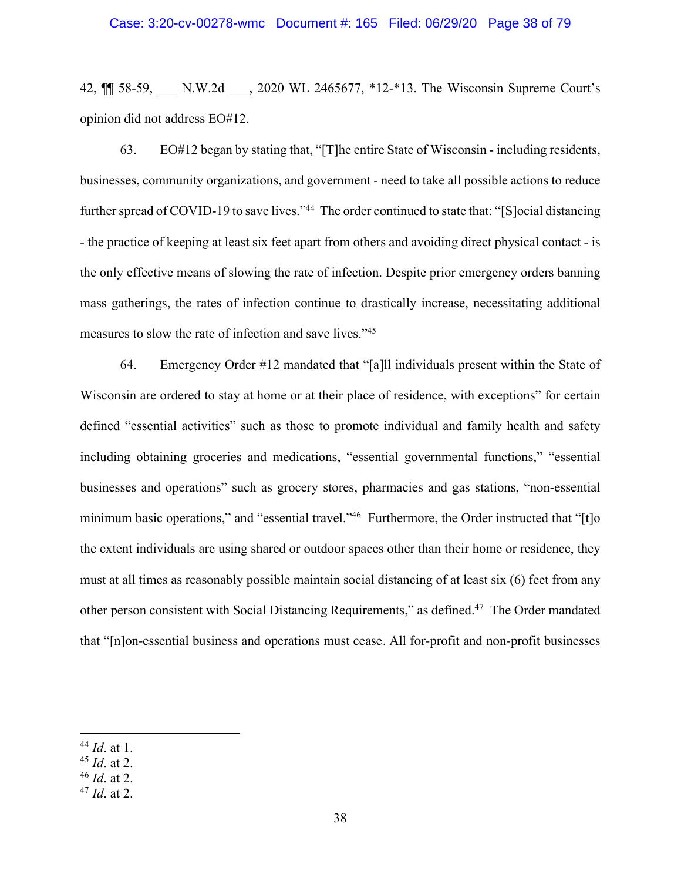42, ¶¶ 58-59, ___ N.W.2d ___, 2020 WL 2465677, *12-*13. The Wisconsin Supreme Court's opinion did not address EO#12.

63. EO#12 began by stating that, "[T]he entire State of Wisconsin - including residents, businesses, community organizations, and government - need to take all possible actions to reduce further spread of COVID-19 to save lives."[44] The order continued to state that: "[S]ocial distancing - the practice of keeping at least six feet apart from others and avoiding direct physical contact - is the only effective means of slowing the rate of infection. Despite prior emergency orders banning mass gatherings, the rates of infection continue to drastically increase, necessitating additional measures to slow the rate of infection and save lives."[45]

64. Emergency Order #12 mandated that "[a]ll individuals present within the State of Wisconsin are ordered to stay at home or at their place of residence, with exceptions" for certain defined "essential activities" such as those to promote individual and family health and safety including obtaining groceries and medications, "essential governmental functions," "essential businesses and operations" such as grocery stores, pharmacies and gas stations, "non-essential minimum basic operations," and "essential travel."[46] Furthermore, the Order instructed that "[t]o the extent individuals are using shared or outdoor spaces other than their home or residence, they must at all times as reasonably possible maintain social distancing of at least six (6) feet from any other person consistent with Social Distancing Requirements," as defined.[47] The Order mandated that "[n]on-essential business and operations must cease. All for-profit and non-profit businesses

---

[44] *Id*. at 1.
[45] *Id*. at 2.
[46] *Id*. at 2.
[47] *Id*. at 2.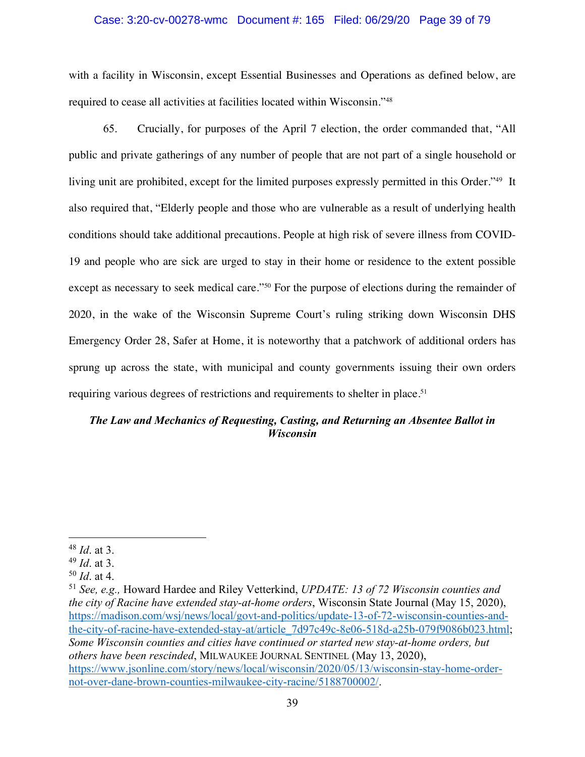with a facility in Wisconsin, except Essential Businesses and Operations as defined below, are required to cease all activities at facilities located within Wisconsin."[48]

65. Crucially, for purposes of the April 7 election, the order commanded that, "All public and private gatherings of any number of people that are not part of a single household or living unit are prohibited, except for the limited purposes expressly permitted in this Order."[49] It also required that, "Elderly people and those who are vulnerable as a result of underlying health conditions should take additional precautions. People at high risk of severe illness from COVID-19 and people who are sick are urged to stay in their home or residence to the extent possible except as necessary to seek medical care."[50] For the purpose of elections during the remainder of 2020, in the wake of the Wisconsin Supreme Court's ruling striking down Wisconsin DHS Emergency Order 28, Safer at Home, it is noteworthy that a patchwork of additional orders has sprung up across the state, with municipal and county governments issuing their own orders requiring various degrees of restrictions and requirements to shelter in place.[51]

***The Law and Mechanics of Requesting, Casting, and Returning an Absentee Ballot in Wisconsin***

---

[48] *Id.* at 3.

[49] *Id.* at 3.

[50] *Id.* at 4.

[51] *See, e.g.,* Howard Hardee and Riley Vetterkind, *UPDATE: 13 of 72 Wisconsin counties and the city of Racine have extended stay-at-home orders*, Wisconsin State Journal (May 15, 2020), https://madison.com/wsj/news/local/govt-and-politics/update-13-of-72-wisconsin-counties-and-the-city-of-racine-have-extended-stay-at/article_7d97c49c-8e06-518d-a25b-079f9086b023.html; *Some Wisconsin counties and cities have continued or started new stay-at-home orders, but others have been rescinded*, MILWAUKEE JOURNAL SENTINEL (May 13, 2020), https://www.jsonline.com/story/news/local/wisconsin/2020/05/13/wisconsin-stay-home-order-not-over-dane-brown-counties-milwaukee-city-racine/5188700002/.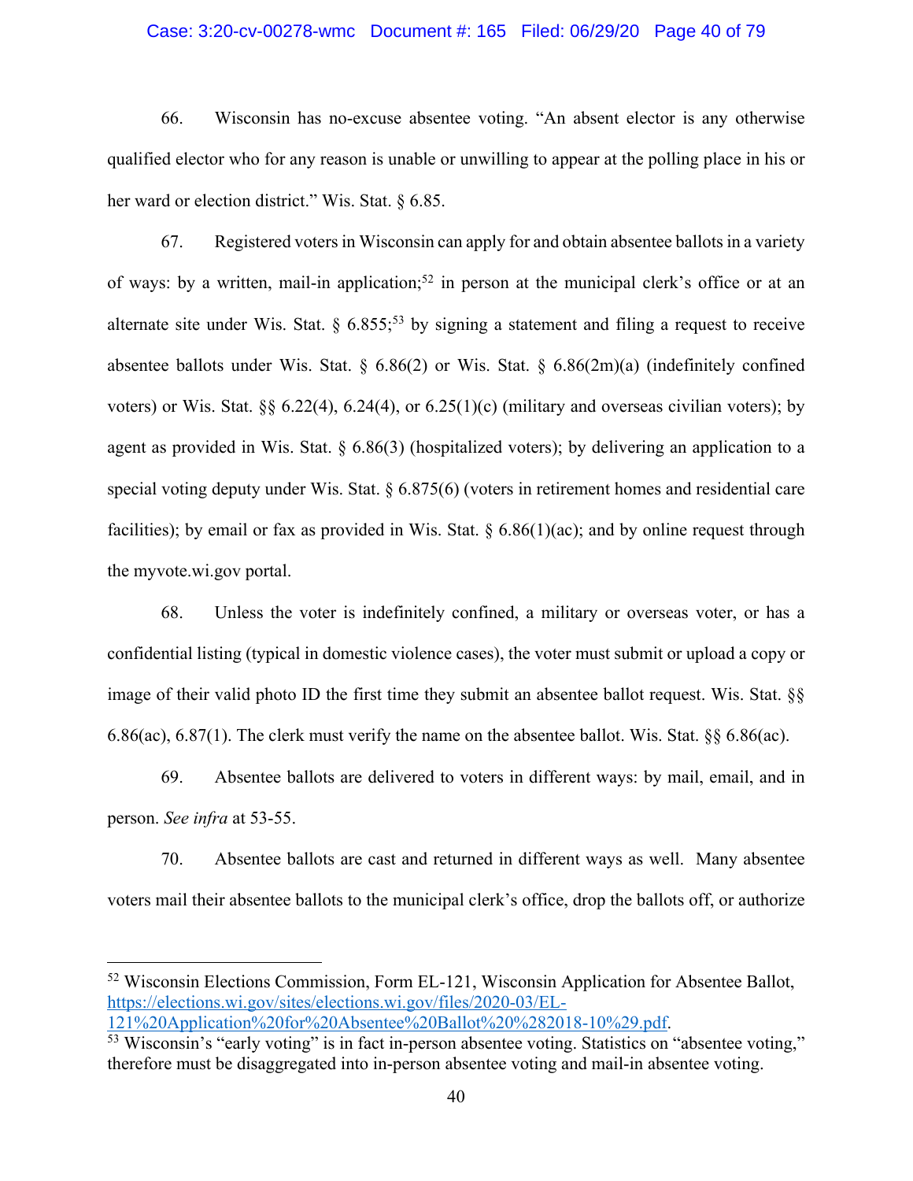66. Wisconsin has no-excuse absentee voting. "An absent elector is any otherwise qualified elector who for any reason is unable or unwilling to appear at the polling place in his or her ward or election district." Wis. Stat. § 6.85.

67. Registered voters in Wisconsin can apply for and obtain absentee ballots in a variety of ways: by a written, mail-in application;[52] in person at the municipal clerk's office or at an alternate site under Wis. Stat. § 6.855;[53] by signing a statement and filing a request to receive absentee ballots under Wis. Stat. § 6.86(2) or Wis. Stat. § 6.86(2m)(a) (indefinitely confined voters) or Wis. Stat. §§ 6.22(4), 6.24(4), or 6.25(1)(c) (military and overseas civilian voters); by agent as provided in Wis. Stat. § 6.86(3) (hospitalized voters); by delivering an application to a special voting deputy under Wis. Stat. § 6.875(6) (voters in retirement homes and residential care facilities); by email or fax as provided in Wis. Stat. § 6.86(1)(ac); and by online request through the myvote.wi.gov portal.

68. Unless the voter is indefinitely confined, a military or overseas voter, or has a confidential listing (typical in domestic violence cases), the voter must submit or upload a copy or image of their valid photo ID the first time they submit an absentee ballot request. Wis. Stat. §§ 6.86(ac), 6.87(1). The clerk must verify the name on the absentee ballot. Wis. Stat. §§ 6.86(ac).

69. Absentee ballots are delivered to voters in different ways: by mail, email, and in person. *See infra* at 53-55.

70. Absentee ballots are cast and returned in different ways as well. Many absentee voters mail their absentee ballots to the municipal clerk's office, drop the ballots off, or authorize

---

[52] Wisconsin Elections Commission, Form EL-121, Wisconsin Application for Absentee Ballot, https://elections.wi.gov/sites/elections.wi.gov/files/2020-03/EL-121%20Application%20for%20Absentee%20Ballot%20%282018-10%29.pdf.

[53] Wisconsin's "early voting" is in fact in-person absentee voting. Statistics on "absentee voting," therefore must be disaggregated into in-person absentee voting and mail-in absentee voting.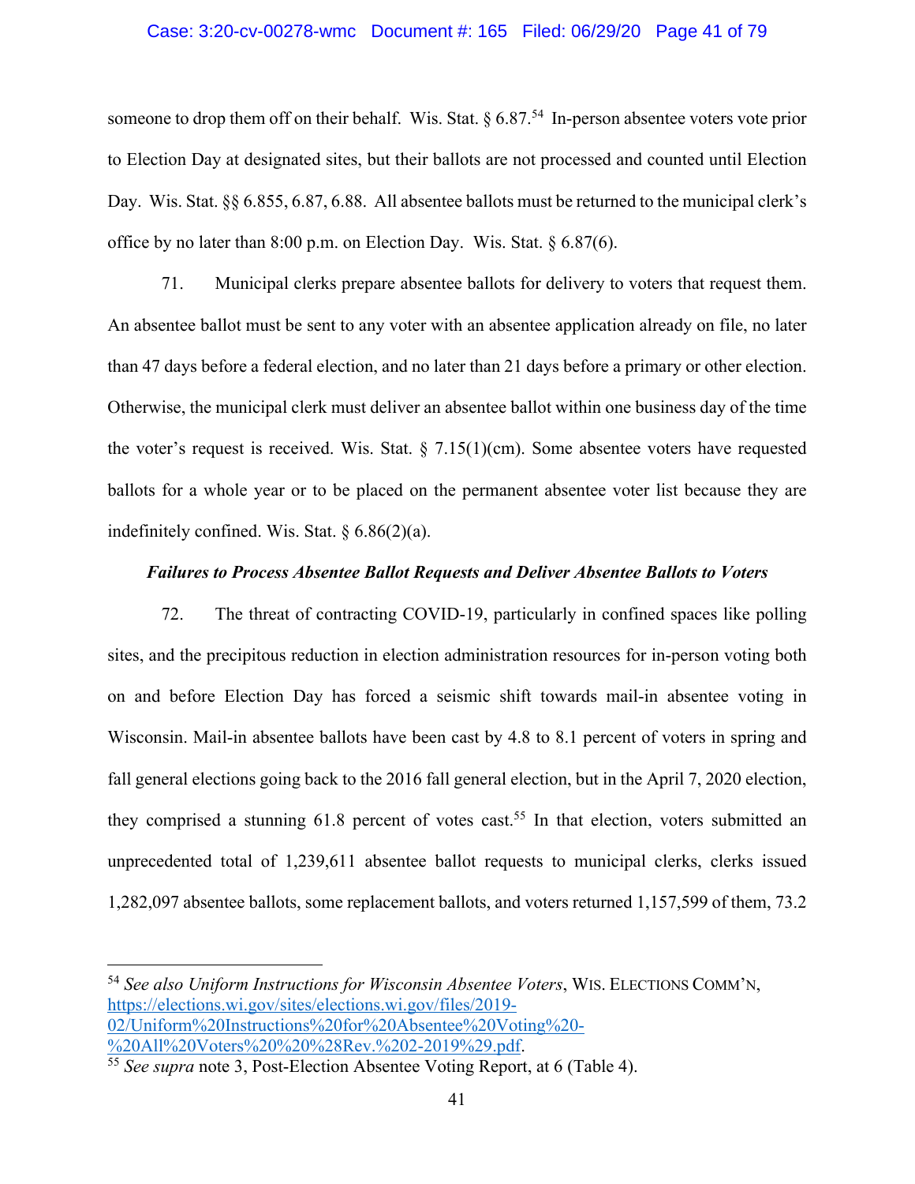someone to drop them off on their behalf. Wis. Stat. § 6.87.[54] In-person absentee voters vote prior to Election Day at designated sites, but their ballots are not processed and counted until Election Day. Wis. Stat. §§ 6.855, 6.87, 6.88. All absentee ballots must be returned to the municipal clerk's office by no later than 8:00 p.m. on Election Day. Wis. Stat. § 6.87(6).

71. Municipal clerks prepare absentee ballots for delivery to voters that request them. An absentee ballot must be sent to any voter with an absentee application already on file, no later than 47 days before a federal election, and no later than 21 days before a primary or other election. Otherwise, the municipal clerk must deliver an absentee ballot within one business day of the time the voter's request is received. Wis. Stat. § 7.15(1)(cm). Some absentee voters have requested ballots for a whole year or to be placed on the permanent absentee voter list because they are indefinitely confined. Wis. Stat. § 6.86(2)(a).

***Failures to Process Absentee Ballot Requests and Deliver Absentee Ballots to Voters***

72. The threat of contracting COVID-19, particularly in confined spaces like polling sites, and the precipitous reduction in election administration resources for in-person voting both on and before Election Day has forced a seismic shift towards mail-in absentee voting in Wisconsin. Mail-in absentee ballots have been cast by 4.8 to 8.1 percent of voters in spring and fall general elections going back to the 2016 fall general election, but in the April 7, 2020 election, they comprised a stunning 61.8 percent of votes cast.[55] In that election, voters submitted an unprecedented total of 1,239,611 absentee ballot requests to municipal clerks, clerks issued 1,282,097 absentee ballots, some replacement ballots, and voters returned 1,157,599 of them, 73.2

---

[54] *See also Uniform Instructions for Wisconsin Absentee Voters*, WIS. ELECTIONS COMM'N, https://elections.wi.gov/sites/elections.wi.gov/files/2019-02/Uniform%20Instructions%20for%20Absentee%20Voting%20-%20All%20Voters%20%20%28Rev.%202-2019%29.pdf.

[55] *See supra* note 3, Post-Election Absentee Voting Report, at 6 (Table 4).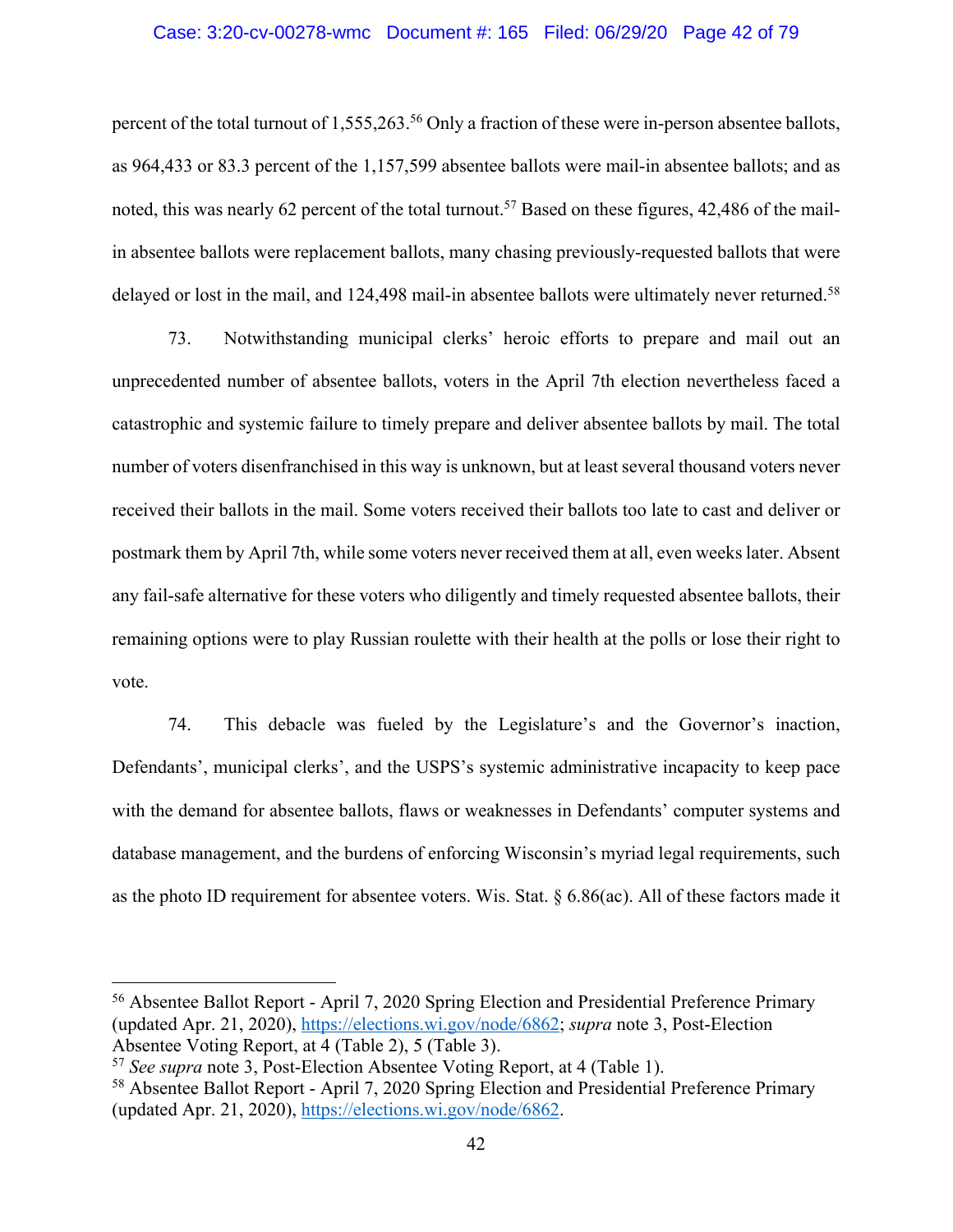percent of the total turnout of 1,555,263.[56] Only a fraction of these were in-person absentee ballots, as 964,433 or 83.3 percent of the 1,157,599 absentee ballots were mail-in absentee ballots; and as noted, this was nearly 62 percent of the total turnout.[57] Based on these figures, 42,486 of the mail-in absentee ballots were replacement ballots, many chasing previously-requested ballots that were delayed or lost in the mail, and 124,498 mail-in absentee ballots were ultimately never returned.[58]

73. Notwithstanding municipal clerks' heroic efforts to prepare and mail out an unprecedented number of absentee ballots, voters in the April 7th election nevertheless faced a catastrophic and systemic failure to timely prepare and deliver absentee ballots by mail. The total number of voters disenfranchised in this way is unknown, but at least several thousand voters never received their ballots in the mail. Some voters received their ballots too late to cast and deliver or postmark them by April 7th, while some voters never received them at all, even weeks later. Absent any fail-safe alternative for these voters who diligently and timely requested absentee ballots, their remaining options were to play Russian roulette with their health at the polls or lose their right to vote.

74. This debacle was fueled by the Legislature's and the Governor's inaction, Defendants', municipal clerks', and the USPS's systemic administrative incapacity to keep pace with the demand for absentee ballots, flaws or weaknesses in Defendants' computer systems and database management, and the burdens of enforcing Wisconsin's myriad legal requirements, such as the photo ID requirement for absentee voters. Wis. Stat. § 6.86(ac). All of these factors made it

---

[56] Absentee Ballot Report - April 7, 2020 Spring Election and Presidential Preference Primary (updated Apr. 21, 2020), https://elections.wi.gov/node/6862; *supra* note 3, Post-Election Absentee Voting Report, at 4 (Table 2), 5 (Table 3).

[57] *See supra* note 3, Post-Election Absentee Voting Report, at 4 (Table 1).

[58] Absentee Ballot Report - April 7, 2020 Spring Election and Presidential Preference Primary (updated Apr. 21, 2020), https://elections.wi.gov/node/6862.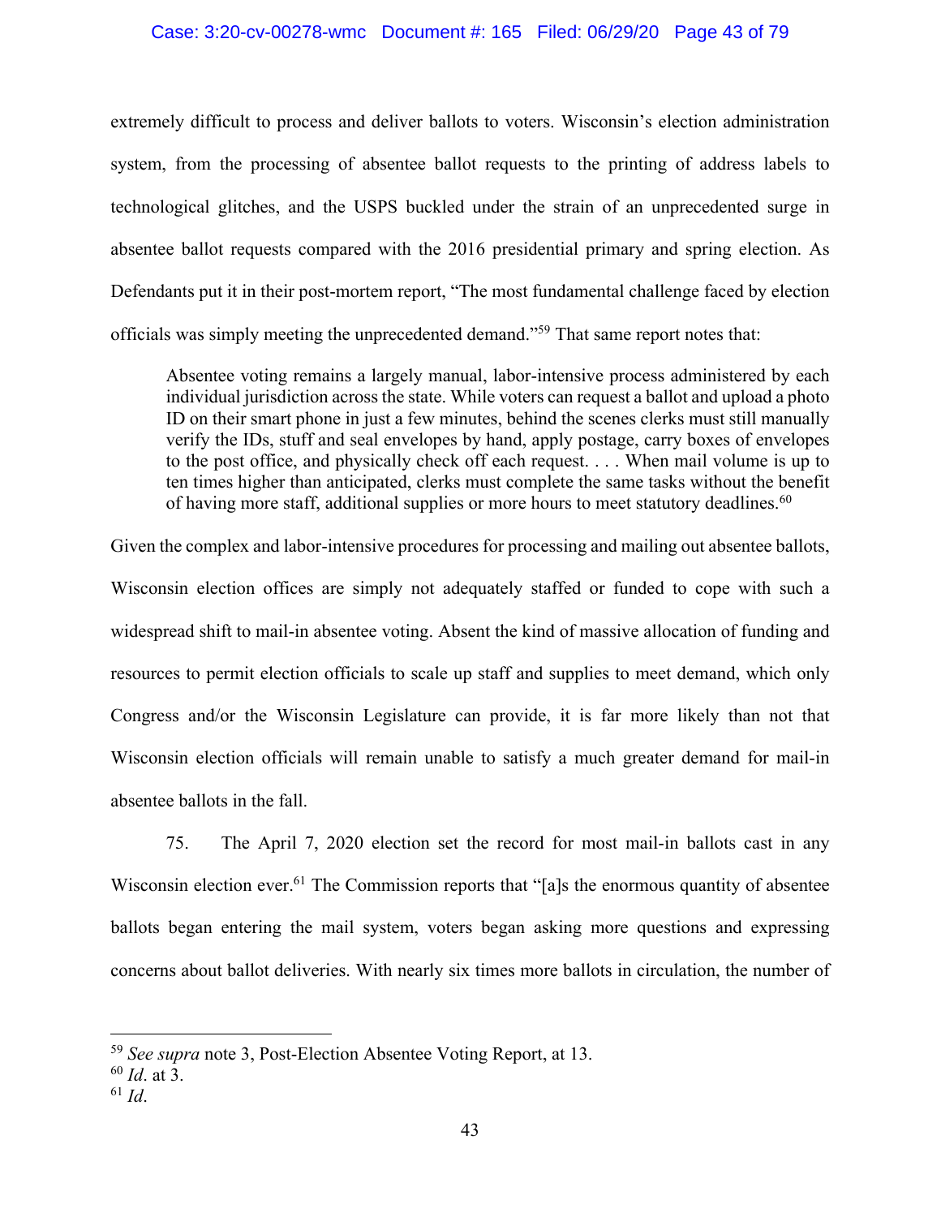extremely difficult to process and deliver ballots to voters. Wisconsin's election administration system, from the processing of absentee ballot requests to the printing of address labels to technological glitches, and the USPS buckled under the strain of an unprecedented surge in absentee ballot requests compared with the 2016 presidential primary and spring election. As Defendants put it in their post-mortem report, "The most fundamental challenge faced by election officials was simply meeting the unprecedented demand."[59] That same report notes that:

> Absentee voting remains a largely manual, labor-intensive process administered by each individual jurisdiction across the state. While voters can request a ballot and upload a photo ID on their smart phone in just a few minutes, behind the scenes clerks must still manually verify the IDs, stuff and seal envelopes by hand, apply postage, carry boxes of envelopes to the post office, and physically check off each request. . . . When mail volume is up to ten times higher than anticipated, clerks must complete the same tasks without the benefit of having more staff, additional supplies or more hours to meet statutory deadlines.[60]

Given the complex and labor-intensive procedures for processing and mailing out absentee ballots, Wisconsin election offices are simply not adequately staffed or funded to cope with such a widespread shift to mail-in absentee voting. Absent the kind of massive allocation of funding and resources to permit election officials to scale up staff and supplies to meet demand, which only Congress and/or the Wisconsin Legislature can provide, it is far more likely than not that Wisconsin election officials will remain unable to satisfy a much greater demand for mail-in absentee ballots in the fall.

75. The April 7, 2020 election set the record for most mail-in ballots cast in any Wisconsin election ever.[61] The Commission reports that "[a]s the enormous quantity of absentee ballots began entering the mail system, voters began asking more questions and expressing concerns about ballot deliveries. With nearly six times more ballots in circulation, the number of

---

[59] *See supra* note 3, Post-Election Absentee Voting Report, at 13.

[60] *Id*. at 3.

[61] *Id*.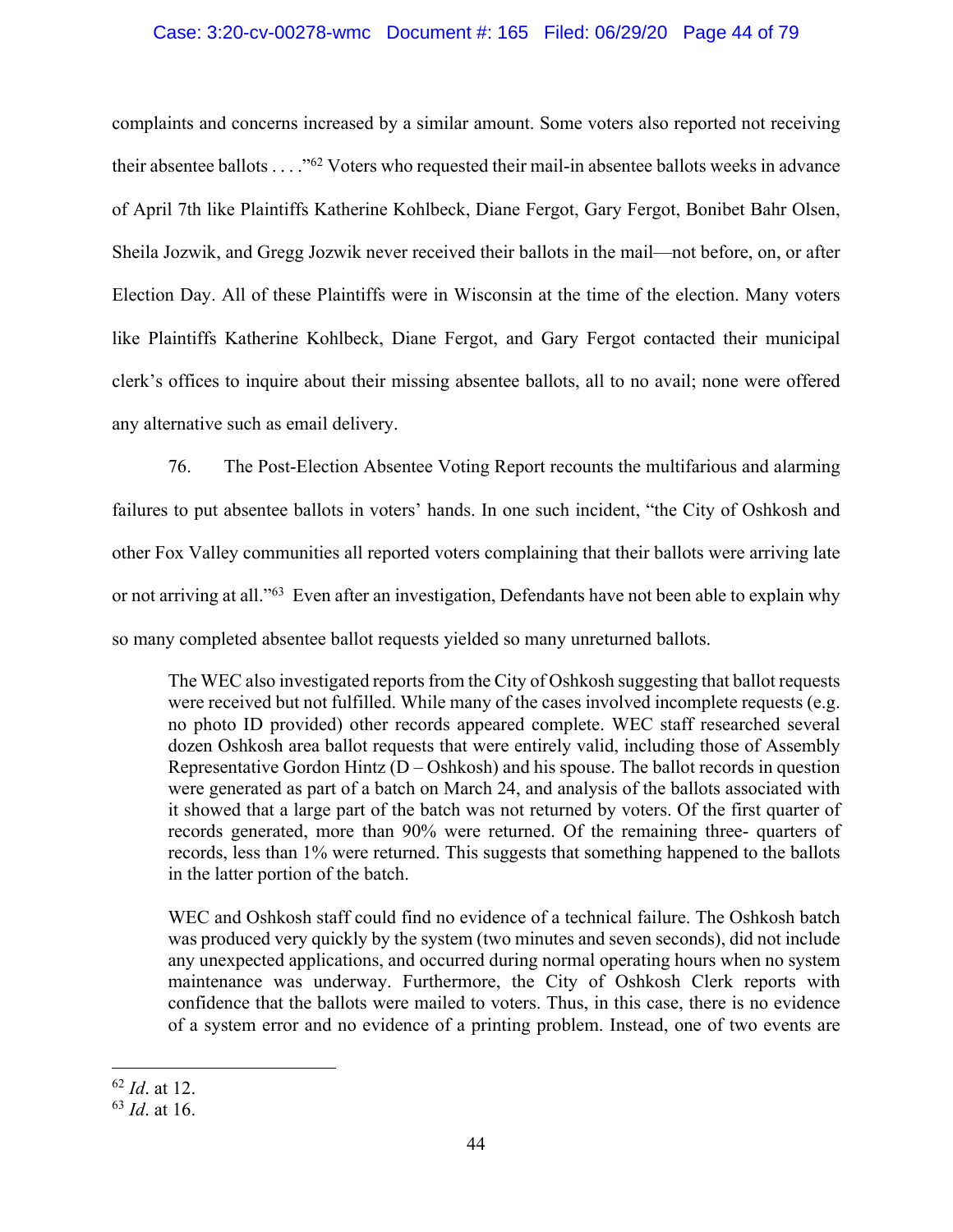complaints and concerns increased by a similar amount. Some voters also reported not receiving their absentee ballots . . . ."[62] Voters who requested their mail-in absentee ballots weeks in advance of April 7th like Plaintiffs Katherine Kohlbeck, Diane Fergot, Gary Fergot, Bonibet Bahr Olsen, Sheila Jozwik, and Gregg Jozwik never received their ballots in the mail—not before, on, or after Election Day. All of these Plaintiffs were in Wisconsin at the time of the election. Many voters like Plaintiffs Katherine Kohlbeck, Diane Fergot, and Gary Fergot contacted their municipal clerk's offices to inquire about their missing absentee ballots, all to no avail; none were offered any alternative such as email delivery.

76. The Post-Election Absentee Voting Report recounts the multifarious and alarming failures to put absentee ballots in voters' hands. In one such incident, "the City of Oshkosh and other Fox Valley communities all reported voters complaining that their ballots were arriving late or not arriving at all."[63] Even after an investigation, Defendants have not been able to explain why so many completed absentee ballot requests yielded so many unreturned ballots.

> The WEC also investigated reports from the City of Oshkosh suggesting that ballot requests were received but not fulfilled. While many of the cases involved incomplete requests (e.g. no photo ID provided) other records appeared complete. WEC staff researched several dozen Oshkosh area ballot requests that were entirely valid, including those of Assembly Representative Gordon Hintz (D – Oshkosh) and his spouse. The ballot records in question were generated as part of a batch on March 24, and analysis of the ballots associated with it showed that a large part of the batch was not returned by voters. Of the first quarter of records generated, more than 90% were returned. Of the remaining three- quarters of records, less than 1% were returned. This suggests that something happened to the ballots in the latter portion of the batch.
>
> WEC and Oshkosh staff could find no evidence of a technical failure. The Oshkosh batch was produced very quickly by the system (two minutes and seven seconds), did not include any unexpected applications, and occurred during normal operating hours when no system maintenance was underway. Furthermore, the City of Oshkosh Clerk reports with confidence that the ballots were mailed to voters. Thus, in this case, there is no evidence of a system error and no evidence of a printing problem. Instead, one of two events are

---

[62] *Id*. at 12.

[63] *Id*. at 16.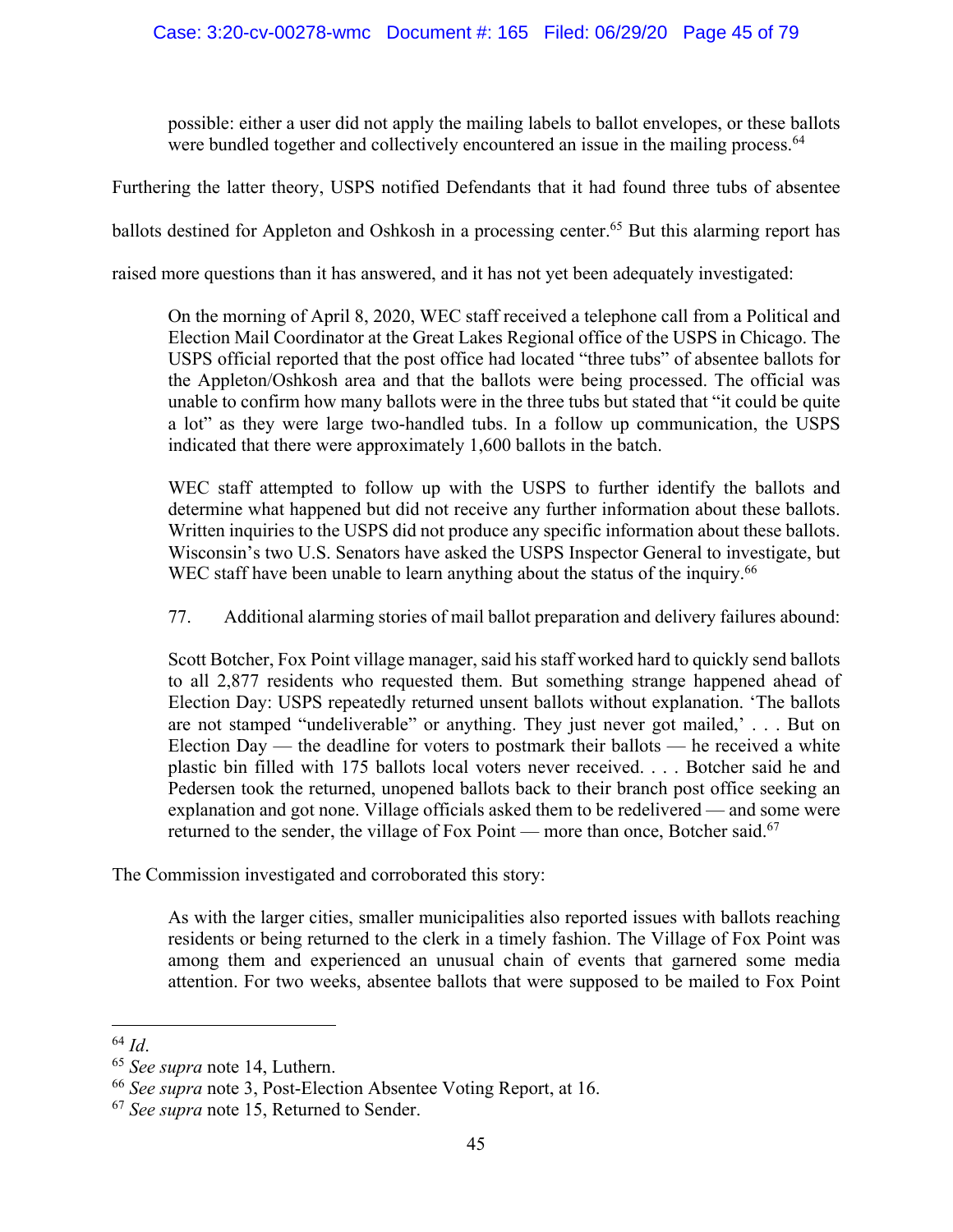> possible: either a user did not apply the mailing labels to ballot envelopes, or these ballots were bundled together and collectively encountered an issue in the mailing process.[64]

Furthering the latter theory, USPS notified Defendants that it had found three tubs of absentee ballots destined for Appleton and Oshkosh in a processing center.[65] But this alarming report has raised more questions than it has answered, and it has not yet been adequately investigated:

> On the morning of April 8, 2020, WEC staff received a telephone call from a Political and Election Mail Coordinator at the Great Lakes Regional office of the USPS in Chicago. The USPS official reported that the post office had located "three tubs" of absentee ballots for the Appleton/Oshkosh area and that the ballots were being processed. The official was unable to confirm how many ballots were in the three tubs but stated that "it could be quite a lot" as they were large two-handled tubs. In a follow up communication, the USPS indicated that there were approximately 1,600 ballots in the batch.
>
> WEC staff attempted to follow up with the USPS to further identify the ballots and determine what happened but did not receive any further information about these ballots. Written inquiries to the USPS did not produce any specific information about these ballots. Wisconsin's two U.S. Senators have asked the USPS Inspector General to investigate, but WEC staff have been unable to learn anything about the status of the inquiry.[66]

77. Additional alarming stories of mail ballot preparation and delivery failures abound:

> Scott Botcher, Fox Point village manager, said his staff worked hard to quickly send ballots to all 2,877 residents who requested them. But something strange happened ahead of Election Day: USPS repeatedly returned unsent ballots without explanation. 'The ballots are not stamped "undeliverable" or anything. They just never got mailed,' . . . But on Election Day — the deadline for voters to postmark their ballots — he received a white plastic bin filled with 175 ballots local voters never received. . . . Botcher said he and Pedersen took the returned, unopened ballots back to their branch post office seeking an explanation and got none. Village officials asked them to be redelivered — and some were returned to the sender, the village of Fox Point — more than once, Botcher said.[67]

The Commission investigated and corroborated this story:

> As with the larger cities, smaller municipalities also reported issues with ballots reaching residents or being returned to the clerk in a timely fashion. The Village of Fox Point was among them and experienced an unusual chain of events that garnered some media attention. For two weeks, absentee ballots that were supposed to be mailed to Fox Point

---

[64] *Id*.

[65] *See supra* note 14, Luthern.

[66] *See supra* note 3, Post-Election Absentee Voting Report, at 16.

[67] *See supra* note 15, Returned to Sender.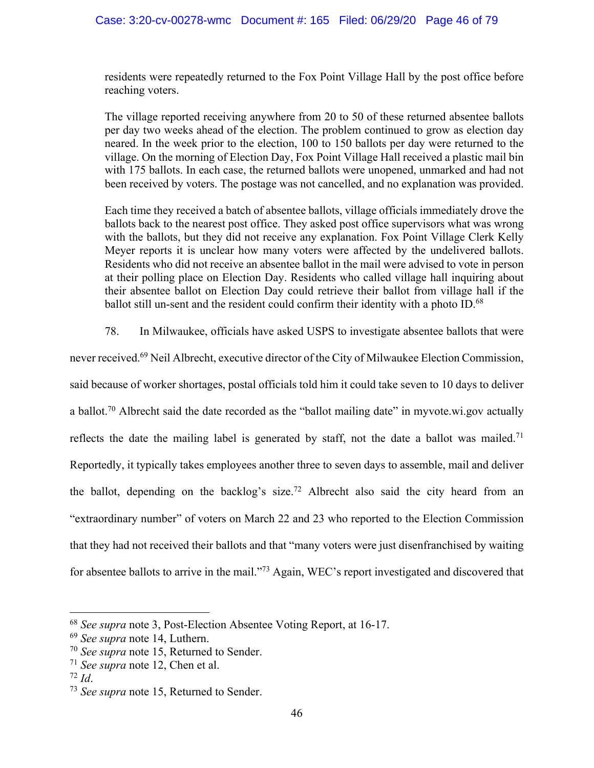> residents were repeatedly returned to the Fox Point Village Hall by the post office before reaching voters.
>
> The village reported receiving anywhere from 20 to 50 of these returned absentee ballots per day two weeks ahead of the election. The problem continued to grow as election day neared. In the week prior to the election, 100 to 150 ballots per day were returned to the village. On the morning of Election Day, Fox Point Village Hall received a plastic mail bin with 175 ballots. In each case, the returned ballots were unopened, unmarked and had not been received by voters. The postage was not cancelled, and no explanation was provided.
>
> Each time they received a batch of absentee ballots, village officials immediately drove the ballots back to the nearest post office. They asked post office supervisors what was wrong with the ballots, but they did not receive any explanation. Fox Point Village Clerk Kelly Meyer reports it is unclear how many voters were affected by the undelivered ballots. Residents who did not receive an absentee ballot in the mail were advised to vote in person at their polling place on Election Day. Residents who called village hall inquiring about their absentee ballot on Election Day could retrieve their ballot from village hall if the ballot still un-sent and the resident could confirm their identity with a photo ID.[68]

78. In Milwaukee, officials have asked USPS to investigate absentee ballots that were never received.[69] Neil Albrecht, executive director of the City of Milwaukee Election Commission, said because of worker shortages, postal officials told him it could take seven to 10 days to deliver a ballot.[70] Albrecht said the date recorded as the "ballot mailing date" in myvote.wi.gov actually reflects the date the mailing label is generated by staff, not the date a ballot was mailed.[71] Reportedly, it typically takes employees another three to seven days to assemble, mail and deliver the ballot, depending on the backlog's size.[72] Albrecht also said the city heard from an "extraordinary number" of voters on March 22 and 23 who reported to the Election Commission that they had not received their ballots and that "many voters were just disenfranchised by waiting for absentee ballots to arrive in the mail."[73] Again, WEC's report investigated and discovered that

---

[68] *See supra* note 3, Post-Election Absentee Voting Report, at 16-17.

[69] *See supra* note 14, Luthern.

[70] *See supra* note 15, Returned to Sender.

[71] *See supra* note 12, Chen et al.

[72] *Id*.

[73] *See supra* note 15, Returned to Sender.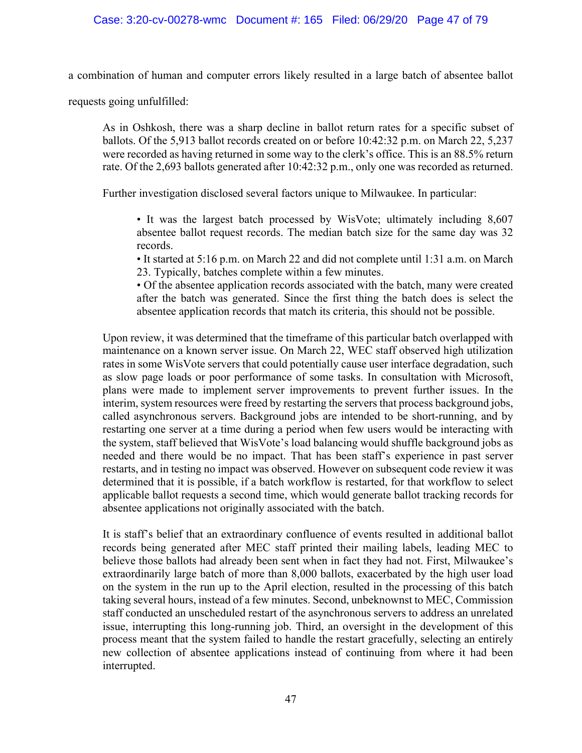a combination of human and computer errors likely resulted in a large batch of absentee ballot requests going unfulfilled:

> As in Oshkosh, there was a sharp decline in ballot return rates for a specific subset of ballots. Of the 5,913 ballot records created on or before 10:42:32 p.m. on March 22, 5,237 were recorded as having returned in some way to the clerk's office. This is an 88.5% return rate. Of the 2,693 ballots generated after 10:42:32 p.m., only one was recorded as returned.
>
> Further investigation disclosed several factors unique to Milwaukee. In particular:
>
> > • It was the largest batch processed by WisVote; ultimately including 8,607 absentee ballot request records. The median batch size for the same day was 32 records.
> > • It started at 5:16 p.m. on March 22 and did not complete until 1:31 a.m. on March 23. Typically, batches complete within a few minutes.
> > • Of the absentee application records associated with the batch, many were created after the batch was generated. Since the first thing the batch does is select the absentee application records that match its criteria, this should not be possible.
>
> Upon review, it was determined that the timeframe of this particular batch overlapped with maintenance on a known server issue. On March 22, WEC staff observed high utilization rates in some WisVote servers that could potentially cause user interface degradation, such as slow page loads or poor performance of some tasks. In consultation with Microsoft, plans were made to implement server improvements to prevent further issues. In the interim, system resources were freed by restarting the servers that process background jobs, called asynchronous servers. Background jobs are intended to be short-running, and by restarting one server at a time during a period when few users would be interacting with the system, staff believed that WisVote's load balancing would shuffle background jobs as needed and there would be no impact. That has been staff's experience in past server restarts, and in testing no impact was observed. However on subsequent code review it was determined that it is possible, if a batch workflow is restarted, for that workflow to select applicable ballot requests a second time, which would generate ballot tracking records for absentee applications not originally associated with the batch.
>
> It is staff's belief that an extraordinary confluence of events resulted in additional ballot records being generated after MEC staff printed their mailing labels, leading MEC to believe those ballots had already been sent when in fact they had not. First, Milwaukee's extraordinarily large batch of more than 8,000 ballots, exacerbated by the high user load on the system in the run up to the April election, resulted in the processing of this batch taking several hours, instead of a few minutes. Second, unbeknownst to MEC, Commission staff conducted an unscheduled restart of the asynchronous servers to address an unrelated issue, interrupting this long-running job. Third, an oversight in the development of this process meant that the system failed to handle the restart gracefully, selecting an entirely new collection of absentee applications instead of continuing from where it had been interrupted.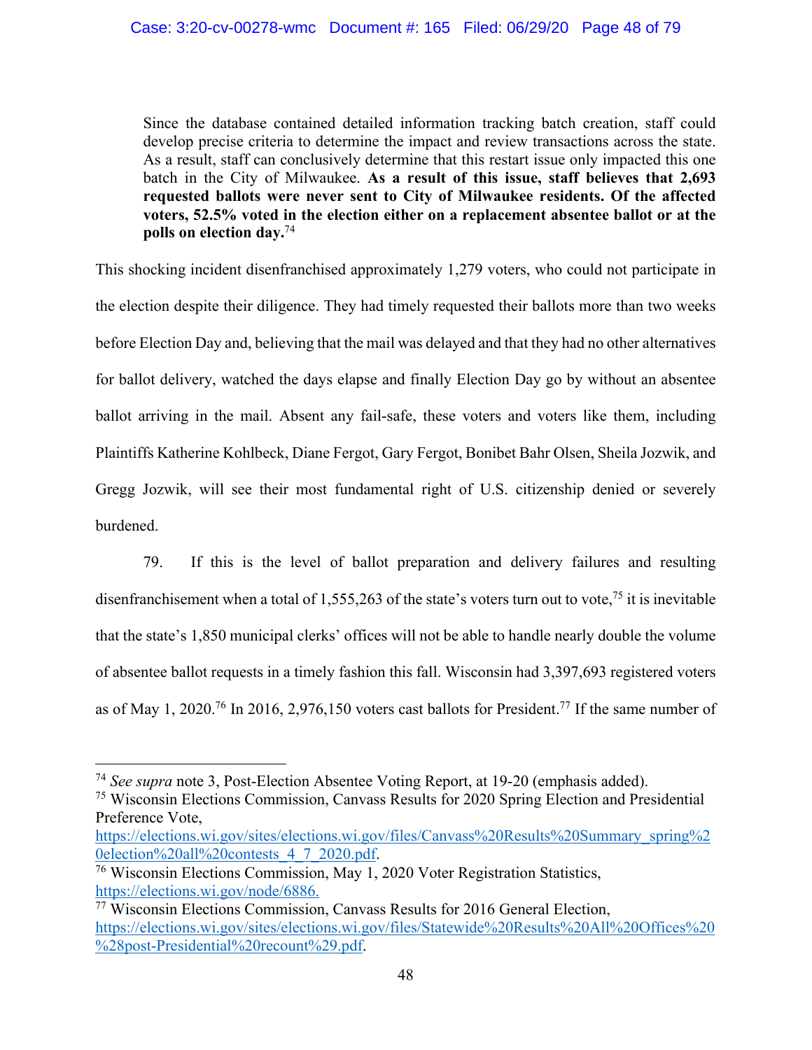> Since the database contained detailed information tracking batch creation, staff could develop precise criteria to determine the impact and review transactions across the state. As a result, staff can conclusively determine that this restart issue only impacted this one batch in the City of Milwaukee. **As a result of this issue, staff believes that 2,693 requested ballots were never sent to City of Milwaukee residents. Of the affected voters, 52.5% voted in the election either on a replacement absentee ballot or at the polls on election day.**[74]

This shocking incident disenfranchised approximately 1,279 voters, who could not participate in the election despite their diligence. They had timely requested their ballots more than two weeks before Election Day and, believing that the mail was delayed and that they had no other alternatives for ballot delivery, watched the days elapse and finally Election Day go by without an absentee ballot arriving in the mail. Absent any fail-safe, these voters and voters like them, including Plaintiffs Katherine Kohlbeck, Diane Fergot, Gary Fergot, Bonibet Bahr Olsen, Sheila Jozwik, and Gregg Jozwik, will see their most fundamental right of U.S. citizenship denied or severely burdened.

79. If this is the level of ballot preparation and delivery failures and resulting disenfranchisement when a total of 1,555,263 of the state's voters turn out to vote,[75] it is inevitable that the state's 1,850 municipal clerks' offices will not be able to handle nearly double the volume of absentee ballot requests in a timely fashion this fall. Wisconsin had 3,397,693 registered voters as of May 1, 2020.[76] In 2016, 2,976,150 voters cast ballots for President.[77] If the same number of

---

[74] *See supra* note 3, Post-Election Absentee Voting Report, at 19-20 (emphasis added).

[75] Wisconsin Elections Commission, Canvass Results for 2020 Spring Election and Presidential Preference Vote, https://elections.wi.gov/sites/elections.wi.gov/files/Canvass%20Results%20Summary_spring%20election%20all%20contests_4_7_2020.pdf.

[76] Wisconsin Elections Commission, May 1, 2020 Voter Registration Statistics, https://elections.wi.gov/node/6886.

[77] Wisconsin Elections Commission, Canvass Results for 2016 General Election, https://elections.wi.gov/sites/elections.wi.gov/files/Statewide%20Results%20All%20Offices%20%28post-Presidential%20recount%29.pdf.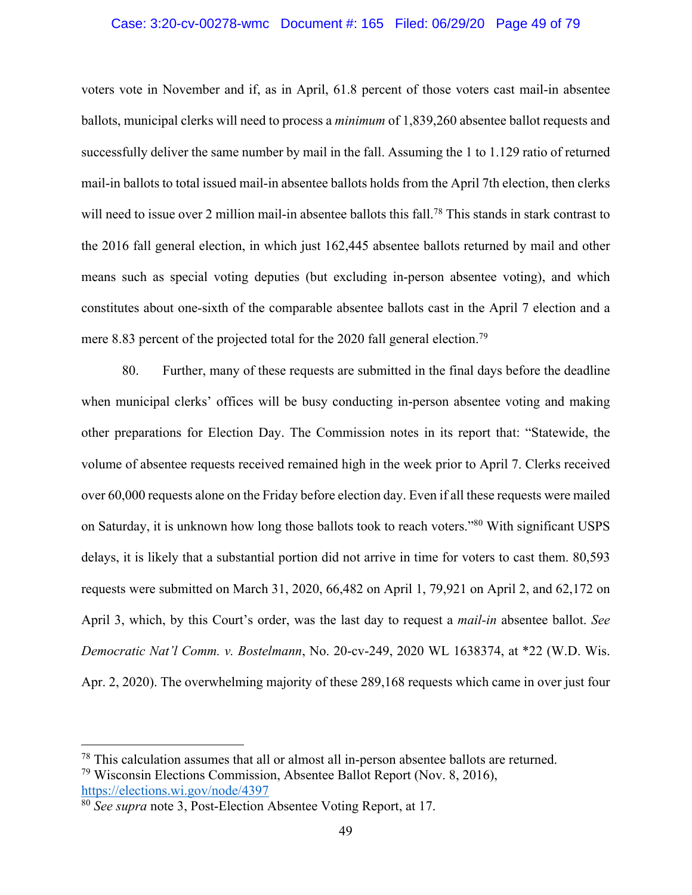voters vote in November and if, as in April, 61.8 percent of those voters cast mail-in absentee ballots, municipal clerks will need to process a *minimum* of 1,839,260 absentee ballot requests and successfully deliver the same number by mail in the fall. Assuming the 1 to 1.129 ratio of returned mail-in ballots to total issued mail-in absentee ballots holds from the April 7th election, then clerks will need to issue over 2 million mail-in absentee ballots this fall.[78] This stands in stark contrast to the 2016 fall general election, in which just 162,445 absentee ballots returned by mail and other means such as special voting deputies (but excluding in-person absentee voting), and which constitutes about one-sixth of the comparable absentee ballots cast in the April 7 election and a mere 8.83 percent of the projected total for the 2020 fall general election.[79]

80. Further, many of these requests are submitted in the final days before the deadline when municipal clerks' offices will be busy conducting in-person absentee voting and making other preparations for Election Day. The Commission notes in its report that: "Statewide, the volume of absentee requests received remained high in the week prior to April 7. Clerks received over 60,000 requests alone on the Friday before election day. Even if all these requests were mailed on Saturday, it is unknown how long those ballots took to reach voters."[80] With significant USPS delays, it is likely that a substantial portion did not arrive in time for voters to cast them. 80,593 requests were submitted on March 31, 2020, 66,482 on April 1, 79,921 on April 2, and 62,172 on April 3, which, by this Court's order, was the last day to request a *mail-in* absentee ballot. *See Democratic Nat'l Comm. v. Bostelmann*, No. 20-cv-249, 2020 WL 1638374, at *22 (W.D. Wis. Apr. 2, 2020). The overwhelming majority of these 289,168 requests which came in over just four

---

[78] This calculation assumes that all or almost all in-person absentee ballots are returned.

[79] Wisconsin Elections Commission, Absentee Ballot Report (Nov. 8, 2016), https://elections.wi.gov/node/4397

[80] *See supra* note 3, Post-Election Absentee Voting Report, at 17.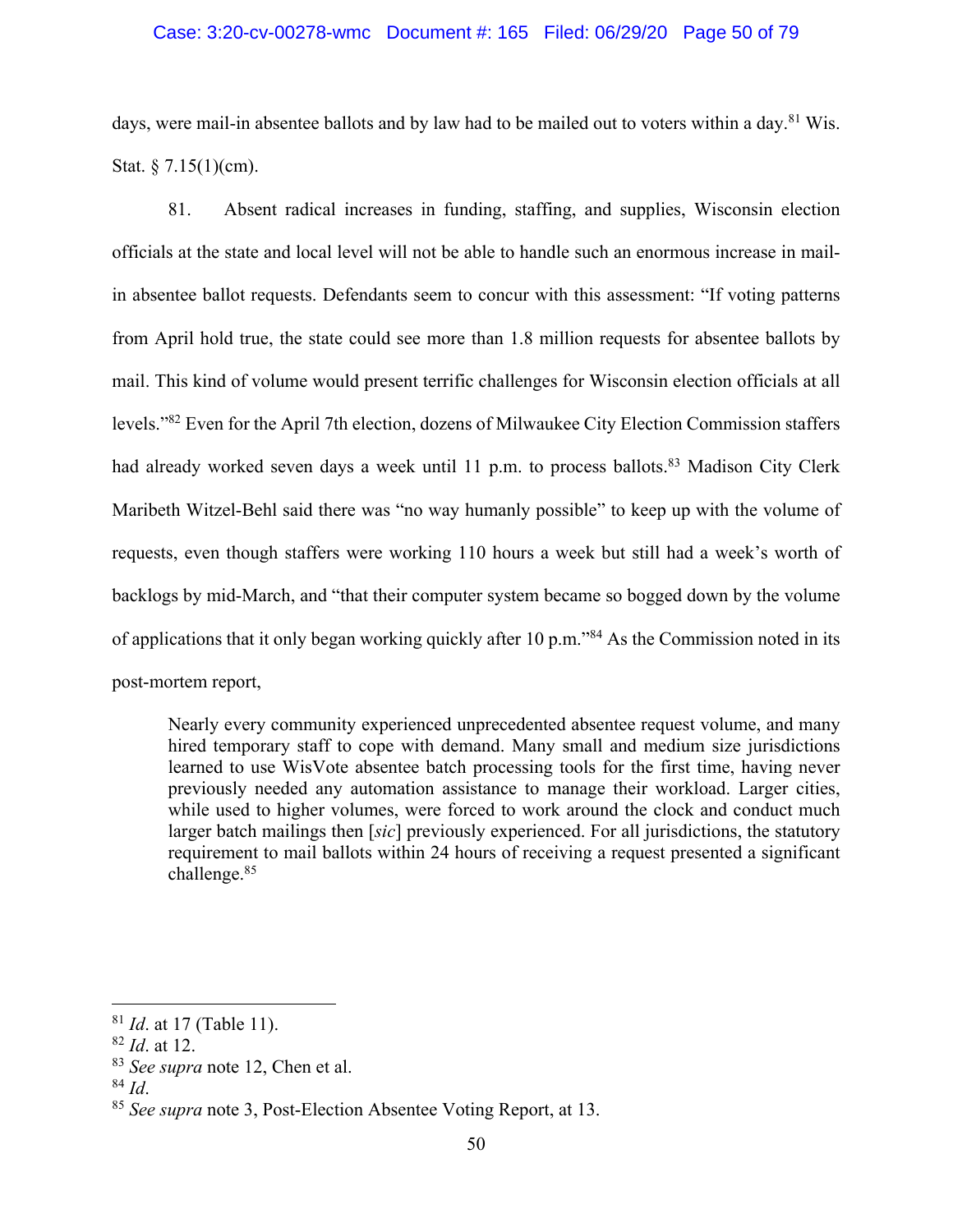days, were mail-in absentee ballots and by law had to be mailed out to voters within a day.[81] Wis. Stat. § 7.15(1)(cm).

81. Absent radical increases in funding, staffing, and supplies, Wisconsin election officials at the state and local level will not be able to handle such an enormous increase in mail-in absentee ballot requests. Defendants seem to concur with this assessment: "If voting patterns from April hold true, the state could see more than 1.8 million requests for absentee ballots by mail. This kind of volume would present terrific challenges for Wisconsin election officials at all levels."[82] Even for the April 7th election, dozens of Milwaukee City Election Commission staffers had already worked seven days a week until 11 p.m. to process ballots.[83] Madison City Clerk Maribeth Witzel-Behl said there was "no way humanly possible" to keep up with the volume of requests, even though staffers were working 110 hours a week but still had a week's worth of backlogs by mid-March, and "that their computer system became so bogged down by the volume of applications that it only began working quickly after 10 p.m."[84] As the Commission noted in its post-mortem report,

> Nearly every community experienced unprecedented absentee request volume, and many hired temporary staff to cope with demand. Many small and medium size jurisdictions learned to use WisVote absentee batch processing tools for the first time, having never previously needed any automation assistance to manage their workload. Larger cities, while used to higher volumes, were forced to work around the clock and conduct much larger batch mailings then [*sic*] previously experienced. For all jurisdictions, the statutory requirement to mail ballots within 24 hours of receiving a request presented a significant challenge.[85]

---

[81] *Id*. at 17 (Table 11).

[82] *Id*. at 12.

[83] *See supra* note 12, Chen et al.

[84] *Id*.

[85] *See supra* note 3, Post-Election Absentee Voting Report, at 13.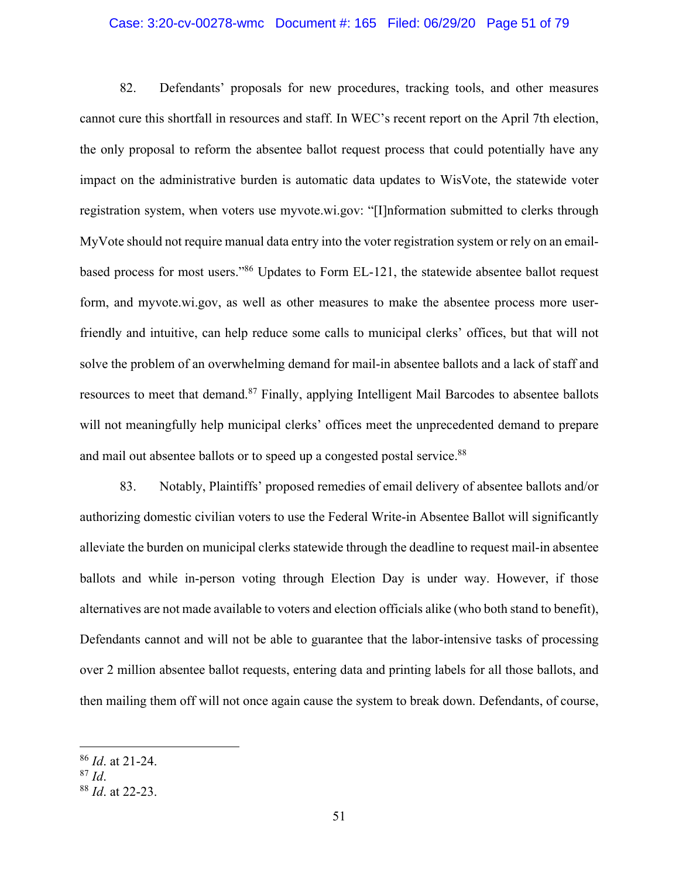82. Defendants' proposals for new procedures, tracking tools, and other measures cannot cure this shortfall in resources and staff. In WEC's recent report on the April 7th election, the only proposal to reform the absentee ballot request process that could potentially have any impact on the administrative burden is automatic data updates to WisVote, the statewide voter registration system, when voters use myvote.wi.gov: "[I]nformation submitted to clerks through MyVote should not require manual data entry into the voter registration system or rely on an email-based process for most users."[86] Updates to Form EL-121, the statewide absentee ballot request form, and myvote.wi.gov, as well as other measures to make the absentee process more user-friendly and intuitive, can help reduce some calls to municipal clerks' offices, but that will not solve the problem of an overwhelming demand for mail-in absentee ballots and a lack of staff and resources to meet that demand.[87] Finally, applying Intelligent Mail Barcodes to absentee ballots will not meaningfully help municipal clerks' offices meet the unprecedented demand to prepare and mail out absentee ballots or to speed up a congested postal service.[88]

83. Notably, Plaintiffs' proposed remedies of email delivery of absentee ballots and/or authorizing domestic civilian voters to use the Federal Write-in Absentee Ballot will significantly alleviate the burden on municipal clerks statewide through the deadline to request mail-in absentee ballots and while in-person voting through Election Day is under way. However, if those alternatives are not made available to voters and election officials alike (who both stand to benefit), Defendants cannot and will not be able to guarantee that the labor-intensive tasks of processing over 2 million absentee ballot requests, entering data and printing labels for all those ballots, and then mailing them off will not once again cause the system to break down. Defendants, of course,

---

[86] *Id*. at 21-24.

[87] *Id*.

[88] *Id*. at 22-23.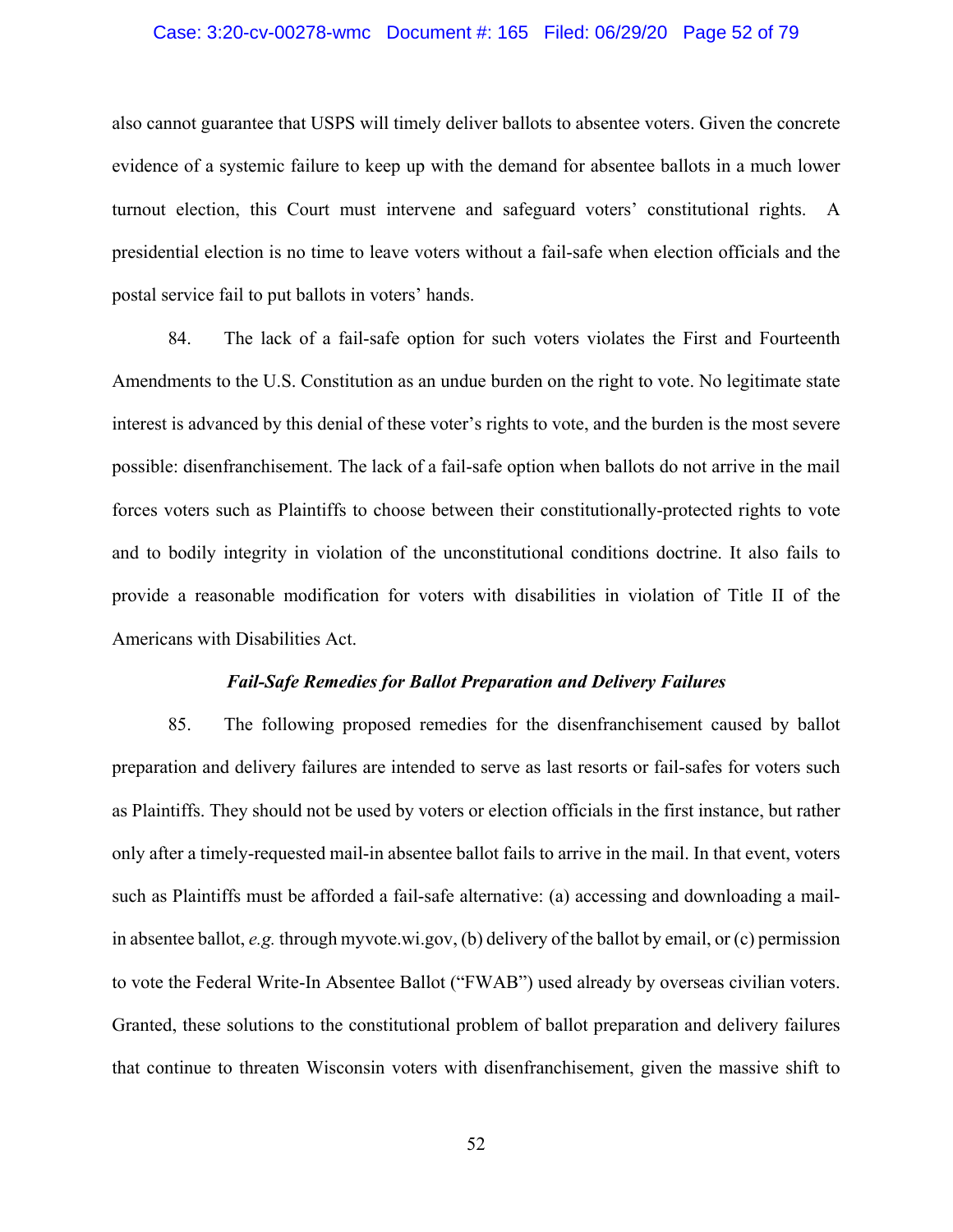also cannot guarantee that USPS will timely deliver ballots to absentee voters. Given the concrete evidence of a systemic failure to keep up with the demand for absentee ballots in a much lower turnout election, this Court must intervene and safeguard voters' constitutional rights. A presidential election is no time to leave voters without a fail-safe when election officials and the postal service fail to put ballots in voters' hands.

84. The lack of a fail-safe option for such voters violates the First and Fourteenth Amendments to the U.S. Constitution as an undue burden on the right to vote. No legitimate state interest is advanced by this denial of these voter's rights to vote, and the burden is the most severe possible: disenfranchisement. The lack of a fail-safe option when ballots do not arrive in the mail forces voters such as Plaintiffs to choose between their constitutionally-protected rights to vote and to bodily integrity in violation of the unconstitutional conditions doctrine. It also fails to provide a reasonable modification for voters with disabilities in violation of Title II of the Americans with Disabilities Act.

***Fail-Safe Remedies for Ballot Preparation and Delivery Failures***

85. The following proposed remedies for the disenfranchisement caused by ballot preparation and delivery failures are intended to serve as last resorts or fail-safes for voters such as Plaintiffs. They should not be used by voters or election officials in the first instance, but rather only after a timely-requested mail-in absentee ballot fails to arrive in the mail. In that event, voters such as Plaintiffs must be afforded a fail-safe alternative: (a) accessing and downloading a mail-in absentee ballot, *e.g.* through myvote.wi.gov, (b) delivery of the ballot by email, or (c) permission to vote the Federal Write-In Absentee Ballot ("FWAB") used already by overseas civilian voters. Granted, these solutions to the constitutional problem of ballot preparation and delivery failures that continue to threaten Wisconsin voters with disenfranchisement, given the massive shift to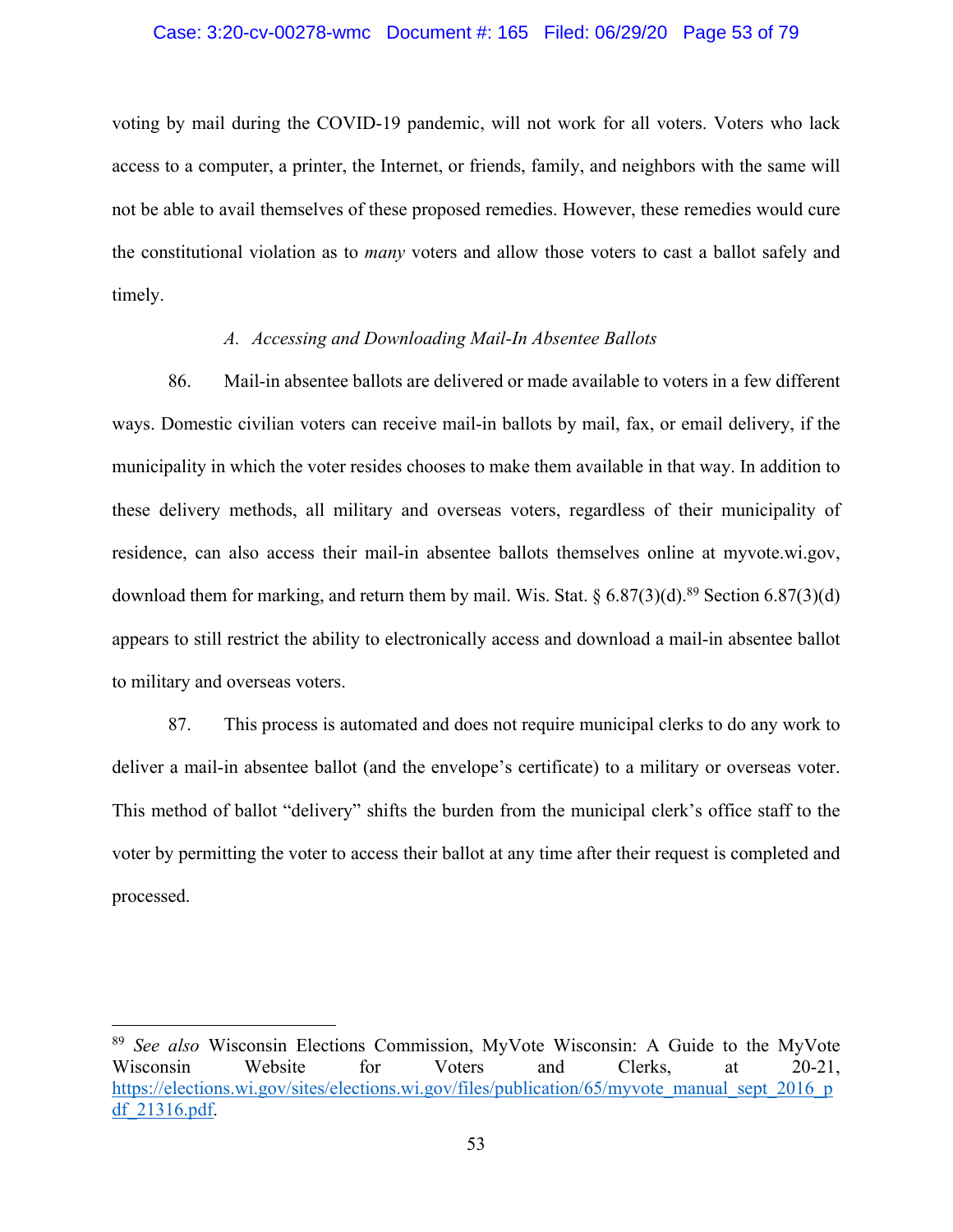voting by mail during the COVID-19 pandemic, will not work for all voters. Voters who lack access to a computer, a printer, the Internet, or friends, family, and neighbors with the same will not be able to avail themselves of these proposed remedies. However, these remedies would cure the constitutional violation as to *many* voters and allow those voters to cast a ballot safely and timely.

### *A. Accessing and Downloading Mail-In Absentee Ballots*

86. Mail-in absentee ballots are delivered or made available to voters in a few different ways. Domestic civilian voters can receive mail-in ballots by mail, fax, or email delivery, if the municipality in which the voter resides chooses to make them available in that way. In addition to these delivery methods, all military and overseas voters, regardless of their municipality of residence, can also access their mail-in absentee ballots themselves online at myvote.wi.gov, download them for marking, and return them by mail. Wis. Stat. § 6.87(3)(d).[89] Section 6.87(3)(d) appears to still restrict the ability to electronically access and download a mail-in absentee ballot to military and overseas voters.

87. This process is automated and does not require municipal clerks to do any work to deliver a mail-in absentee ballot (and the envelope's certificate) to a military or overseas voter. This method of ballot "delivery" shifts the burden from the municipal clerk's office staff to the voter by permitting the voter to access their ballot at any time after their request is completed and processed.

---

[89] *See also* Wisconsin Elections Commission, MyVote Wisconsin: A Guide to the MyVote Wisconsin Website for Voters and Clerks, at 20-21, https://elections.wi.gov/sites/elections.wi.gov/files/publication/65/myvote_manual_sept_2016_pdf_21316.pdf.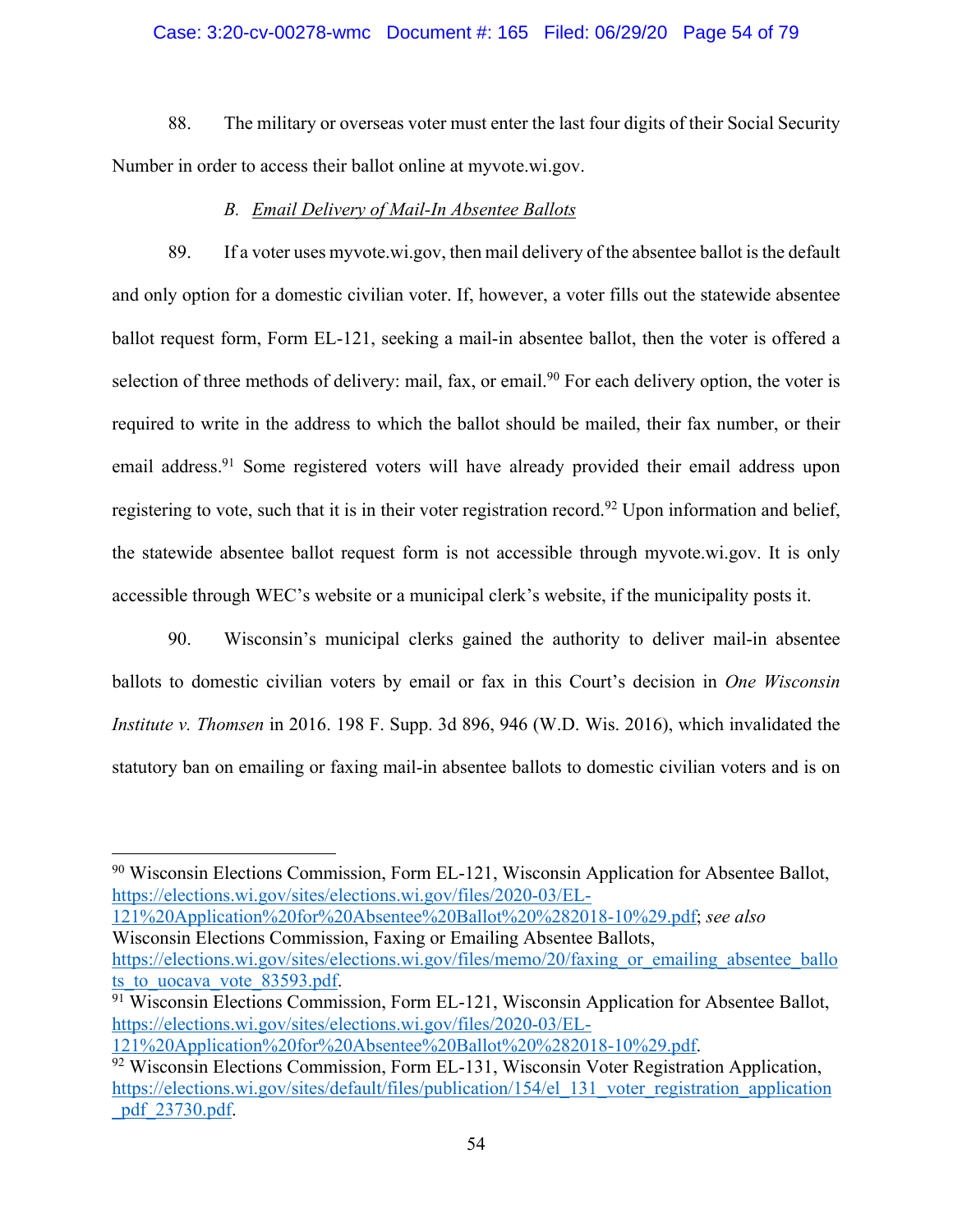88. The military or overseas voter must enter the last four digits of their Social Security Number in order to access their ballot online at myvote.wi.gov.

### B. Email Delivery of Mail-In Absentee Ballots

89. If a voter uses myvote.wi.gov, then mail delivery of the absentee ballot is the default and only option for a domestic civilian voter. If, however, a voter fills out the statewide absentee ballot request form, Form EL-121, seeking a mail-in absentee ballot, then the voter is offered a selection of three methods of delivery: mail, fax, or email.[90] For each delivery option, the voter is required to write in the address to which the ballot should be mailed, their fax number, or their email address.[91] Some registered voters will have already provided their email address upon registering to vote, such that it is in their voter registration record.[92] Upon information and belief, the statewide absentee ballot request form is not accessible through myvote.wi.gov. It is only accessible through WEC's website or a municipal clerk's website, if the municipality posts it.

90. Wisconsin's municipal clerks gained the authority to deliver mail-in absentee ballots to domestic civilian voters by email or fax in this Court's decision in *One Wisconsin Institute v. Thomsen* in 2016. 198 F. Supp. 3d 896, 946 (W.D. Wis. 2016), which invalidated the statutory ban on emailing or faxing mail-in absentee ballots to domestic civilian voters and is on

---

[90] Wisconsin Elections Commission, Form EL-121, Wisconsin Application for Absentee Ballot, https://elections.wi.gov/sites/elections.wi.gov/files/2020-03/EL-121%20Application%20for%20Absentee%20Ballot%20%282018-10%29.pdf; *see also* Wisconsin Elections Commission, Faxing or Emailing Absentee Ballots, https://elections.wi.gov/sites/elections.wi.gov/files/memo/20/faxing_or_emailing_absentee_ballots_to_uocava_vote_83593.pdf.

[91] Wisconsin Elections Commission, Form EL-121, Wisconsin Application for Absentee Ballot, https://elections.wi.gov/sites/elections.wi.gov/files/2020-03/EL-121%20Application%20for%20Absentee%20Ballot%20%282018-10%29.pdf.

[92] Wisconsin Elections Commission, Form EL-131, Wisconsin Voter Registration Application, https://elections.wi.gov/sites/default/files/publication/154/el_131_voter_registration_application_pdf_23730.pdf.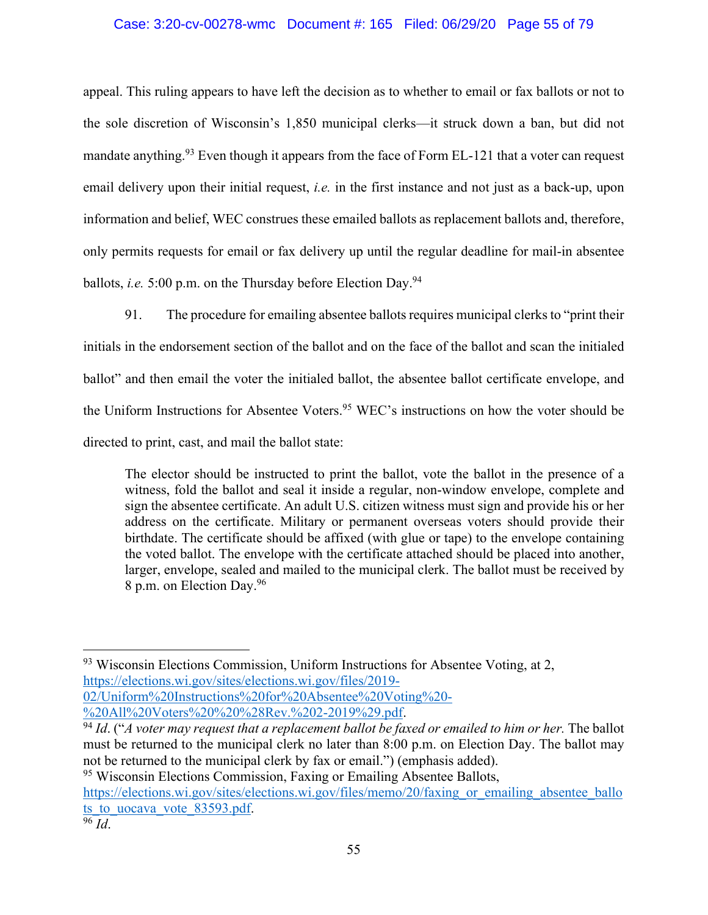appeal. This ruling appears to have left the decision as to whether to email or fax ballots or not to the sole discretion of Wisconsin's 1,850 municipal clerks—it struck down a ban, but did not mandate anything.[93] Even though it appears from the face of Form EL-121 that a voter can request email delivery upon their initial request, *i.e.* in the first instance and not just as a back-up, upon information and belief, WEC construes these emailed ballots as replacement ballots and, therefore, only permits requests for email or fax delivery up until the regular deadline for mail-in absentee ballots, *i.e.* 5:00 p.m. on the Thursday before Election Day.[94]

91. The procedure for emailing absentee ballots requires municipal clerks to "print their initials in the endorsement section of the ballot and on the face of the ballot and scan the initialed ballot" and then email the voter the initialed ballot, the absentee ballot certificate envelope, and the Uniform Instructions for Absentee Voters.[95] WEC's instructions on how the voter should be directed to print, cast, and mail the ballot state:

> The elector should be instructed to print the ballot, vote the ballot in the presence of a witness, fold the ballot and seal it inside a regular, non-window envelope, complete and sign the absentee certificate. An adult U.S. citizen witness must sign and provide his or her address on the certificate. Military or permanent overseas voters should provide their birthdate. The certificate should be affixed (with glue or tape) to the envelope containing the voted ballot. The envelope with the certificate attached should be placed into another, larger, envelope, sealed and mailed to the municipal clerk. The ballot must be received by 8 p.m. on Election Day.[96]

---

[93] Wisconsin Elections Commission, Uniform Instructions for Absentee Voting, at 2, https://elections.wi.gov/sites/elections.wi.gov/files/2019-02/Uniform%20Instructions%20for%20Absentee%20Voting%20-%20All%20Voters%20%20%28Rev.%202-2019%29.pdf.

[94] *Id*. ("*A voter may request that a replacement ballot be faxed or emailed to him or her.* The ballot must be returned to the municipal clerk no later than 8:00 p.m. on Election Day. The ballot may not be returned to the municipal clerk by fax or email.") (emphasis added).

[95] Wisconsin Elections Commission, Faxing or Emailing Absentee Ballots, https://elections.wi.gov/sites/elections.wi.gov/files/memo/20/faxing_or_emailing_absentee_ballots_to_uocava_vote_83593.pdf.

[96] *Id*.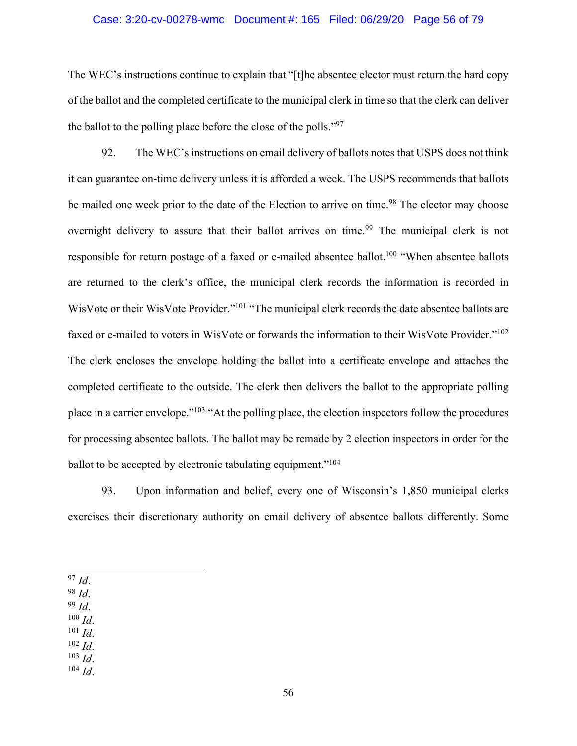The WEC's instructions continue to explain that "[t]he absentee elector must return the hard copy of the ballot and the completed certificate to the municipal clerk in time so that the clerk can deliver the ballot to the polling place before the close of the polls."[97]

92. The WEC's instructions on email delivery of ballots notes that USPS does not think it can guarantee on-time delivery unless it is afforded a week. The USPS recommends that ballots be mailed one week prior to the date of the Election to arrive on time.[98] The elector may choose overnight delivery to assure that their ballot arrives on time.[99] The municipal clerk is not responsible for return postage of a faxed or e-mailed absentee ballot.[100] "When absentee ballots are returned to the clerk's office, the municipal clerk records the information is recorded in WisVote or their WisVote Provider."[101] "The municipal clerk records the date absentee ballots are faxed or e-mailed to voters in WisVote or forwards the information to their WisVote Provider."[102] The clerk encloses the envelope holding the ballot into a certificate envelope and attaches the completed certificate to the outside. The clerk then delivers the ballot to the appropriate polling place in a carrier envelope."[103] "At the polling place, the election inspectors follow the procedures for processing absentee ballots. The ballot may be remade by 2 election inspectors in order for the ballot to be accepted by electronic tabulating equipment."[104]

93. Upon information and belief, every one of Wisconsin's 1,850 municipal clerks exercises their discretionary authority on email delivery of absentee ballots differently. Some

---

[97] *Id*.
[98] *Id*.
[99] *Id*.
[100] *Id*.
[101] *Id*.
[102] *Id*.
[103] *Id*.
[104] *Id*.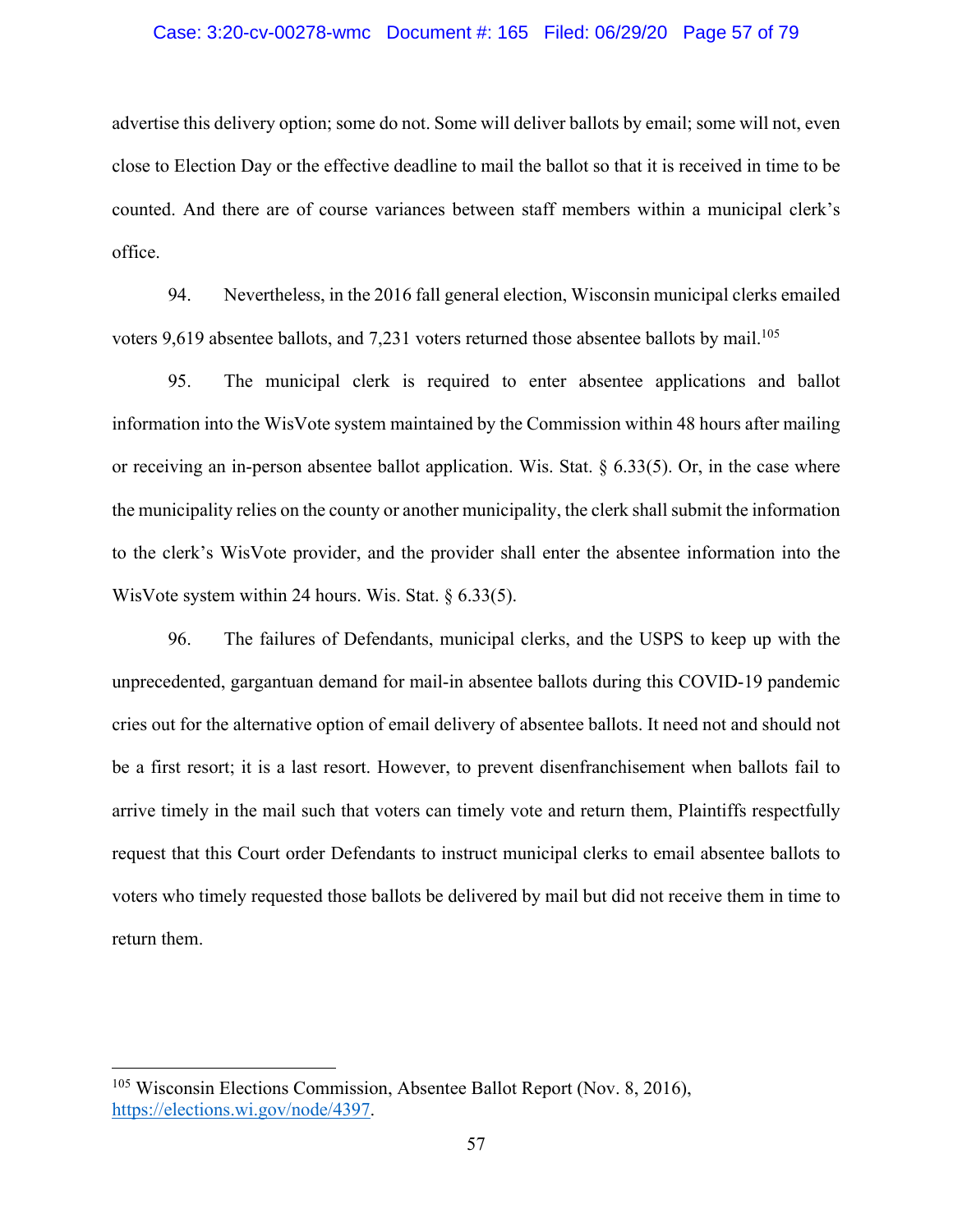advertise this delivery option; some do not. Some will deliver ballots by email; some will not, even close to Election Day or the effective deadline to mail the ballot so that it is received in time to be counted. And there are of course variances between staff members within a municipal clerk's office.

94. Nevertheless, in the 2016 fall general election, Wisconsin municipal clerks emailed voters 9,619 absentee ballots, and 7,231 voters returned those absentee ballots by mail.[105]

95. The municipal clerk is required to enter absentee applications and ballot information into the WisVote system maintained by the Commission within 48 hours after mailing or receiving an in-person absentee ballot application. Wis. Stat. § 6.33(5). Or, in the case where the municipality relies on the county or another municipality, the clerk shall submit the information to the clerk's WisVote provider, and the provider shall enter the absentee information into the WisVote system within 24 hours. Wis. Stat. § 6.33(5).

96. The failures of Defendants, municipal clerks, and the USPS to keep up with the unprecedented, gargantuan demand for mail-in absentee ballots during this COVID-19 pandemic cries out for the alternative option of email delivery of absentee ballots. It need not and should not be a first resort; it is a last resort. However, to prevent disenfranchisement when ballots fail to arrive timely in the mail such that voters can timely vote and return them, Plaintiffs respectfully request that this Court order Defendants to instruct municipal clerks to email absentee ballots to voters who timely requested those ballots be delivered by mail but did not receive them in time to return them.

---

[105] Wisconsin Elections Commission, Absentee Ballot Report (Nov. 8, 2016), https://elections.wi.gov/node/4397.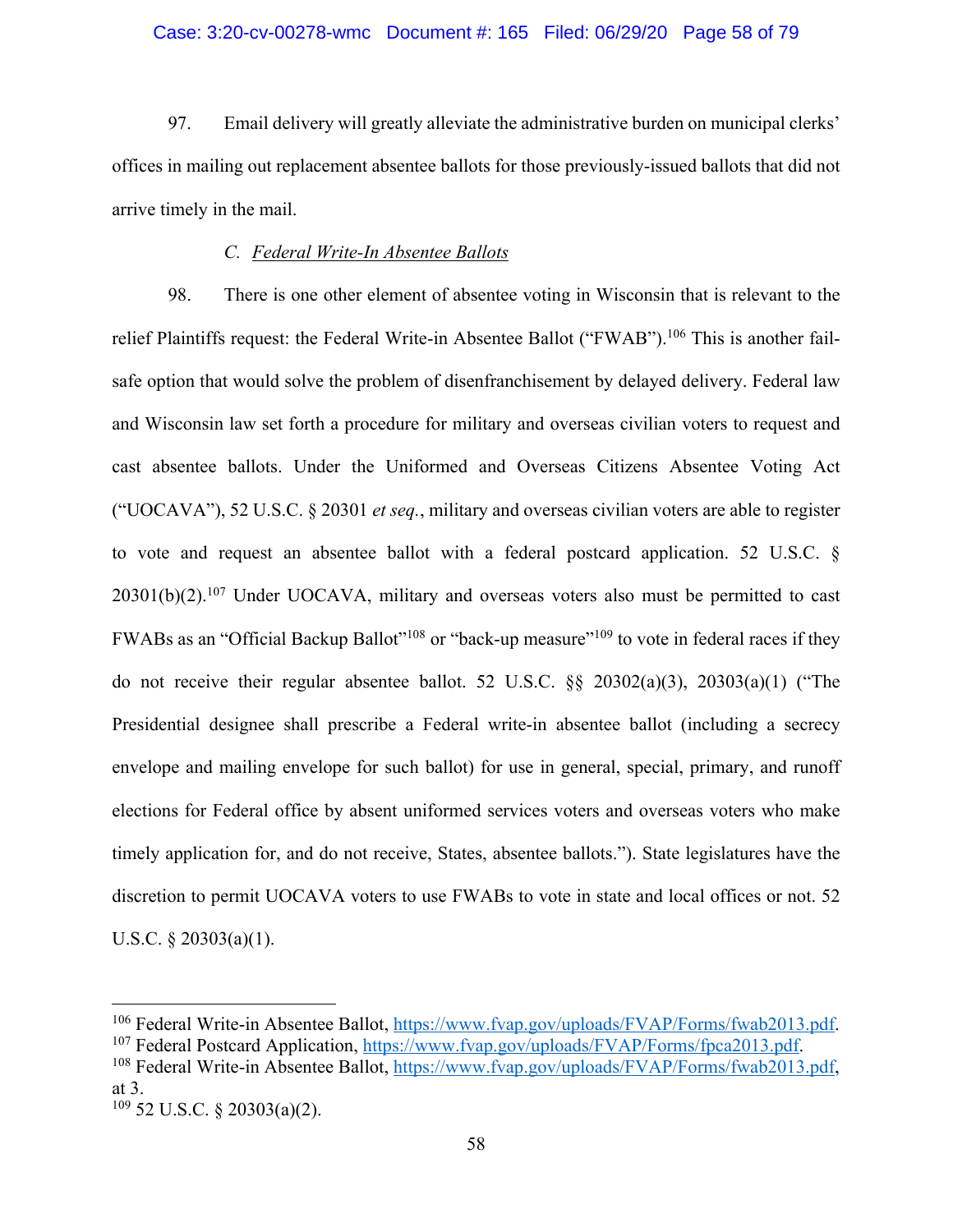97. Email delivery will greatly alleviate the administrative burden on municipal clerks' offices in mailing out replacement absentee ballots for those previously-issued ballots that did not arrive timely in the mail.

### C. *Federal Write-In Absentee Ballots*

98. There is one other element of absentee voting in Wisconsin that is relevant to the relief Plaintiffs request: the Federal Write-in Absentee Ballot ("FWAB").[106] This is another fail-safe option that would solve the problem of disenfranchisement by delayed delivery. Federal law and Wisconsin law set forth a procedure for military and overseas civilian voters to request and cast absentee ballots. Under the Uniformed and Overseas Citizens Absentee Voting Act ("UOCAVA"), 52 U.S.C. § 20301 *et seq.*, military and overseas civilian voters are able to register to vote and request an absentee ballot with a federal postcard application. 52 U.S.C. § 20301(b)(2).[107] Under UOCAVA, military and overseas voters also must be permitted to cast FWABs as an "Official Backup Ballot"[108] or "back-up measure"[109] to vote in federal races if they do not receive their regular absentee ballot. 52 U.S.C. §§ 20302(a)(3), 20303(a)(1) ("The Presidential designee shall prescribe a Federal write-in absentee ballot (including a secrecy envelope and mailing envelope for such ballot) for use in general, special, primary, and runoff elections for Federal office by absent uniformed services voters and overseas voters who make timely application for, and do not receive, States, absentee ballots."). State legislatures have the discretion to permit UOCAVA voters to use FWABs to vote in state and local offices or not. 52 U.S.C. § 20303(a)(1).

---

[106] Federal Write-in Absentee Ballot, https://www.fvap.gov/uploads/FVAP/Forms/fwab2013.pdf.

[107] Federal Postcard Application, https://www.fvap.gov/uploads/FVAP/Forms/fpca2013.pdf.

[108] Federal Write-in Absentee Ballot, https://www.fvap.gov/uploads/FVAP/Forms/fwab2013.pdf, at 3.

[109] 52 U.S.C. § 20303(a)(2).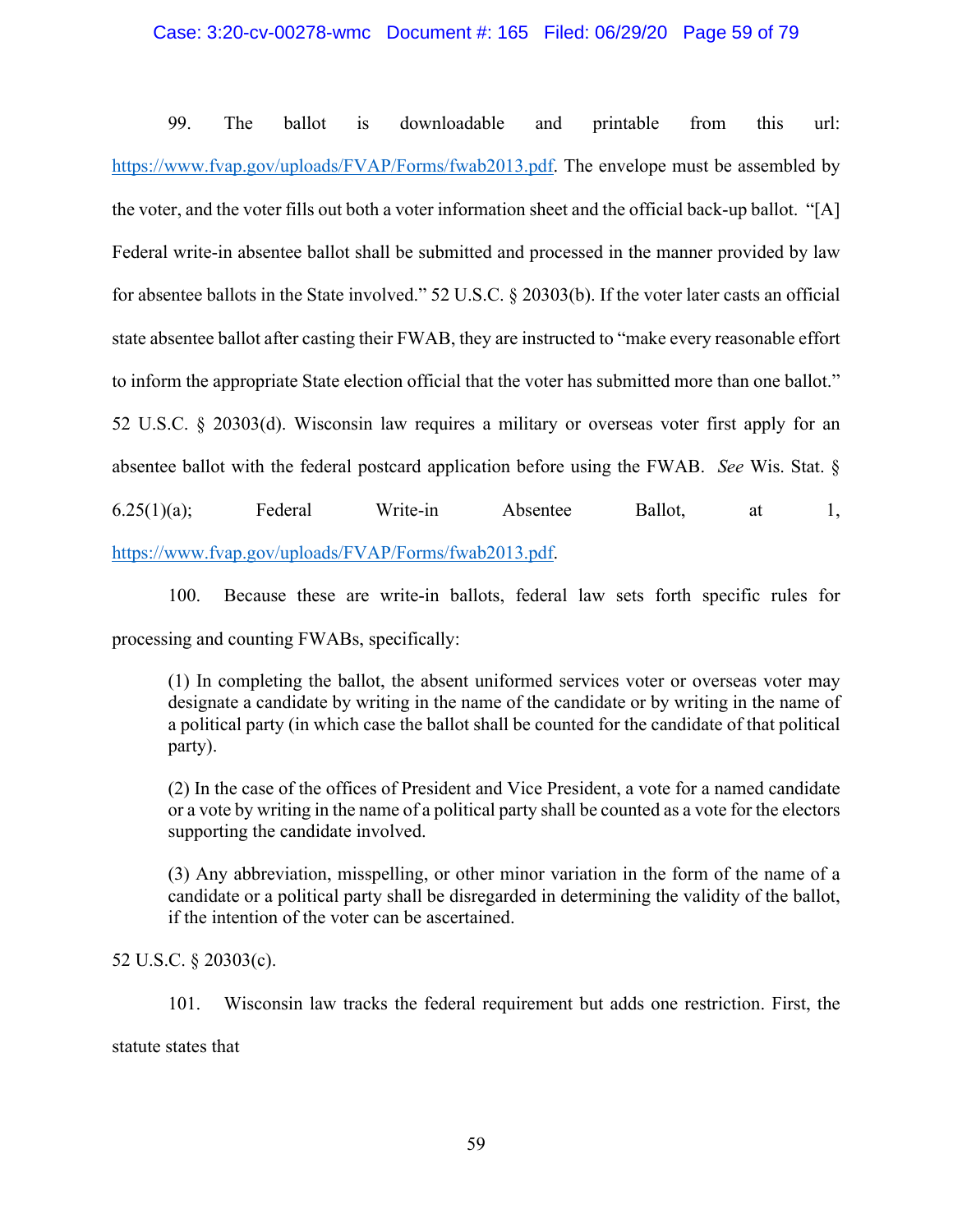99. The ballot is downloadable and printable from this url: https://www.fvap.gov/uploads/FVAP/Forms/fwab2013.pdf. The envelope must be assembled by the voter, and the voter fills out both a voter information sheet and the official back-up ballot. "[A] Federal write-in absentee ballot shall be submitted and processed in the manner provided by law for absentee ballots in the State involved." 52 U.S.C. § 20303(b). If the voter later casts an official state absentee ballot after casting their FWAB, they are instructed to "make every reasonable effort to inform the appropriate State election official that the voter has submitted more than one ballot." 52 U.S.C. § 20303(d). Wisconsin law requires a military or overseas voter first apply for an absentee ballot with the federal postcard application before using the FWAB. *See* Wis. Stat. § 6.25(1)(a); Federal Write-in Absentee Ballot, at 1, https://www.fvap.gov/uploads/FVAP/Forms/fwab2013.pdf.

100. Because these are write-in ballots, federal law sets forth specific rules for processing and counting FWABs, specifically:

> (1) In completing the ballot, the absent uniformed services voter or overseas voter may designate a candidate by writing in the name of the candidate or by writing in the name of a political party (in which case the ballot shall be counted for the candidate of that political party).
>
> (2) In the case of the offices of President and Vice President, a vote for a named candidate or a vote by writing in the name of a political party shall be counted as a vote for the electors supporting the candidate involved.
>
> (3) Any abbreviation, misspelling, or other minor variation in the form of the name of a candidate or a political party shall be disregarded in determining the validity of the ballot, if the intention of the voter can be ascertained.

52 U.S.C. § 20303(c).

101. Wisconsin law tracks the federal requirement but adds one restriction. First, the statute states that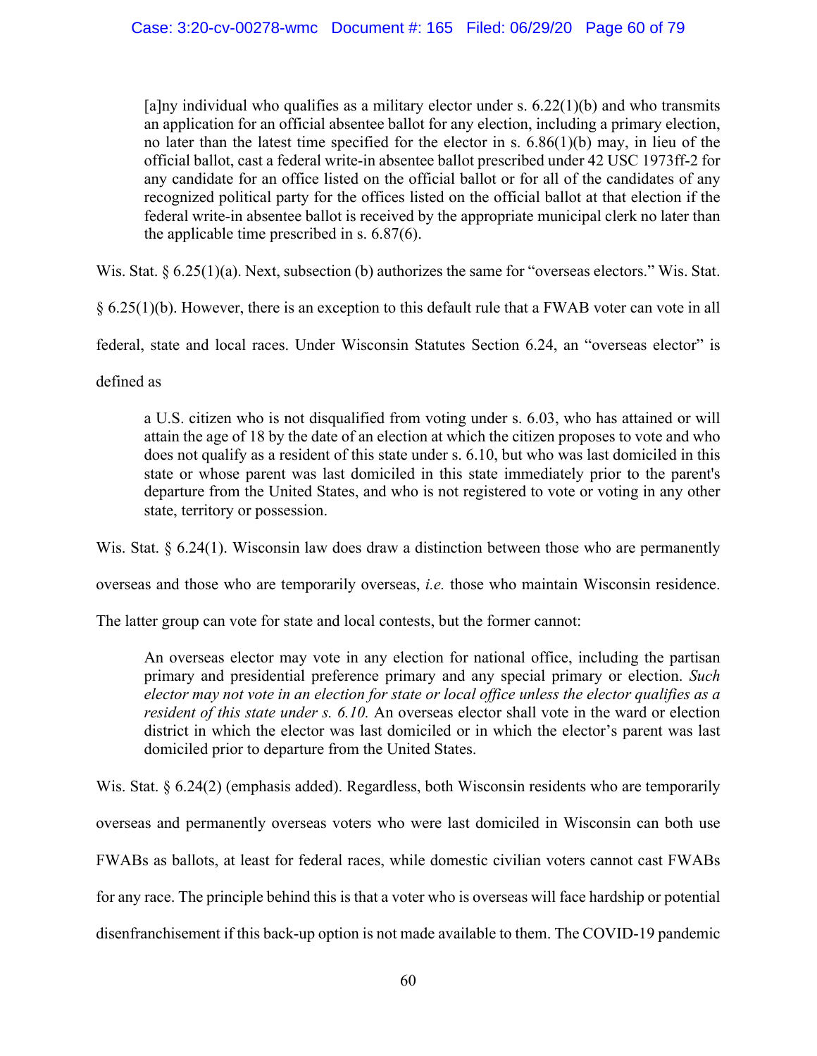> [a]ny individual who qualifies as a military elector under s. 6.22(1)(b) and who transmits an application for an official absentee ballot for any election, including a primary election, no later than the latest time specified for the elector in s. 6.86(1)(b) may, in lieu of the official ballot, cast a federal write-in absentee ballot prescribed under 42 USC 1973ff-2 for any candidate for an office listed on the official ballot or for all of the candidates of any recognized political party for the offices listed on the official ballot at that election if the federal write-in absentee ballot is received by the appropriate municipal clerk no later than the applicable time prescribed in s. 6.87(6).

Wis. Stat. § 6.25(1)(a). Next, subsection (b) authorizes the same for "overseas electors." Wis. Stat. § 6.25(1)(b). However, there is an exception to this default rule that a FWAB voter can vote in all federal, state and local races. Under Wisconsin Statutes Section 6.24, an "overseas elector" is defined as

> a U.S. citizen who is not disqualified from voting under s. 6.03, who has attained or will attain the age of 18 by the date of an election at which the citizen proposes to vote and who does not qualify as a resident of this state under s. 6.10, but who was last domiciled in this state or whose parent was last domiciled in this state immediately prior to the parent's departure from the United States, and who is not registered to vote or voting in any other state, territory or possession.

Wis. Stat. § 6.24(1). Wisconsin law does draw a distinction between those who are permanently overseas and those who are temporarily overseas, *i.e.* those who maintain Wisconsin residence. The latter group can vote for state and local contests, but the former cannot:

> An overseas elector may vote in any election for national office, including the partisan primary and presidential preference primary and any special primary or election. *Such elector may not vote in an election for state or local office unless the elector qualifies as a resident of this state under s. 6.10.* An overseas elector shall vote in the ward or election district in which the elector was last domiciled or in which the elector's parent was last domiciled prior to departure from the United States.

Wis. Stat. § 6.24(2) (emphasis added). Regardless, both Wisconsin residents who are temporarily overseas and permanently overseas voters who were last domiciled in Wisconsin can both use FWABs as ballots, at least for federal races, while domestic civilian voters cannot cast FWABs for any race. The principle behind this is that a voter who is overseas will face hardship or potential disenfranchisement if this back-up option is not made available to them. The COVID-19 pandemic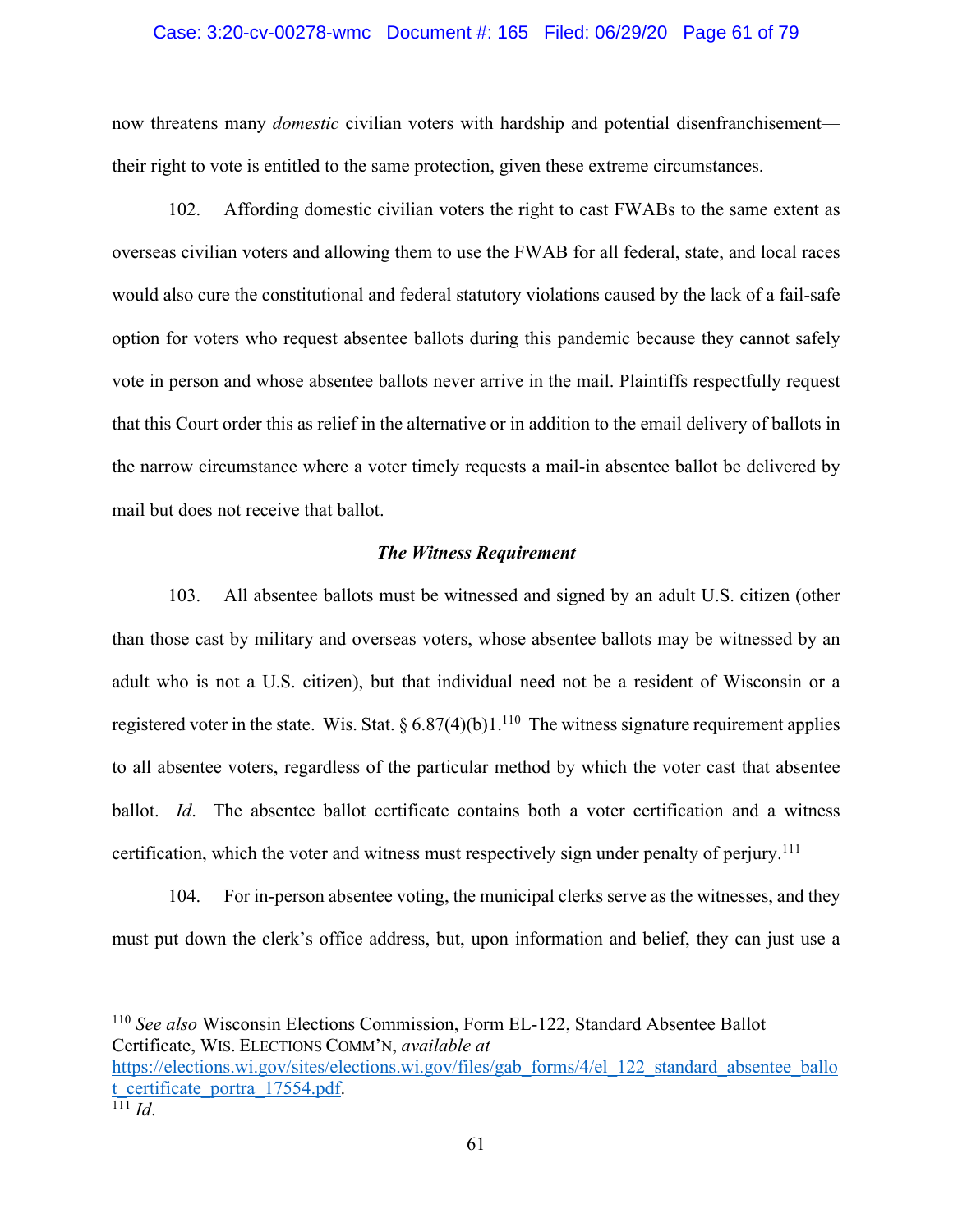now threatens many *domestic* civilian voters with hardship and potential disenfranchisement—their right to vote is entitled to the same protection, given these extreme circumstances.

102. Affording domestic civilian voters the right to cast FWABs to the same extent as overseas civilian voters and allowing them to use the FWAB for all federal, state, and local races would also cure the constitutional and federal statutory violations caused by the lack of a fail-safe option for voters who request absentee ballots during this pandemic because they cannot safely vote in person and whose absentee ballots never arrive in the mail. Plaintiffs respectfully request that this Court order this as relief in the alternative or in addition to the email delivery of ballots in the narrow circumstance where a voter timely requests a mail-in absentee ballot be delivered by mail but does not receive that ballot.

***The Witness Requirement***

103. All absentee ballots must be witnessed and signed by an adult U.S. citizen (other than those cast by military and overseas voters, whose absentee ballots may be witnessed by an adult who is not a U.S. citizen), but that individual need not be a resident of Wisconsin or a registered voter in the state. Wis. Stat. § 6.87(4)(b)1.[110] The witness signature requirement applies to all absentee voters, regardless of the particular method by which the voter cast that absentee ballot. *Id*. The absentee ballot certificate contains both a voter certification and a witness certification, which the voter and witness must respectively sign under penalty of perjury.[111]

104. For in-person absentee voting, the municipal clerks serve as the witnesses, and they must put down the clerk's office address, but, upon information and belief, they can just use a

---

[110] *See also* Wisconsin Elections Commission, Form EL-122, Standard Absentee Ballot Certificate, WIS. ELECTIONS COMM'N, *available at* https://elections.wi.gov/sites/elections.wi.gov/files/gab_forms/4/el_122_standard_absentee_ballot_certificate_portra_17554.pdf.

[111] *Id*.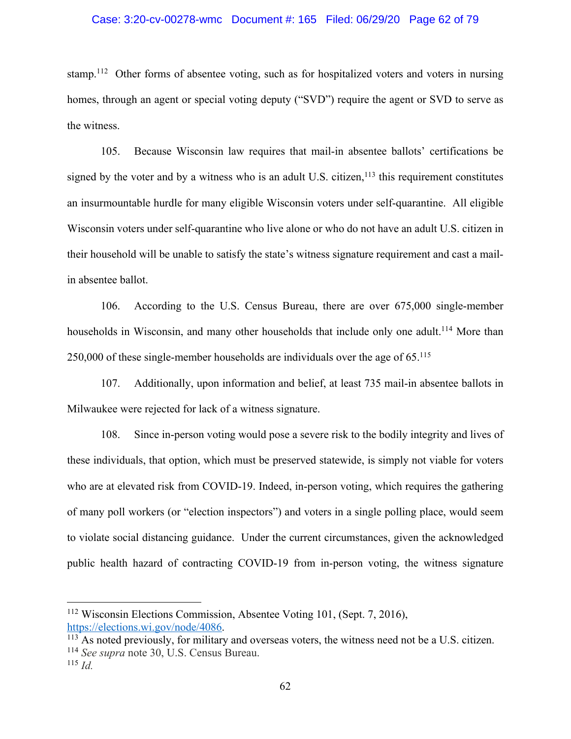stamp.[112] Other forms of absentee voting, such as for hospitalized voters and voters in nursing homes, through an agent or special voting deputy ("SVD") require the agent or SVD to serve as the witness.

105. Because Wisconsin law requires that mail-in absentee ballots' certifications be signed by the voter and by a witness who is an adult U.S. citizen,[113] this requirement constitutes an insurmountable hurdle for many eligible Wisconsin voters under self-quarantine. All eligible Wisconsin voters under self-quarantine who live alone or who do not have an adult U.S. citizen in their household will be unable to satisfy the state's witness signature requirement and cast a mail-in absentee ballot.

106. According to the U.S. Census Bureau, there are over 675,000 single-member households in Wisconsin, and many other households that include only one adult.[114] More than 250,000 of these single-member households are individuals over the age of 65.[115]

107. Additionally, upon information and belief, at least 735 mail-in absentee ballots in Milwaukee were rejected for lack of a witness signature.

108. Since in-person voting would pose a severe risk to the bodily integrity and lives of these individuals, that option, which must be preserved statewide, is simply not viable for voters who are at elevated risk from COVID-19. Indeed, in-person voting, which requires the gathering of many poll workers (or "election inspectors") and voters in a single polling place, would seem to violate social distancing guidance. Under the current circumstances, given the acknowledged public health hazard of contracting COVID-19 from in-person voting, the witness signature

---

[112] Wisconsin Elections Commission, Absentee Voting 101, (Sept. 7, 2016), https://elections.wi.gov/node/4086.

[113] As noted previously, for military and overseas voters, the witness need not be a U.S. citizen.

[114] *See supra* note 30, U.S. Census Bureau.

[115] *Id.*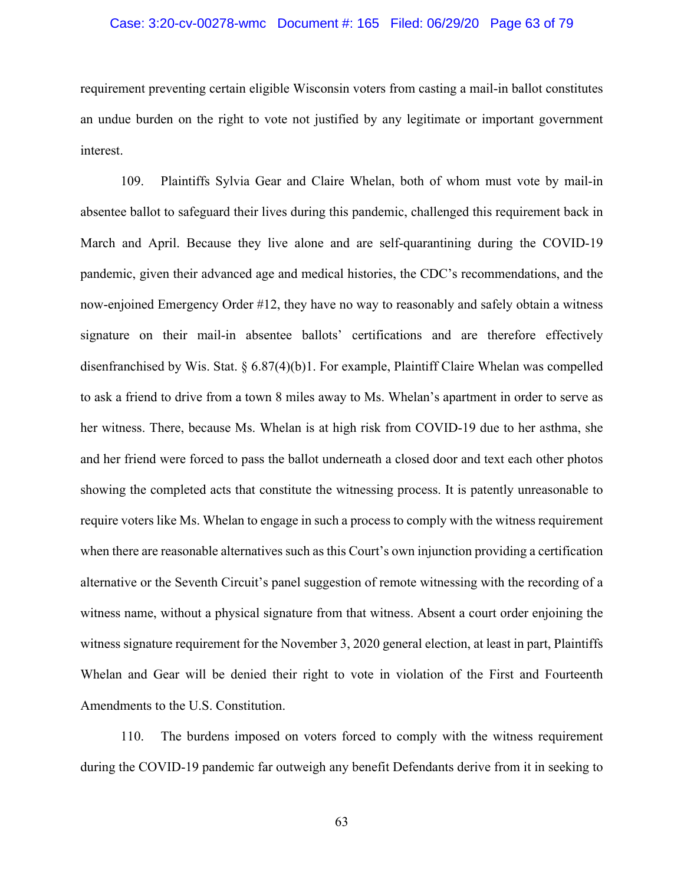requirement preventing certain eligible Wisconsin voters from casting a mail-in ballot constitutes an undue burden on the right to vote not justified by any legitimate or important government interest.

109. Plaintiffs Sylvia Gear and Claire Whelan, both of whom must vote by mail-in absentee ballot to safeguard their lives during this pandemic, challenged this requirement back in March and April. Because they live alone and are self-quarantining during the COVID-19 pandemic, given their advanced age and medical histories, the CDC's recommendations, and the now-enjoined Emergency Order #12, they have no way to reasonably and safely obtain a witness signature on their mail-in absentee ballots' certifications and are therefore effectively disenfranchised by Wis. Stat. § 6.87(4)(b)1. For example, Plaintiff Claire Whelan was compelled to ask a friend to drive from a town 8 miles away to Ms. Whelan's apartment in order to serve as her witness. There, because Ms. Whelan is at high risk from COVID-19 due to her asthma, she and her friend were forced to pass the ballot underneath a closed door and text each other photos showing the completed acts that constitute the witnessing process. It is patently unreasonable to require voters like Ms. Whelan to engage in such a process to comply with the witness requirement when there are reasonable alternatives such as this Court's own injunction providing a certification alternative or the Seventh Circuit's panel suggestion of remote witnessing with the recording of a witness name, without a physical signature from that witness. Absent a court order enjoining the witness signature requirement for the November 3, 2020 general election, at least in part, Plaintiffs Whelan and Gear will be denied their right to vote in violation of the First and Fourteenth Amendments to the U.S. Constitution.

110. The burdens imposed on voters forced to comply with the witness requirement during the COVID-19 pandemic far outweigh any benefit Defendants derive from it in seeking to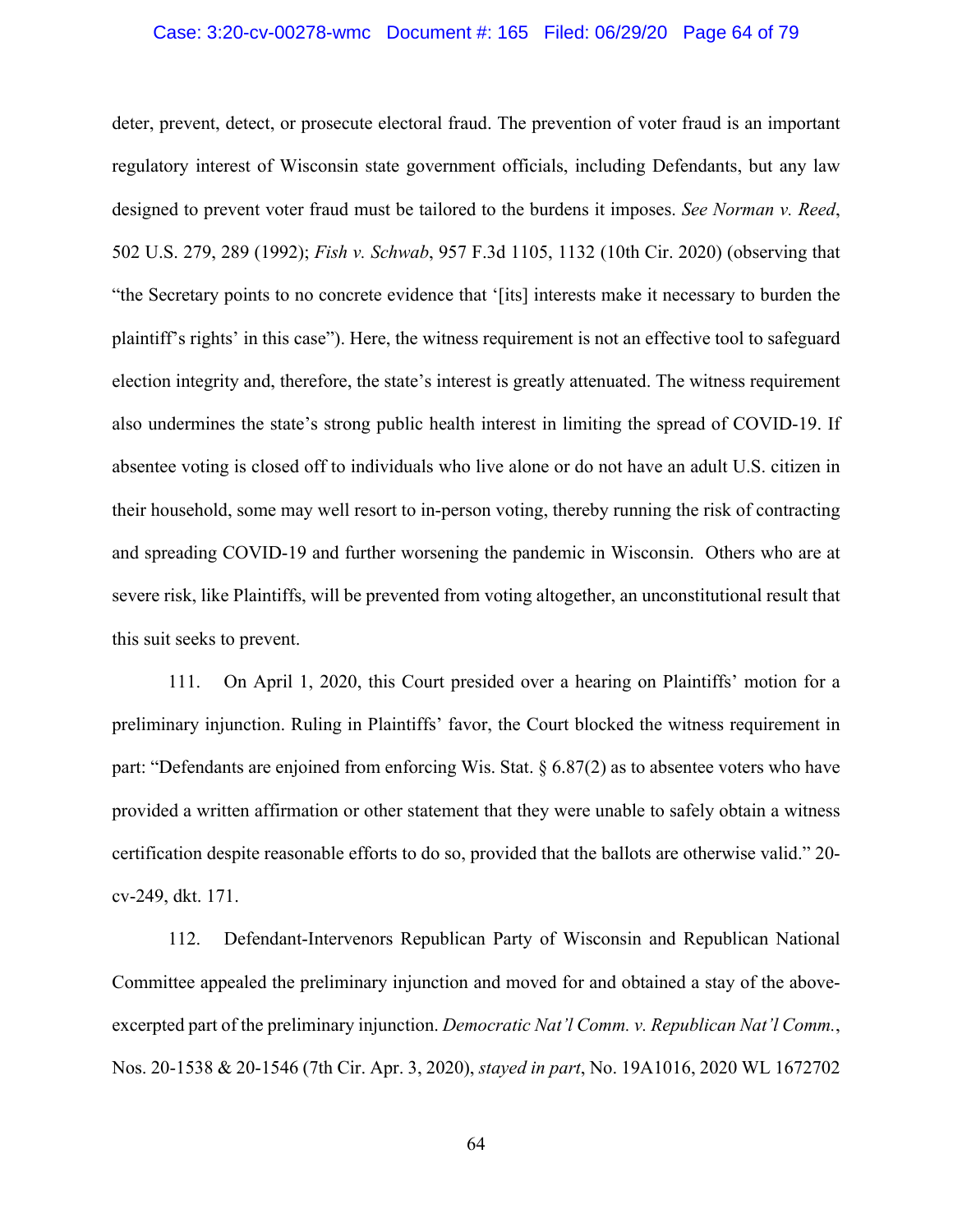deter, prevent, detect, or prosecute electoral fraud. The prevention of voter fraud is an important regulatory interest of Wisconsin state government officials, including Defendants, but any law designed to prevent voter fraud must be tailored to the burdens it imposes. *See Norman v. Reed*, 502 U.S. 279, 289 (1992); *Fish v. Schwab*, 957 F.3d 1105, 1132 (10th Cir. 2020) (observing that "the Secretary points to no concrete evidence that '[its] interests make it necessary to burden the plaintiff's rights' in this case"). Here, the witness requirement is not an effective tool to safeguard election integrity and, therefore, the state's interest is greatly attenuated. The witness requirement also undermines the state's strong public health interest in limiting the spread of COVID-19. If absentee voting is closed off to individuals who live alone or do not have an adult U.S. citizen in their household, some may well resort to in-person voting, thereby running the risk of contracting and spreading COVID-19 and further worsening the pandemic in Wisconsin. Others who are at severe risk, like Plaintiffs, will be prevented from voting altogether, an unconstitutional result that this suit seeks to prevent.

111. On April 1, 2020, this Court presided over a hearing on Plaintiffs' motion for a preliminary injunction. Ruling in Plaintiffs' favor, the Court blocked the witness requirement in part: "Defendants are enjoined from enforcing Wis. Stat. § 6.87(2) as to absentee voters who have provided a written affirmation or other statement that they were unable to safely obtain a witness certification despite reasonable efforts to do so, provided that the ballots are otherwise valid." 20-cv-249, dkt. 171.

112. Defendant-Intervenors Republican Party of Wisconsin and Republican National Committee appealed the preliminary injunction and moved for and obtained a stay of the above-excerpted part of the preliminary injunction. *Democratic Nat'l Comm. v. Republican Nat'l Comm.*, Nos. 20-1538 & 20-1546 (7th Cir. Apr. 3, 2020), *stayed in part*, No. 19A1016, 2020 WL 1672702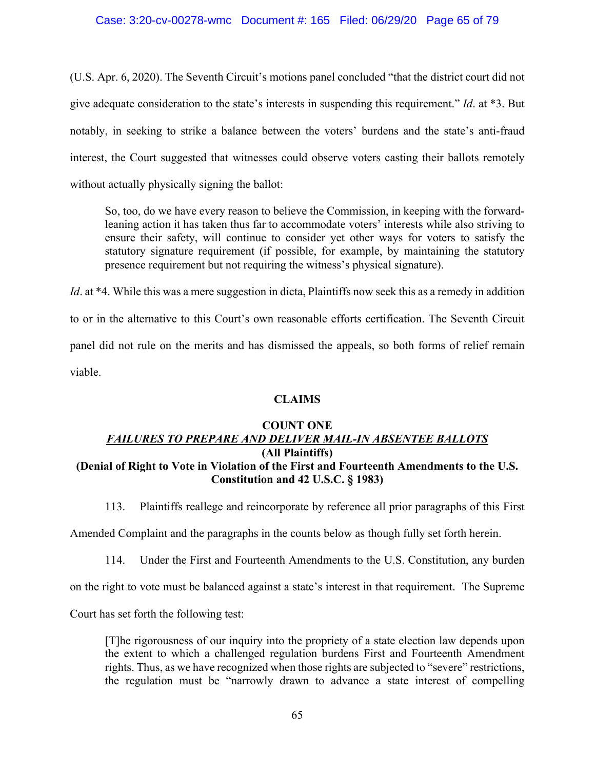(U.S. Apr. 6, 2020). The Seventh Circuit's motions panel concluded "that the district court did not give adequate consideration to the state's interests in suspending this requirement." *Id*. at *3. But notably, in seeking to strike a balance between the voters' burdens and the state's anti-fraud interest, the Court suggested that witnesses could observe voters casting their ballots remotely without actually physically signing the ballot:

> So, too, do we have every reason to believe the Commission, in keeping with the forward-leaning action it has taken thus far to accommodate voters' interests while also striving to ensure their safety, will continue to consider yet other ways for voters to satisfy the statutory signature requirement (if possible, for example, by maintaining the statutory presence requirement but not requiring the witness's physical signature).

*Id*. at *4. While this was a mere suggestion in dicta, Plaintiffs now seek this as a remedy in addition to or in the alternative to this Court's own reasonable efforts certification. The Seventh Circuit panel did not rule on the merits and has dismissed the appeals, so both forms of relief remain viable.

## CLAIMS

### COUNT ONE
### ***FAILURES TO PREPARE AND DELIVER MAIL-IN ABSENTEE BALLOTS***
**(All Plaintiffs)**
**(Denial of Right to Vote in Violation of the First and Fourteenth Amendments to the U.S. Constitution and 42 U.S.C. § 1983)**

113. Plaintiffs reallege and reincorporate by reference all prior paragraphs of this First Amended Complaint and the paragraphs in the counts below as though fully set forth herein.

114. Under the First and Fourteenth Amendments to the U.S. Constitution, any burden on the right to vote must be balanced against a state's interest in that requirement. The Supreme Court has set forth the following test:

> [T]he rigorousness of our inquiry into the propriety of a state election law depends upon the extent to which a challenged regulation burdens First and Fourteenth Amendment rights. Thus, as we have recognized when those rights are subjected to "severe" restrictions, the regulation must be "narrowly drawn to advance a state interest of compelling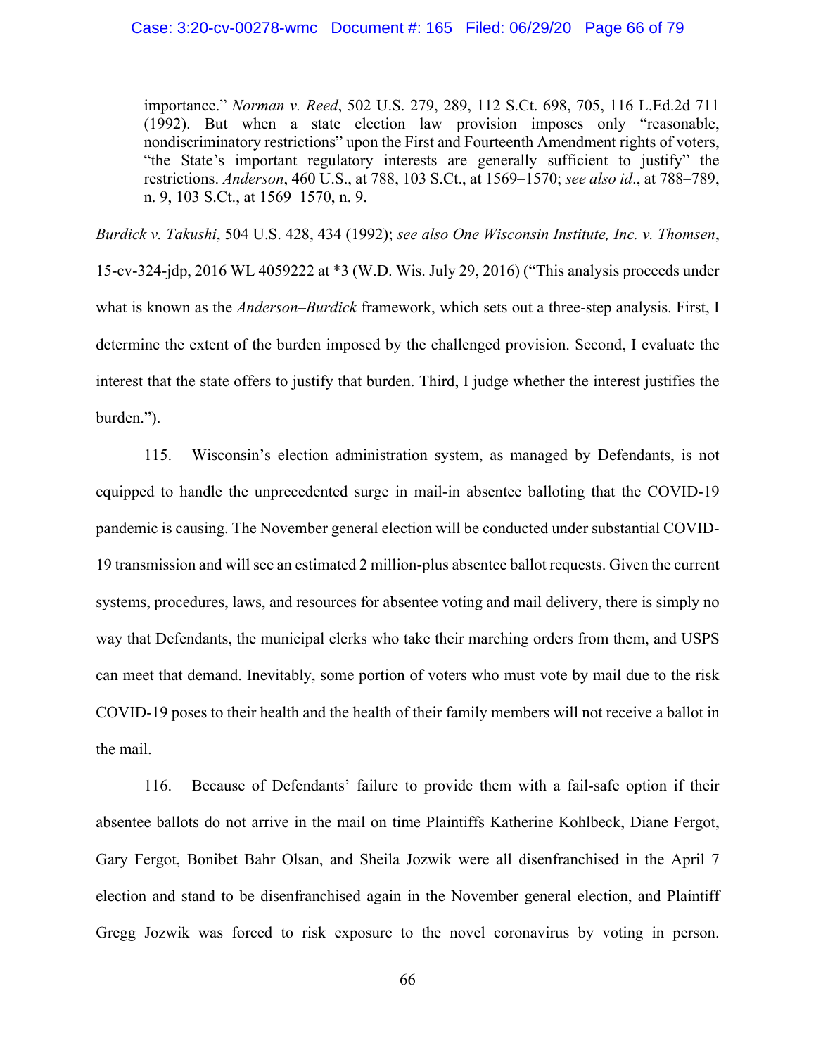> importance." *Norman v. Reed*, 502 U.S. 279, 289, 112 S.Ct. 698, 705, 116 L.Ed.2d 711 (1992). But when a state election law provision imposes only "reasonable, nondiscriminatory restrictions" upon the First and Fourteenth Amendment rights of voters, "the State's important regulatory interests are generally sufficient to justify" the restrictions. *Anderson*, 460 U.S., at 788, 103 S.Ct., at 1569–1570; *see also id*., at 788–789, n. 9, 103 S.Ct., at 1569–1570, n. 9.

*Burdick v. Takushi*, 504 U.S. 428, 434 (1992); *see also One Wisconsin Institute, Inc. v. Thomsen*, 15-cv-324-jdp, 2016 WL 4059222 at *3 (W.D. Wis. July 29, 2016) ("This analysis proceeds under what is known as the *Anderson–Burdick* framework, which sets out a three-step analysis. First, I determine the extent of the burden imposed by the challenged provision. Second, I evaluate the interest that the state offers to justify that burden. Third, I judge whether the interest justifies the burden.").

115. Wisconsin's election administration system, as managed by Defendants, is not equipped to handle the unprecedented surge in mail-in absentee balloting that the COVID-19 pandemic is causing. The November general election will be conducted under substantial COVID-19 transmission and will see an estimated 2 million-plus absentee ballot requests. Given the current systems, procedures, laws, and resources for absentee voting and mail delivery, there is simply no way that Defendants, the municipal clerks who take their marching orders from them, and USPS can meet that demand. Inevitably, some portion of voters who must vote by mail due to the risk COVID-19 poses to their health and the health of their family members will not receive a ballot in the mail.

116. Because of Defendants' failure to provide them with a fail-safe option if their absentee ballots do not arrive in the mail on time Plaintiffs Katherine Kohlbeck, Diane Fergot, Gary Fergot, Bonibet Bahr Olsan, and Sheila Jozwik were all disenfranchised in the April 7 election and stand to be disenfranchised again in the November general election, and Plaintiff Gregg Jozwik was forced to risk exposure to the novel coronavirus by voting in person.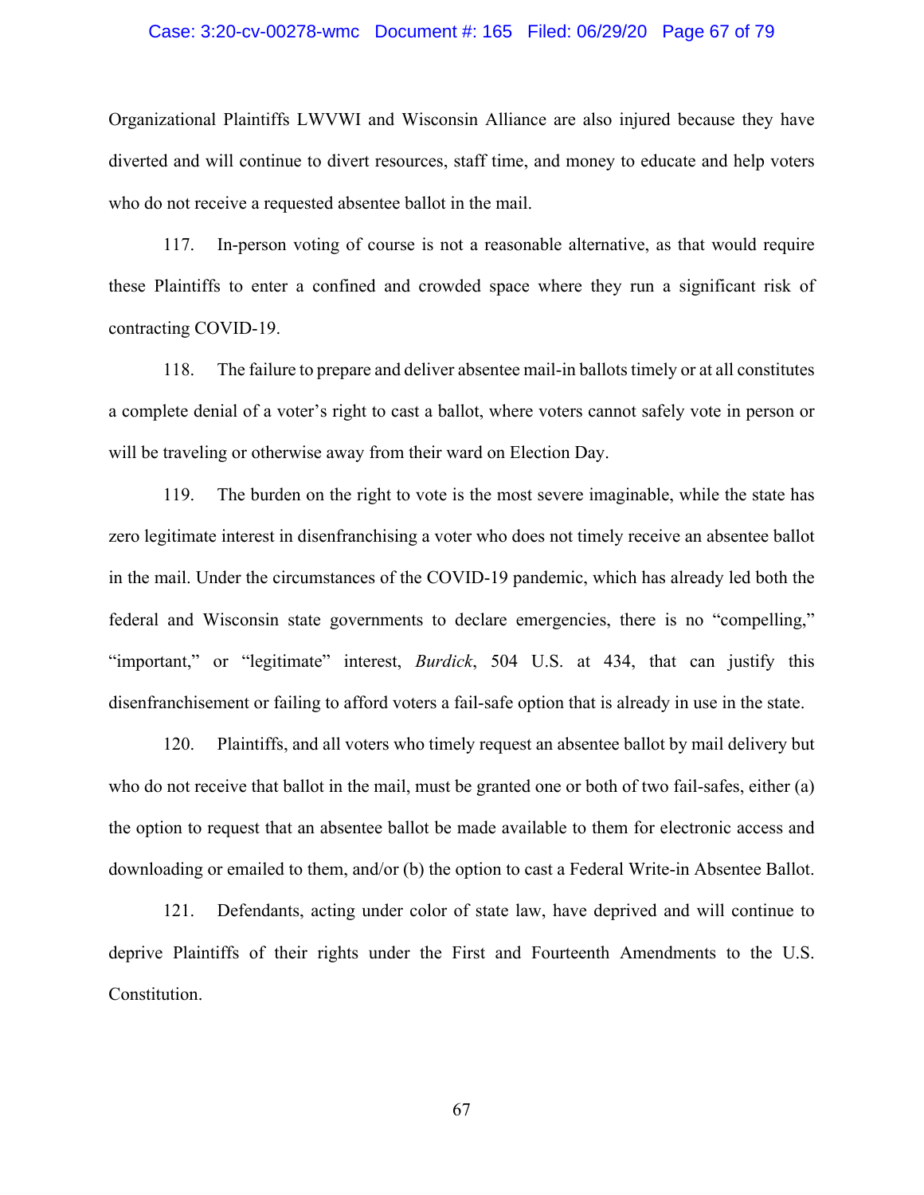Organizational Plaintiffs LWVWI and Wisconsin Alliance are also injured because they have diverted and will continue to divert resources, staff time, and money to educate and help voters who do not receive a requested absentee ballot in the mail.

117. In-person voting of course is not a reasonable alternative, as that would require these Plaintiffs to enter a confined and crowded space where they run a significant risk of contracting COVID-19.

118. The failure to prepare and deliver absentee mail-in ballots timely or at all constitutes a complete denial of a voter's right to cast a ballot, where voters cannot safely vote in person or will be traveling or otherwise away from their ward on Election Day.

119. The burden on the right to vote is the most severe imaginable, while the state has zero legitimate interest in disenfranchising a voter who does not timely receive an absentee ballot in the mail. Under the circumstances of the COVID-19 pandemic, which has already led both the federal and Wisconsin state governments to declare emergencies, there is no "compelling," "important," or "legitimate" interest, *Burdick*, 504 U.S. at 434, that can justify this disenfranchisement or failing to afford voters a fail-safe option that is already in use in the state.

120. Plaintiffs, and all voters who timely request an absentee ballot by mail delivery but who do not receive that ballot in the mail, must be granted one or both of two fail-safes, either (a) the option to request that an absentee ballot be made available to them for electronic access and downloading or emailed to them, and/or (b) the option to cast a Federal Write-in Absentee Ballot.

121. Defendants, acting under color of state law, have deprived and will continue to deprive Plaintiffs of their rights under the First and Fourteenth Amendments to the U.S. Constitution.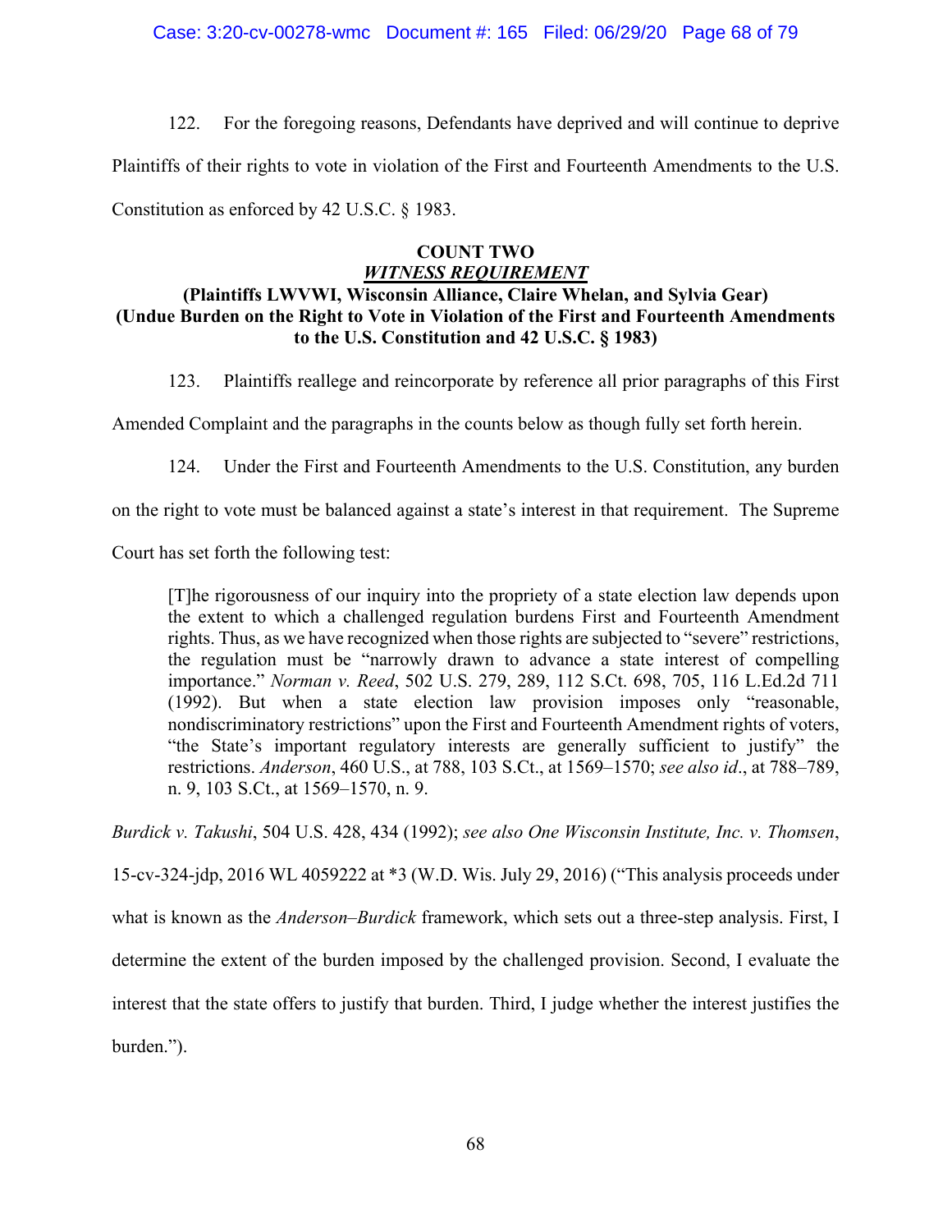122. For the foregoing reasons, Defendants have deprived and will continue to deprive Plaintiffs of their rights to vote in violation of the First and Fourteenth Amendments to the U.S. Constitution as enforced by 42 U.S.C. § 1983.

**COUNT TWO**
***WITNESS REQUIREMENT***
**(Plaintiffs LWVWI, Wisconsin Alliance, Claire Whelan, and Sylvia Gear)**
**(Undue Burden on the Right to Vote in Violation of the First and Fourteenth Amendments to the U.S. Constitution and 42 U.S.C. § 1983)**

123. Plaintiffs reallege and reincorporate by reference all prior paragraphs of this First Amended Complaint and the paragraphs in the counts below as though fully set forth herein.

124. Under the First and Fourteenth Amendments to the U.S. Constitution, any burden on the right to vote must be balanced against a state's interest in that requirement. The Supreme Court has set forth the following test:

> [T]he rigorousness of our inquiry into the propriety of a state election law depends upon the extent to which a challenged regulation burdens First and Fourteenth Amendment rights. Thus, as we have recognized when those rights are subjected to "severe" restrictions, the regulation must be "narrowly drawn to advance a state interest of compelling importance." *Norman v. Reed*, 502 U.S. 279, 289, 112 S.Ct. 698, 705, 116 L.Ed.2d 711 (1992). But when a state election law provision imposes only "reasonable, nondiscriminatory restrictions" upon the First and Fourteenth Amendment rights of voters, "the State's important regulatory interests are generally sufficient to justify" the restrictions. *Anderson*, 460 U.S., at 788, 103 S.Ct., at 1569–1570; *see also id*., at 788–789, n. 9, 103 S.Ct., at 1569–1570, n. 9.

*Burdick v. Takushi*, 504 U.S. 428, 434 (1992); *see also One Wisconsin Institute, Inc. v. Thomsen*, 15-cv-324-jdp, 2016 WL 4059222 at *3 (W.D. Wis. July 29, 2016) ("This analysis proceeds under what is known as the *Anderson–Burdick* framework, which sets out a three-step analysis. First, I determine the extent of the burden imposed by the challenged provision. Second, I evaluate the interest that the state offers to justify that burden. Third, I judge whether the interest justifies the burden.").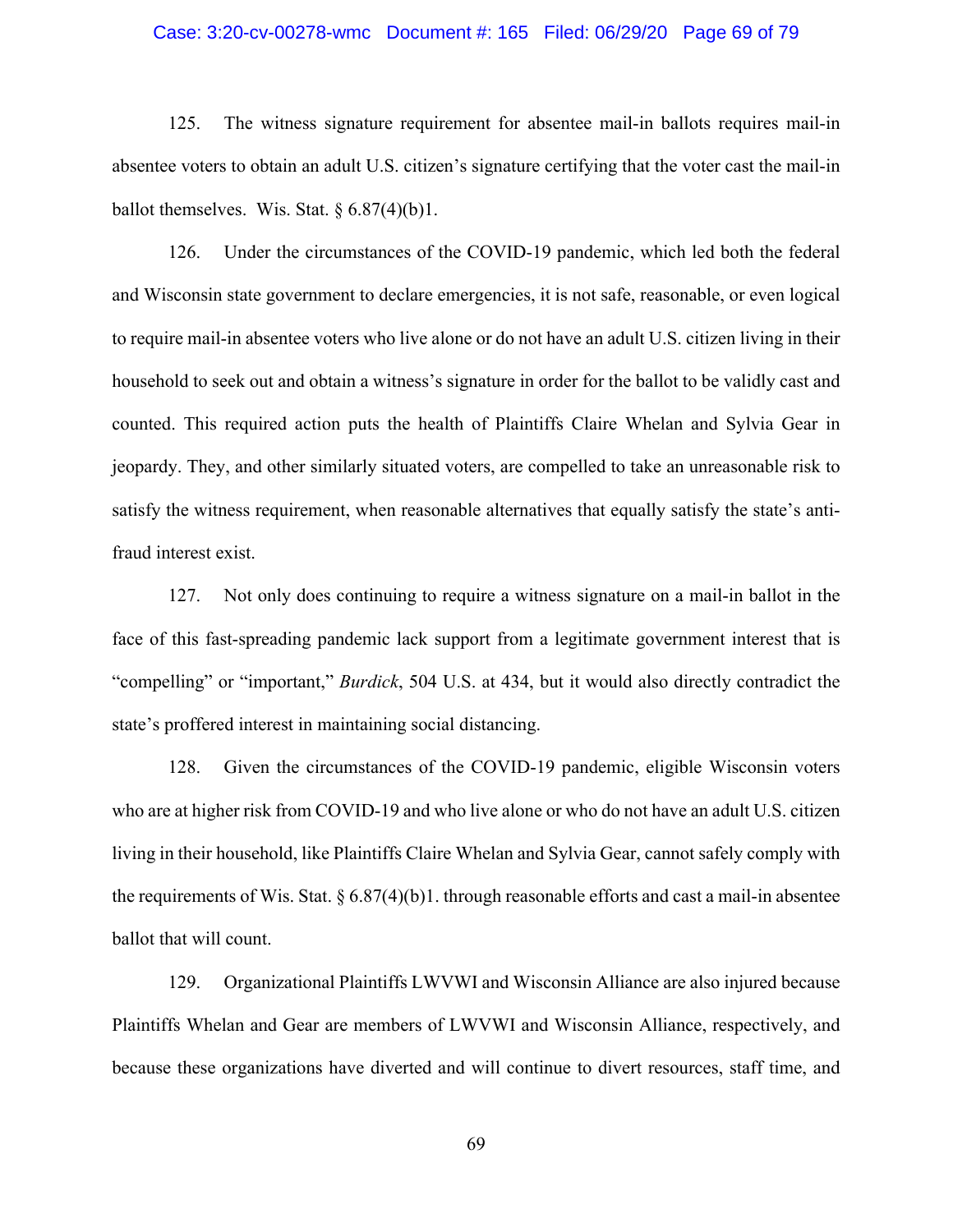125. The witness signature requirement for absentee mail-in ballots requires mail-in absentee voters to obtain an adult U.S. citizen's signature certifying that the voter cast the mail-in ballot themselves. Wis. Stat. § 6.87(4)(b)1.

126. Under the circumstances of the COVID-19 pandemic, which led both the federal and Wisconsin state government to declare emergencies, it is not safe, reasonable, or even logical to require mail-in absentee voters who live alone or do not have an adult U.S. citizen living in their household to seek out and obtain a witness's signature in order for the ballot to be validly cast and counted. This required action puts the health of Plaintiffs Claire Whelan and Sylvia Gear in jeopardy. They, and other similarly situated voters, are compelled to take an unreasonable risk to satisfy the witness requirement, when reasonable alternatives that equally satisfy the state's anti-fraud interest exist.

127. Not only does continuing to require a witness signature on a mail-in ballot in the face of this fast-spreading pandemic lack support from a legitimate government interest that is "compelling" or "important," *Burdick*, 504 U.S. at 434, but it would also directly contradict the state's proffered interest in maintaining social distancing.

128. Given the circumstances of the COVID-19 pandemic, eligible Wisconsin voters who are at higher risk from COVID-19 and who live alone or who do not have an adult U.S. citizen living in their household, like Plaintiffs Claire Whelan and Sylvia Gear, cannot safely comply with the requirements of Wis. Stat. § 6.87(4)(b)1. through reasonable efforts and cast a mail-in absentee ballot that will count.

129. Organizational Plaintiffs LWVWI and Wisconsin Alliance are also injured because Plaintiffs Whelan and Gear are members of LWVWI and Wisconsin Alliance, respectively, and because these organizations have diverted and will continue to divert resources, staff time, and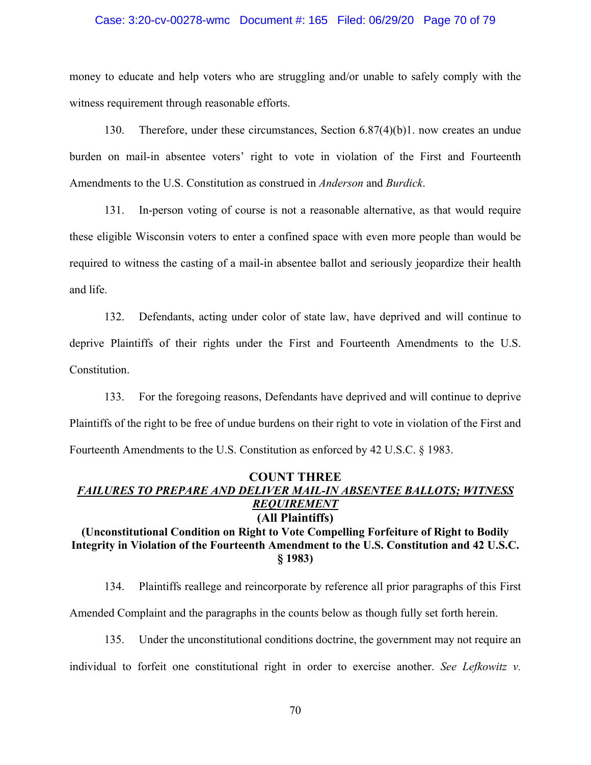money to educate and help voters who are struggling and/or unable to safely comply with the witness requirement through reasonable efforts.

130. Therefore, under these circumstances, Section 6.87(4)(b)1. now creates an undue burden on mail-in absentee voters' right to vote in violation of the First and Fourteenth Amendments to the U.S. Constitution as construed in *Anderson* and *Burdick*.

131. In-person voting of course is not a reasonable alternative, as that would require these eligible Wisconsin voters to enter a confined space with even more people than would be required to witness the casting of a mail-in absentee ballot and seriously jeopardize their health and life.

132. Defendants, acting under color of state law, have deprived and will continue to deprive Plaintiffs of their rights under the First and Fourteenth Amendments to the U.S. Constitution.

133. For the foregoing reasons, Defendants have deprived and will continue to deprive Plaintiffs of the right to be free of undue burdens on their right to vote in violation of the First and Fourteenth Amendments to the U.S. Constitution as enforced by 42 U.S.C. § 1983.

## COUNT THREE

***FAILURES TO PREPARE AND DELIVER MAIL-IN ABSENTEE BALLOTS; WITNESS REQUIREMENT***

**(All Plaintiffs)**

**(Unconstitutional Condition on Right to Vote Compelling Forfeiture of Right to Bodily Integrity in Violation of the Fourteenth Amendment to the U.S. Constitution and 42 U.S.C. § 1983)**

134. Plaintiffs reallege and reincorporate by reference all prior paragraphs of this First Amended Complaint and the paragraphs in the counts below as though fully set forth herein.

135. Under the unconstitutional conditions doctrine, the government may not require an individual to forfeit one constitutional right in order to exercise another. *See Lefkowitz v.*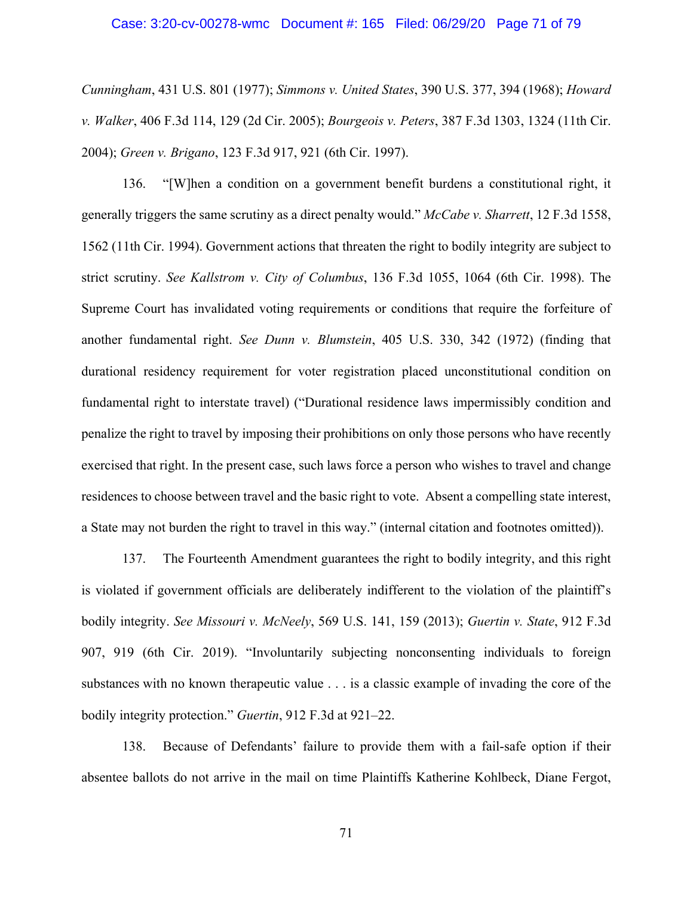*Cunningham*, 431 U.S. 801 (1977); *Simmons v. United States*, 390 U.S. 377, 394 (1968); *Howard v. Walker*, 406 F.3d 114, 129 (2d Cir. 2005); *Bourgeois v. Peters*, 387 F.3d 1303, 1324 (11th Cir. 2004); *Green v. Brigano*, 123 F.3d 917, 921 (6th Cir. 1997).

136. "[W]hen a condition on a government benefit burdens a constitutional right, it generally triggers the same scrutiny as a direct penalty would." *McCabe v. Sharrett*, 12 F.3d 1558, 1562 (11th Cir. 1994). Government actions that threaten the right to bodily integrity are subject to strict scrutiny. *See Kallstrom v. City of Columbus*, 136 F.3d 1055, 1064 (6th Cir. 1998). The Supreme Court has invalidated voting requirements or conditions that require the forfeiture of another fundamental right. *See Dunn v. Blumstein*, 405 U.S. 330, 342 (1972) (finding that durational residency requirement for voter registration placed unconstitutional condition on fundamental right to interstate travel) ("Durational residence laws impermissibly condition and penalize the right to travel by imposing their prohibitions on only those persons who have recently exercised that right. In the present case, such laws force a person who wishes to travel and change residences to choose between travel and the basic right to vote. Absent a compelling state interest, a State may not burden the right to travel in this way." (internal citation and footnotes omitted)).

137. The Fourteenth Amendment guarantees the right to bodily integrity, and this right is violated if government officials are deliberately indifferent to the violation of the plaintiff's bodily integrity. *See Missouri v. McNeely*, 569 U.S. 141, 159 (2013); *Guertin v. State*, 912 F.3d 907, 919 (6th Cir. 2019). "Involuntarily subjecting nonconsenting individuals to foreign substances with no known therapeutic value . . . is a classic example of invading the core of the bodily integrity protection." *Guertin*, 912 F.3d at 921–22.

138. Because of Defendants' failure to provide them with a fail-safe option if their absentee ballots do not arrive in the mail on time Plaintiffs Katherine Kohlbeck, Diane Fergot,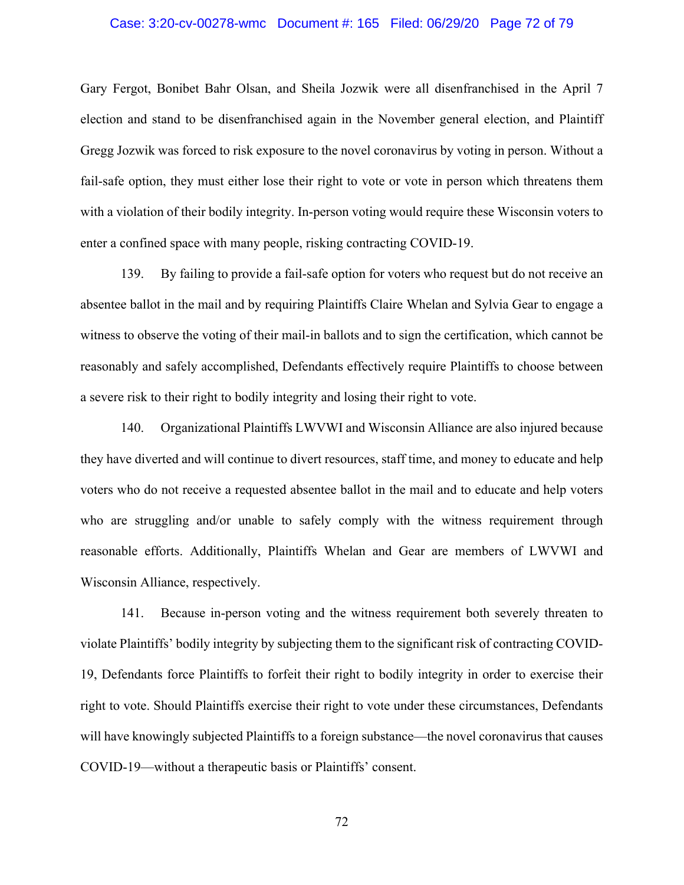Gary Fergot, Bonibet Bahr Olsan, and Sheila Jozwik were all disenfranchised in the April 7 election and stand to be disenfranchised again in the November general election, and Plaintiff Gregg Jozwik was forced to risk exposure to the novel coronavirus by voting in person. Without a fail-safe option, they must either lose their right to vote or vote in person which threatens them with a violation of their bodily integrity. In-person voting would require these Wisconsin voters to enter a confined space with many people, risking contracting COVID-19.

139. By failing to provide a fail-safe option for voters who request but do not receive an absentee ballot in the mail and by requiring Plaintiffs Claire Whelan and Sylvia Gear to engage a witness to observe the voting of their mail-in ballots and to sign the certification, which cannot be reasonably and safely accomplished, Defendants effectively require Plaintiffs to choose between a severe risk to their right to bodily integrity and losing their right to vote.

140. Organizational Plaintiffs LWVWI and Wisconsin Alliance are also injured because they have diverted and will continue to divert resources, staff time, and money to educate and help voters who do not receive a requested absentee ballot in the mail and to educate and help voters who are struggling and/or unable to safely comply with the witness requirement through reasonable efforts. Additionally, Plaintiffs Whelan and Gear are members of LWVWI and Wisconsin Alliance, respectively.

141. Because in-person voting and the witness requirement both severely threaten to violate Plaintiffs' bodily integrity by subjecting them to the significant risk of contracting COVID-19, Defendants force Plaintiffs to forfeit their right to bodily integrity in order to exercise their right to vote. Should Plaintiffs exercise their right to vote under these circumstances, Defendants will have knowingly subjected Plaintiffs to a foreign substance—the novel coronavirus that causes COVID-19—without a therapeutic basis or Plaintiffs' consent.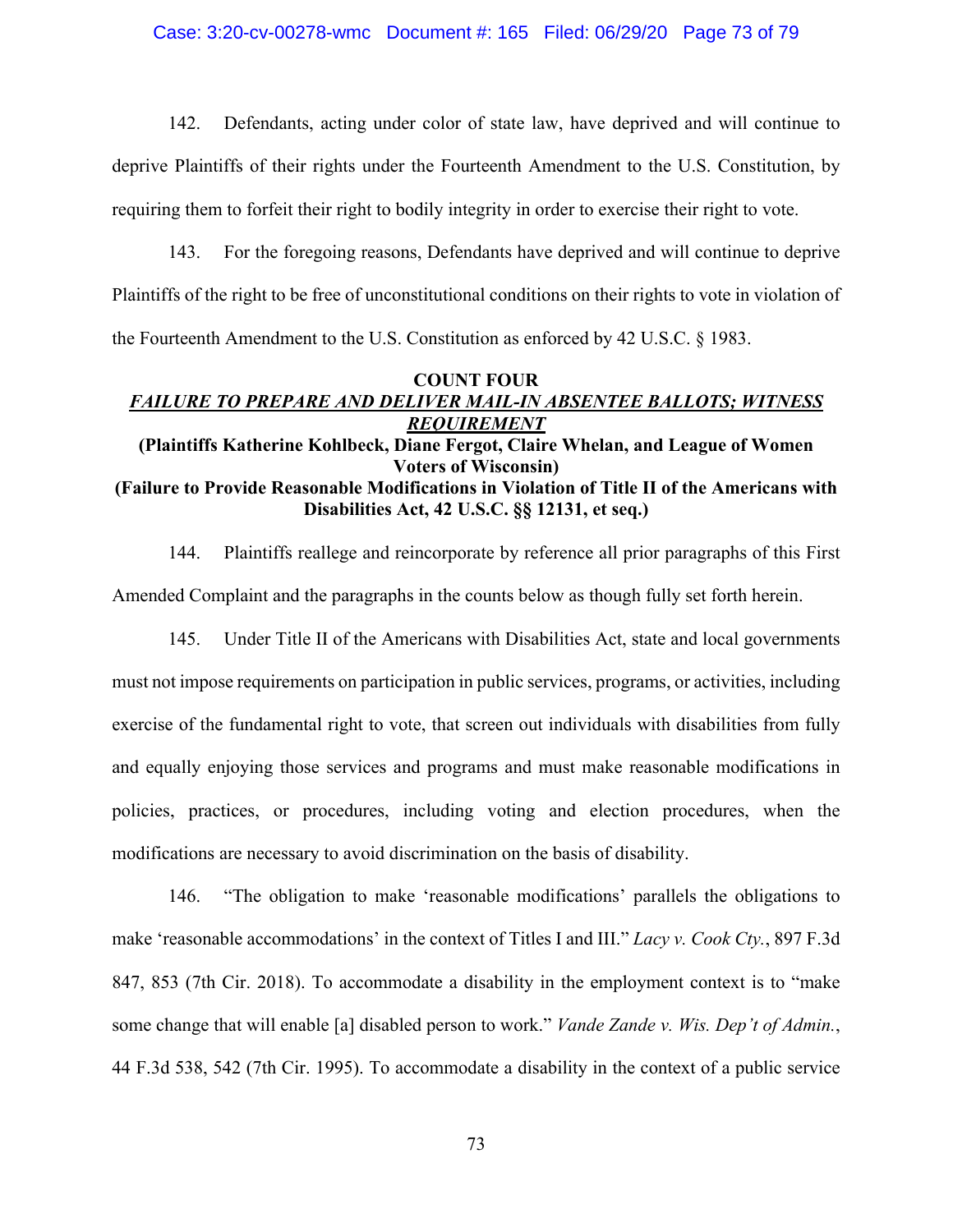142. Defendants, acting under color of state law, have deprived and will continue to deprive Plaintiffs of their rights under the Fourteenth Amendment to the U.S. Constitution, by requiring them to forfeit their right to bodily integrity in order to exercise their right to vote.

143. For the foregoing reasons, Defendants have deprived and will continue to deprive Plaintiffs of the right to be free of unconstitutional conditions on their rights to vote in violation of the Fourteenth Amendment to the U.S. Constitution as enforced by 42 U.S.C. § 1983.

## COUNT FOUR

### ***FAILURE TO PREPARE AND DELIVER MAIL-IN ABSENTEE BALLOTS; WITNESS REQUIREMENT***

**(Plaintiffs Katherine Kohlbeck, Diane Fergot, Claire Whelan, and League of Women Voters of Wisconsin)**

**(Failure to Provide Reasonable Modifications in Violation of Title II of the Americans with Disabilities Act, 42 U.S.C. §§ 12131, et seq.)**

144. Plaintiffs reallege and reincorporate by reference all prior paragraphs of this First Amended Complaint and the paragraphs in the counts below as though fully set forth herein.

145. Under Title II of the Americans with Disabilities Act, state and local governments must not impose requirements on participation in public services, programs, or activities, including exercise of the fundamental right to vote, that screen out individuals with disabilities from fully and equally enjoying those services and programs and must make reasonable modifications in policies, practices, or procedures, including voting and election procedures, when the modifications are necessary to avoid discrimination on the basis of disability.

146. "The obligation to make 'reasonable modifications' parallels the obligations to make 'reasonable accommodations' in the context of Titles I and III." *Lacy v. Cook Cty.*, 897 F.3d 847, 853 (7th Cir. 2018). To accommodate a disability in the employment context is to "make some change that will enable [a] disabled person to work." *Vande Zande v. Wis. Dep't of Admin.*, 44 F.3d 538, 542 (7th Cir. 1995). To accommodate a disability in the context of a public service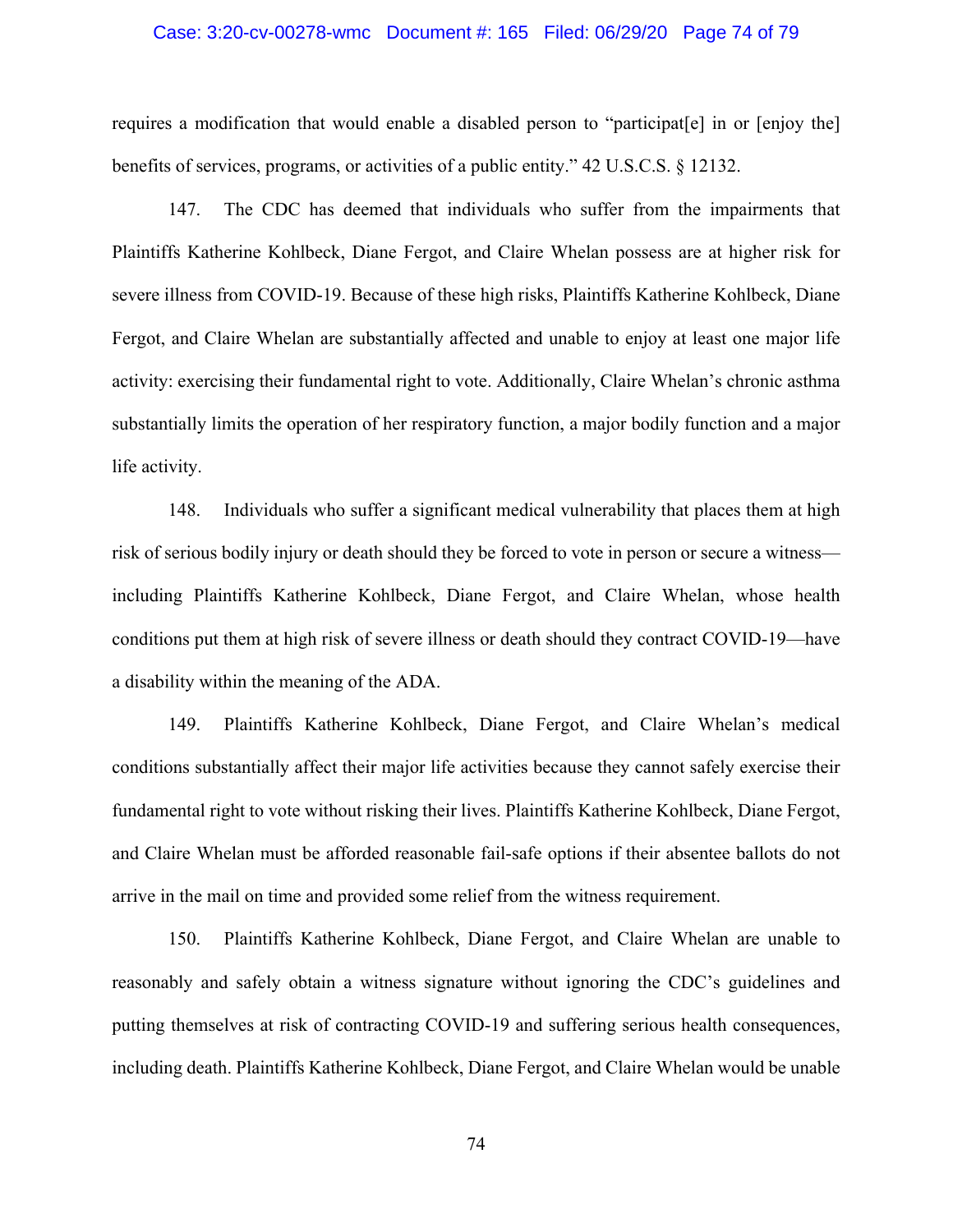requires a modification that would enable a disabled person to "participat[e] in or [enjoy the] benefits of services, programs, or activities of a public entity." 42 U.S.C.S. § 12132.

147. The CDC has deemed that individuals who suffer from the impairments that Plaintiffs Katherine Kohlbeck, Diane Fergot, and Claire Whelan possess are at higher risk for severe illness from COVID-19. Because of these high risks, Plaintiffs Katherine Kohlbeck, Diane Fergot, and Claire Whelan are substantially affected and unable to enjoy at least one major life activity: exercising their fundamental right to vote. Additionally, Claire Whelan's chronic asthma substantially limits the operation of her respiratory function, a major bodily function and a major life activity.

148. Individuals who suffer a significant medical vulnerability that places them at high risk of serious bodily injury or death should they be forced to vote in person or secure a witness—including Plaintiffs Katherine Kohlbeck, Diane Fergot, and Claire Whelan, whose health conditions put them at high risk of severe illness or death should they contract COVID-19—have a disability within the meaning of the ADA.

149. Plaintiffs Katherine Kohlbeck, Diane Fergot, and Claire Whelan's medical conditions substantially affect their major life activities because they cannot safely exercise their fundamental right to vote without risking their lives. Plaintiffs Katherine Kohlbeck, Diane Fergot, and Claire Whelan must be afforded reasonable fail-safe options if their absentee ballots do not arrive in the mail on time and provided some relief from the witness requirement.

150. Plaintiffs Katherine Kohlbeck, Diane Fergot, and Claire Whelan are unable to reasonably and safely obtain a witness signature without ignoring the CDC's guidelines and putting themselves at risk of contracting COVID-19 and suffering serious health consequences, including death. Plaintiffs Katherine Kohlbeck, Diane Fergot, and Claire Whelan would be unable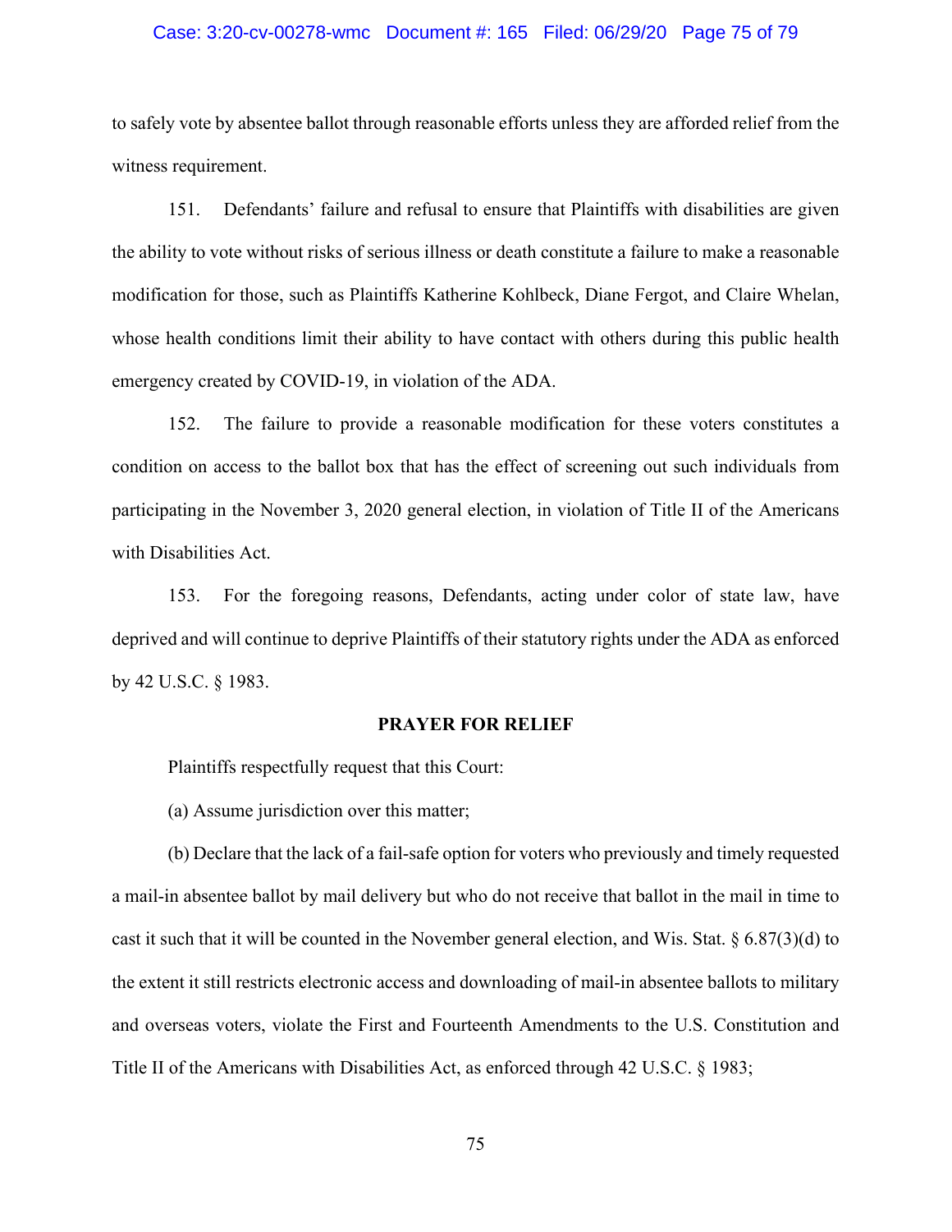to safely vote by absentee ballot through reasonable efforts unless they are afforded relief from the witness requirement.

151. Defendants' failure and refusal to ensure that Plaintiffs with disabilities are given the ability to vote without risks of serious illness or death constitute a failure to make a reasonable modification for those, such as Plaintiffs Katherine Kohlbeck, Diane Fergot, and Claire Whelan, whose health conditions limit their ability to have contact with others during this public health emergency created by COVID-19, in violation of the ADA.

152. The failure to provide a reasonable modification for these voters constitutes a condition on access to the ballot box that has the effect of screening out such individuals from participating in the November 3, 2020 general election, in violation of Title II of the Americans with Disabilities Act.

153. For the foregoing reasons, Defendants, acting under color of state law, have deprived and will continue to deprive Plaintiffs of their statutory rights under the ADA as enforced by 42 U.S.C. § 1983.

**PRAYER FOR RELIEF**

Plaintiffs respectfully request that this Court:

(a) Assume jurisdiction over this matter;

(b) Declare that the lack of a fail-safe option for voters who previously and timely requested a mail-in absentee ballot by mail delivery but who do not receive that ballot in the mail in time to cast it such that it will be counted in the November general election, and Wis. Stat. § 6.87(3)(d) to the extent it still restricts electronic access and downloading of mail-in absentee ballots to military and overseas voters, violate the First and Fourteenth Amendments to the U.S. Constitution and Title II of the Americans with Disabilities Act, as enforced through 42 U.S.C. § 1983;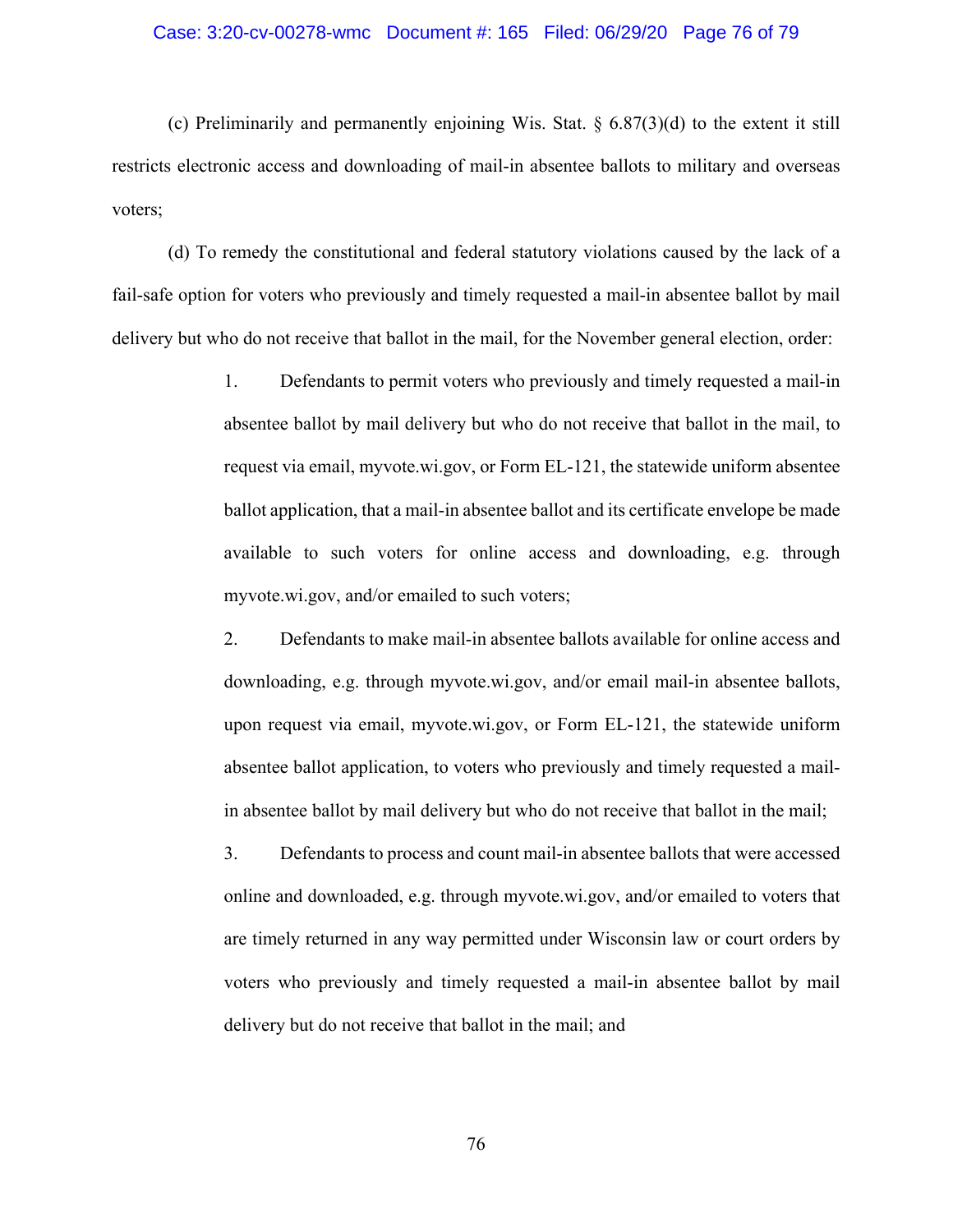(c) Preliminarily and permanently enjoining Wis. Stat. § 6.87(3)(d) to the extent it still restricts electronic access and downloading of mail-in absentee ballots to military and overseas voters;

(d) To remedy the constitutional and federal statutory violations caused by the lack of a fail-safe option for voters who previously and timely requested a mail-in absentee ballot by mail delivery but who do not receive that ballot in the mail, for the November general election, order:

1. Defendants to permit voters who previously and timely requested a mail-in absentee ballot by mail delivery but who do not receive that ballot in the mail, to request via email, myvote.wi.gov, or Form EL-121, the statewide uniform absentee ballot application, that a mail-in absentee ballot and its certificate envelope be made available to such voters for online access and downloading, e.g. through myvote.wi.gov, and/or emailed to such voters;

2. Defendants to make mail-in absentee ballots available for online access and downloading, e.g. through myvote.wi.gov, and/or email mail-in absentee ballots, upon request via email, myvote.wi.gov, or Form EL-121, the statewide uniform absentee ballot application, to voters who previously and timely requested a mail-in absentee ballot by mail delivery but who do not receive that ballot in the mail;

3. Defendants to process and count mail-in absentee ballots that were accessed online and downloaded, e.g. through myvote.wi.gov, and/or emailed to voters that are timely returned in any way permitted under Wisconsin law or court orders by voters who previously and timely requested a mail-in absentee ballot by mail delivery but do not receive that ballot in the mail; and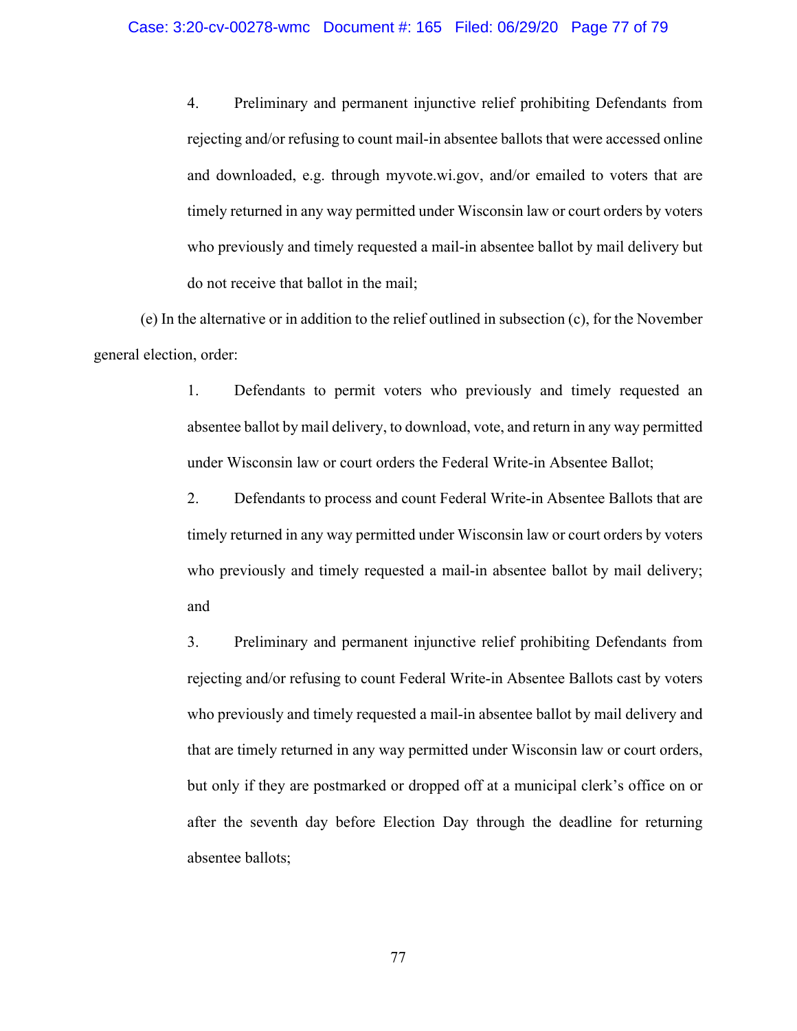4. Preliminary and permanent injunctive relief prohibiting Defendants from rejecting and/or refusing to count mail-in absentee ballots that were accessed online and downloaded, e.g. through myvote.wi.gov, and/or emailed to voters that are timely returned in any way permitted under Wisconsin law or court orders by voters who previously and timely requested a mail-in absentee ballot by mail delivery but do not receive that ballot in the mail;

(e) In the alternative or in addition to the relief outlined in subsection (c), for the November general election, order:

1. Defendants to permit voters who previously and timely requested an absentee ballot by mail delivery, to download, vote, and return in any way permitted under Wisconsin law or court orders the Federal Write-in Absentee Ballot;

2. Defendants to process and count Federal Write-in Absentee Ballots that are timely returned in any way permitted under Wisconsin law or court orders by voters who previously and timely requested a mail-in absentee ballot by mail delivery; and

3. Preliminary and permanent injunctive relief prohibiting Defendants from rejecting and/or refusing to count Federal Write-in Absentee Ballots cast by voters who previously and timely requested a mail-in absentee ballot by mail delivery and that are timely returned in any way permitted under Wisconsin law or court orders, but only if they are postmarked or dropped off at a municipal clerk's office on or after the seventh day before Election Day through the deadline for returning absentee ballots;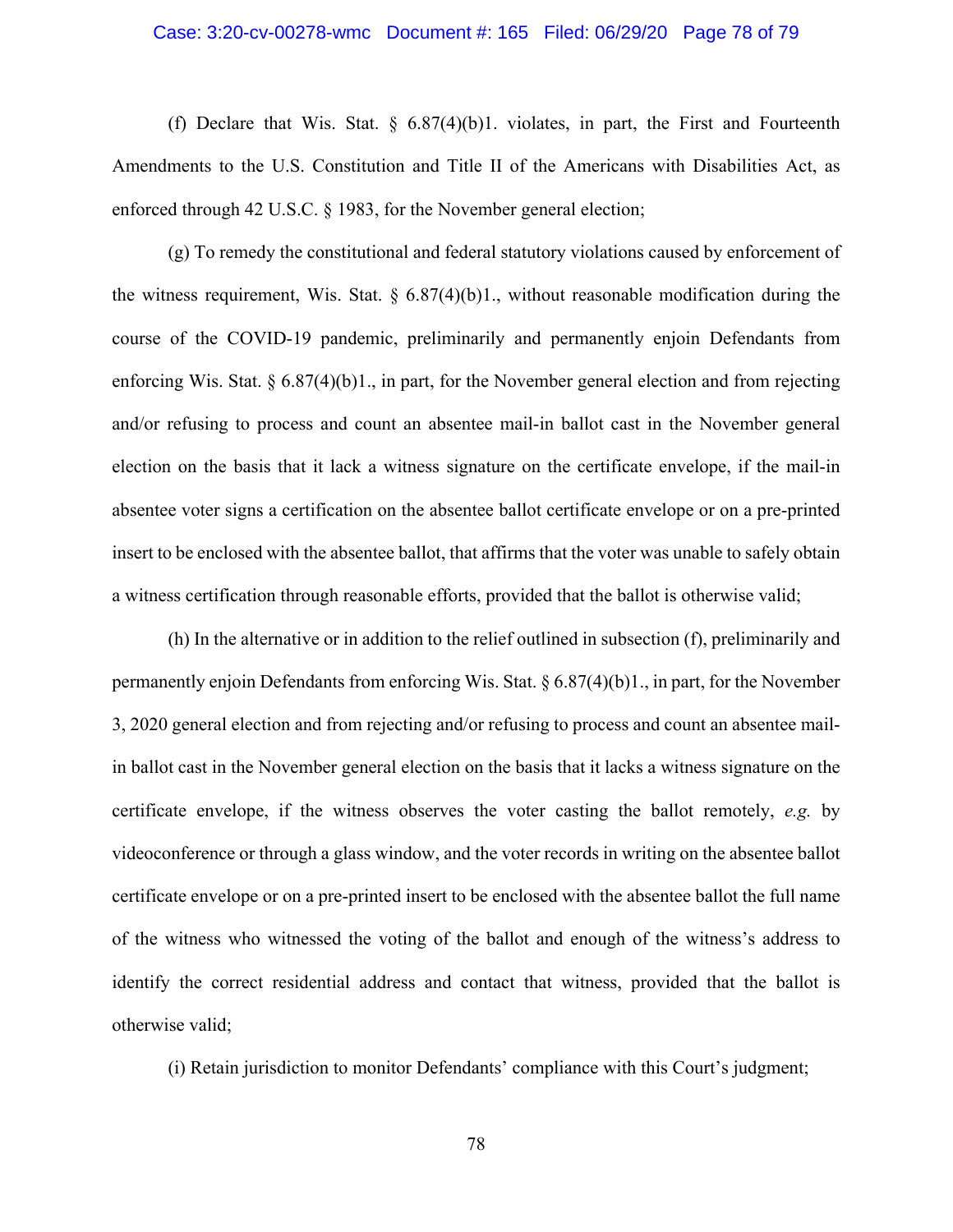(f) Declare that Wis. Stat. § 6.87(4)(b)1. violates, in part, the First and Fourteenth Amendments to the U.S. Constitution and Title II of the Americans with Disabilities Act, as enforced through 42 U.S.C. § 1983, for the November general election;

(g) To remedy the constitutional and federal statutory violations caused by enforcement of the witness requirement, Wis. Stat. § 6.87(4)(b)1., without reasonable modification during the course of the COVID-19 pandemic, preliminarily and permanently enjoin Defendants from enforcing Wis. Stat. § 6.87(4)(b)1., in part, for the November general election and from rejecting and/or refusing to process and count an absentee mail-in ballot cast in the November general election on the basis that it lack a witness signature on the certificate envelope, if the mail-in absentee voter signs a certification on the absentee ballot certificate envelope or on a pre-printed insert to be enclosed with the absentee ballot, that affirms that the voter was unable to safely obtain a witness certification through reasonable efforts, provided that the ballot is otherwise valid;

(h) In the alternative or in addition to the relief outlined in subsection (f), preliminarily and permanently enjoin Defendants from enforcing Wis. Stat. § 6.87(4)(b)1., in part, for the November 3, 2020 general election and from rejecting and/or refusing to process and count an absentee mail-in ballot cast in the November general election on the basis that it lacks a witness signature on the certificate envelope, if the witness observes the voter casting the ballot remotely, *e.g.* by videoconference or through a glass window, and the voter records in writing on the absentee ballot certificate envelope or on a pre-printed insert to be enclosed with the absentee ballot the full name of the witness who witnessed the voting of the ballot and enough of the witness's address to identify the correct residential address and contact that witness, provided that the ballot is otherwise valid;

(i) Retain jurisdiction to monitor Defendants' compliance with this Court's judgment;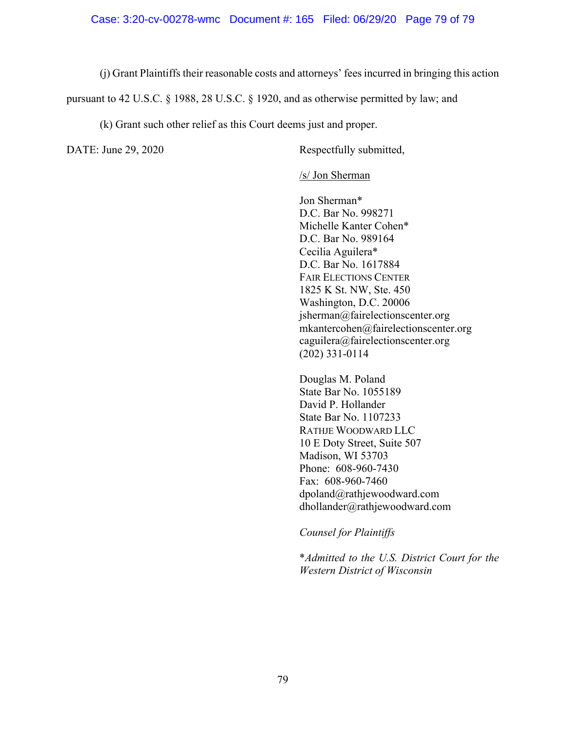(j) Grant Plaintiffs their reasonable costs and attorneys' fees incurred in bringing this action pursuant to 42 U.S.C. § 1988, 28 U.S.C. § 1920, and as otherwise permitted by law; and

(k) Grant such other relief as this Court deems just and proper.

DATE: June 29, 2020

Respectfully submitted,

/s/ Jon Sherman

Jon Sherman*
D.C. Bar No. 998271
Michelle Kanter Cohen*
D.C. Bar No. 989164
Cecilia Aguilera*
D.C. Bar No. 1617884
FAIR ELECTIONS CENTER
1825 K St. NW, Ste. 450
Washington, D.C. 20006
jsherman@fairelectionscenter.org
mkantercohen@fairelectionscenter.org
caguilera@fairelectionscenter.org
(202) 331-0114

Douglas M. Poland
State Bar No. 1055189
David P. Hollander
State Bar No. 1107233
RATHJE WOODWARD LLC
10 E Doty Street, Suite 507
Madison, WI 53703
Phone: 608-960-7430
Fax: 608-960-7460
dpoland@rathjewoodward.com
dhollander@rathjewoodward.com

*Counsel for Plaintiffs*

**Admitted to the U.S. District Court for the Western District of Wisconsin*